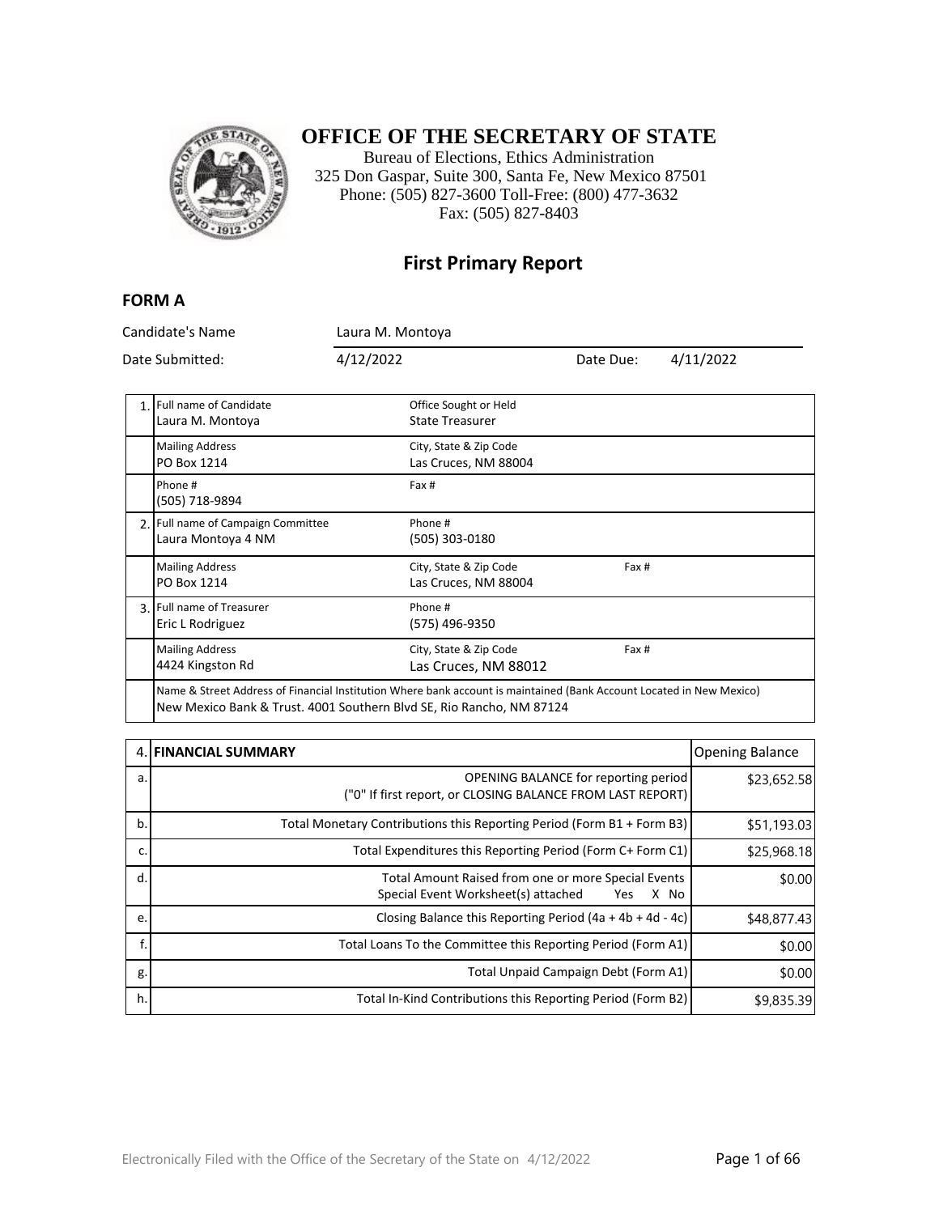# OFFICE OF THE SECRETARY OF STATE

Bureau of Elections, Ethics Administration
325 Don Gaspar, Suite 300, Santa Fe, New Mexico 87501
Phone: (505) 827-3600 Toll-Free: (800) 477-3632
Fax: (505) 827-8403

## First Primary Report

### FORM A

| | | | |
|---|---|---|---|
| Candidate's Name | Laura M. Montoya | | |
| Date Submitted: | 4/12/2022 | Date Due: | 4/11/2022 |

| | | | |
|---|---|---|---|
| 1. | Full name of Candidate<br>Laura M. Montoya | Office Sought or Held<br>State Treasurer | |
| | Mailing Address<br>PO Box 1214 | City, State & Zip Code<br>Las Cruces, NM 88004 | |
| | Phone #<br>(505) 718-9894 | Fax # | |
| 2. | Full name of Campaign Committee<br>Laura Montoya 4 NM | Phone #<br>(505) 303-0180 | |
| | Mailing Address<br>PO Box 1214 | City, State & Zip Code<br>Las Cruces, NM 88004 | Fax # |
| 3. | Full name of Treasurer<br>Eric L Rodriguez | Phone #<br>(575) 496-9350 | |
| | Mailing Address<br>4424 Kingston Rd | City, State & Zip Code<br>Las Cruces, NM 88012 | Fax # |
| | Name & Street Address of Financial Institution Where bank account is maintained (Bank Account Located in New Mexico)<br>New Mexico Bank & Trust. 4001 Southern Blvd SE, Rio Rancho, NM 87124 | | |

| 4. | FINANCIAL SUMMARY | Opening Balance |
|---|---|---|
| a. | OPENING BALANCE for reporting period ("0" If first report, or CLOSING BALANCE FROM LAST REPORT) | $23,652.58 |
| b. | Total Monetary Contributions this Reporting Period (Form B1 + Form B3) | $51,193.03 |
| c. | Total Expenditures this Reporting Period (Form C+ Form C1) | $25,968.18 |
| d. | Total Amount Raised from one or more Special Events<br>Special Event Worksheet(s) attached Yes X No | $0.00 |
| e. | Closing Balance this Reporting Period (4a + 4b + 4d - 4c) | $48,877.43 |
| f. | Total Loans To the Committee this Reporting Period (Form A1) | $0.00 |
| g. | Total Unpaid Campaign Debt (Form A1) | $0.00 |
| h. | Total In-Kind Contributions this Reporting Period (Form B2) | $9,835.39 |

Electronically Filed with the Office of the Secretary of the State on 4/12/2022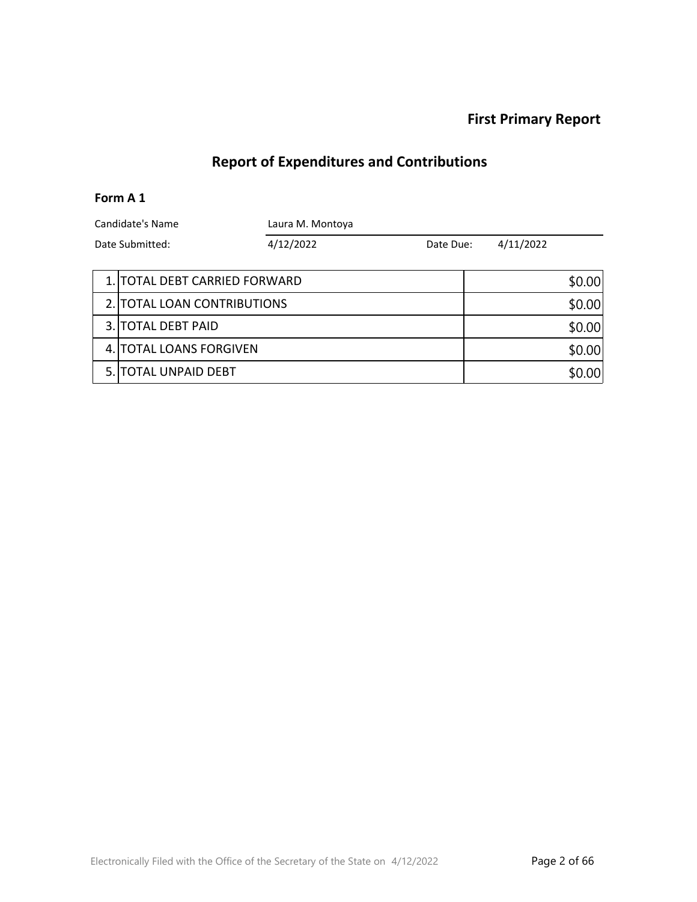**First Primary Report**

## Report of Expenditures and Contributions

### Form A 1

| Candidate's Name | Laura M. Montoya | | |
|---|---|---|---|
| Date Submitted: | 4/12/2022 | Date Due: | 4/11/2022 |

| # | Item | Amount |
|---|---|---|
| 1. | TOTAL DEBT CARRIED FORWARD | $0.00 |
| 2. | TOTAL LOAN CONTRIBUTIONS | $0.00 |
| 3. | TOTAL DEBT PAID | $0.00 |
| 4. | TOTAL LOANS FORGIVEN | $0.00 |
| 5. | TOTAL UNPAID DEBT | $0.00 |

Electronically Filed with the Office of the Secretary of the State on 4/12/2022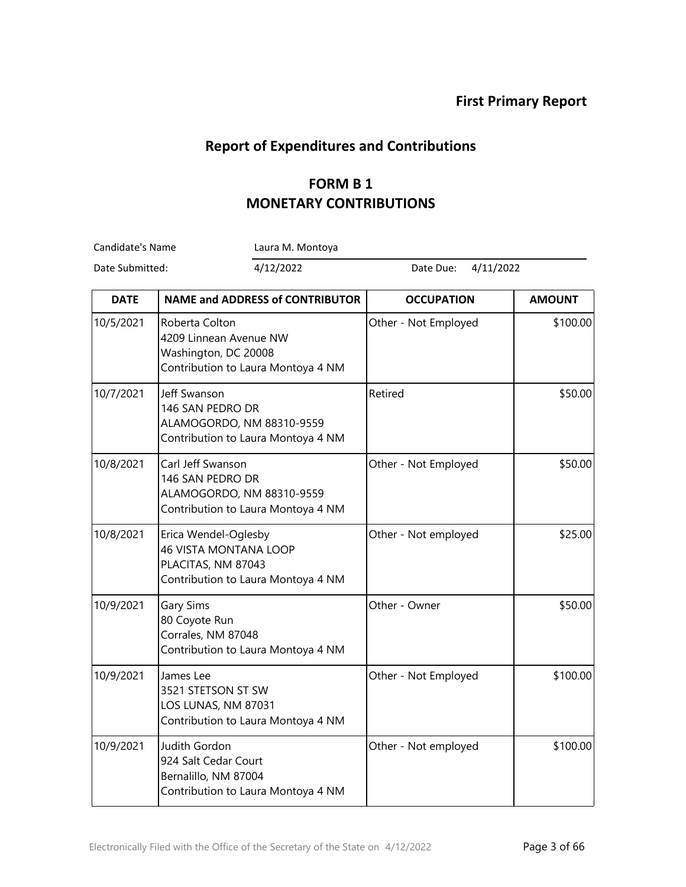**First Primary Report**

## Report of Expenditures and Contributions

## FORM B 1
## MONETARY CONTRIBUTIONS

Candidate's Name: Laura M. Montoya

Date Submitted: 4/12/2022 Date Due: 4/11/2022

| DATE | NAME and ADDRESS of CONTRIBUTOR | OCCUPATION | AMOUNT |
|---|---|---|---|
| 10/5/2021 | Roberta Colton<br>4209 Linnean Avenue NW<br>Washington, DC 20008<br>Contribution to Laura Montoya 4 NM | Other - Not Employed | $100.00 |
| 10/7/2021 | Jeff Swanson<br>146 SAN PEDRO DR<br>ALAMOGORDO, NM 88310-9559<br>Contribution to Laura Montoya 4 NM | Retired | $50.00 |
| 10/8/2021 | Carl Jeff Swanson<br>146 SAN PEDRO DR<br>ALAMOGORDO, NM 88310-9559<br>Contribution to Laura Montoya 4 NM | Other - Not Employed | $50.00 |
| 10/8/2021 | Erica Wendel-Oglesby<br>46 VISTA MONTANA LOOP<br>PLACITAS, NM 87043<br>Contribution to Laura Montoya 4 NM | Other - Not employed | $25.00 |
| 10/9/2021 | Gary Sims<br>80 Coyote Run<br>Corrales, NM 87048<br>Contribution to Laura Montoya 4 NM | Other - Owner | $50.00 |
| 10/9/2021 | James Lee<br>3521 STETSON ST SW<br>LOS LUNAS, NM 87031<br>Contribution to Laura Montoya 4 NM | Other - Not Employed | $100.00 |
| 10/9/2021 | Judith Gordon<br>924 Salt Cedar Court<br>Bernalillo, NM 87004<br>Contribution to Laura Montoya 4 NM | Other - Not employed | $100.00 |

Electronically Filed with the Office of the Secretary of the State on 4/12/2022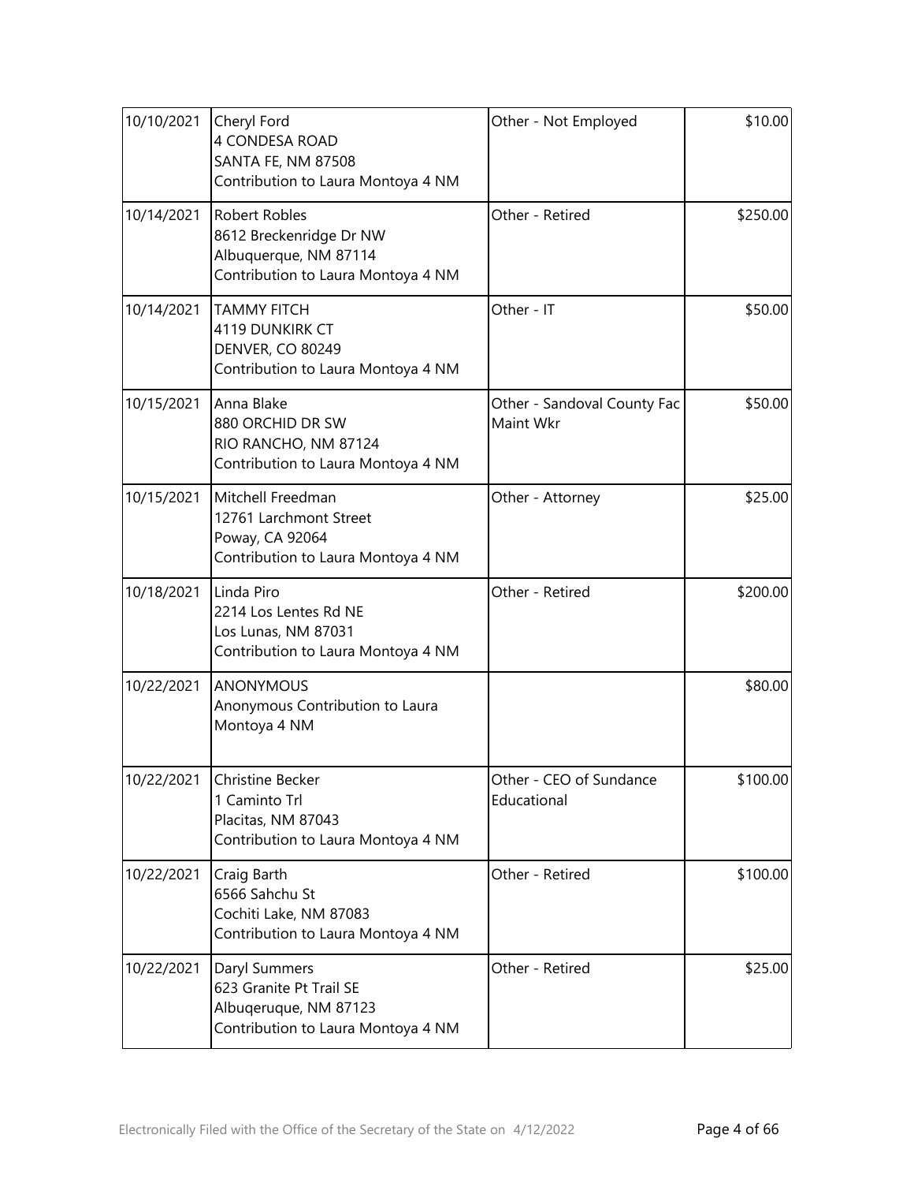| | | | |
|---|---|---|---|
| 10/10/2021 | Cheryl Ford<br>4 CONDESA ROAD<br>SANTA FE, NM 87508<br>Contribution to Laura Montoya 4 NM | Other - Not Employed | \$10.00 |
| 10/14/2021 | Robert Robles<br>8612 Breckenridge Dr NW<br>Albuquerque, NM 87114<br>Contribution to Laura Montoya 4 NM | Other - Retired | \$250.00 |
| 10/14/2021 | TAMMY FITCH<br>4119 DUNKIRK CT<br>DENVER, CO 80249<br>Contribution to Laura Montoya 4 NM | Other - IT | \$50.00 |
| 10/15/2021 | Anna Blake<br>880 ORCHID DR SW<br>RIO RANCHO, NM 87124<br>Contribution to Laura Montoya 4 NM | Other - Sandoval County Fac Maint Wkr | \$50.00 |
| 10/15/2021 | Mitchell Freedman<br>12761 Larchmont Street<br>Poway, CA 92064<br>Contribution to Laura Montoya 4 NM | Other - Attorney | \$25.00 |
| 10/18/2021 | Linda Piro<br>2214 Los Lentes Rd NE<br>Los Lunas, NM 87031<br>Contribution to Laura Montoya 4 NM | Other - Retired | \$200.00 |
| 10/22/2021 | ANONYMOUS<br>Anonymous Contribution to Laura Montoya 4 NM | | \$80.00 |
| 10/22/2021 | Christine Becker<br>1 Caminto Trl<br>Placitas, NM 87043<br>Contribution to Laura Montoya 4 NM | Other - CEO of Sundance Educational | \$100.00 |
| 10/22/2021 | Craig Barth<br>6566 Sahchu St<br>Cochiti Lake, NM 87083<br>Contribution to Laura Montoya 4 NM | Other - Retired | \$100.00 |
| 10/22/2021 | Daryl Summers<br>623 Granite Pt Trail SE<br>Albuqeruque, NM 87123<br>Contribution to Laura Montoya 4 NM | Other - Retired | \$25.00 |

Electronically Filed with the Office of the Secretary of the State on 4/12/2022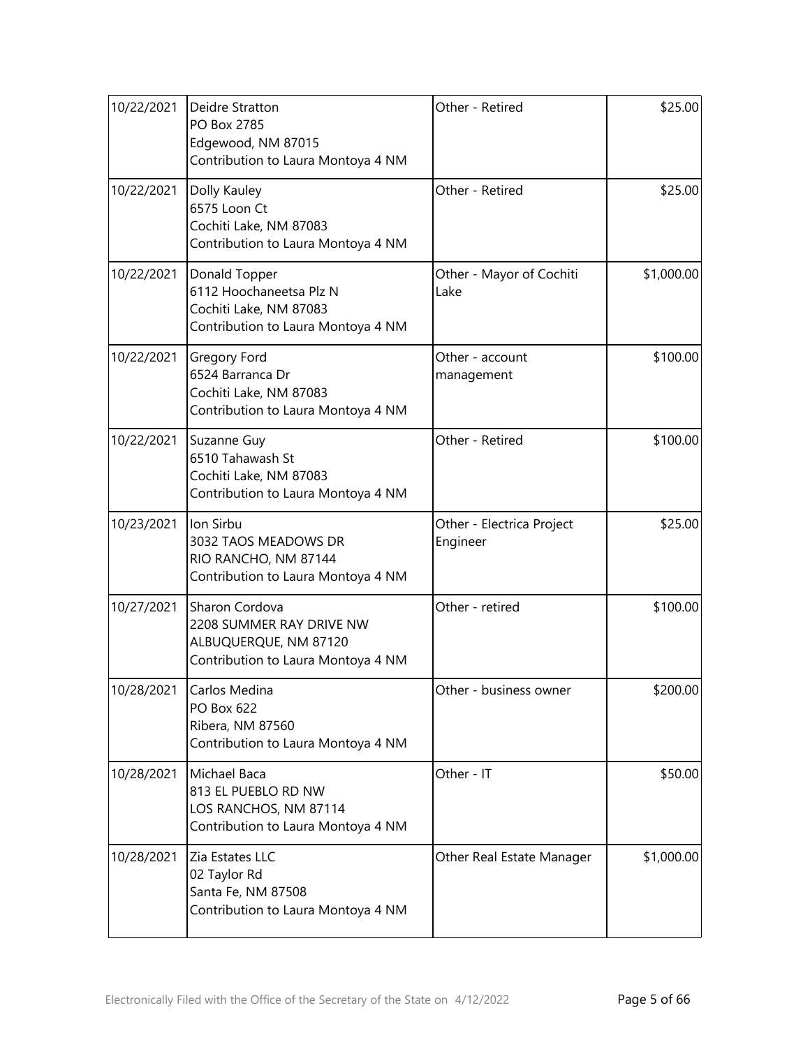| 10/22/2021 | Deidre Stratton<br>PO Box 2785<br>Edgewood, NM 87015<br>Contribution to Laura Montoya 4 NM | Other - Retired | $25.00 |
|---|---|---|---|
| 10/22/2021 | Dolly Kauley<br>6575 Loon Ct<br>Cochiti Lake, NM 87083<br>Contribution to Laura Montoya 4 NM | Other - Retired | $25.00 |
| 10/22/2021 | Donald Topper<br>6112 Hoochaneetsa Plz N<br>Cochiti Lake, NM 87083<br>Contribution to Laura Montoya 4 NM | Other - Mayor of Cochiti Lake | $1,000.00 |
| 10/22/2021 | Gregory Ford<br>6524 Barranca Dr<br>Cochiti Lake, NM 87083<br>Contribution to Laura Montoya 4 NM | Other - account management | $100.00 |
| 10/22/2021 | Suzanne Guy<br>6510 Tahawash St<br>Cochiti Lake, NM 87083<br>Contribution to Laura Montoya 4 NM | Other - Retired | $100.00 |
| 10/23/2021 | Ion Sirbu<br>3032 TAOS MEADOWS DR<br>RIO RANCHO, NM 87144<br>Contribution to Laura Montoya 4 NM | Other - Electrica Project Engineer | $25.00 |
| 10/27/2021 | Sharon Cordova<br>2208 SUMMER RAY DRIVE NW<br>ALBUQUERQUE, NM 87120<br>Contribution to Laura Montoya 4 NM | Other - retired | $100.00 |
| 10/28/2021 | Carlos Medina<br>PO Box 622<br>Ribera, NM 87560<br>Contribution to Laura Montoya 4 NM | Other - business owner | $200.00 |
| 10/28/2021 | Michael Baca<br>813 EL PUEBLO RD NW<br>LOS RANCHOS, NM 87114<br>Contribution to Laura Montoya 4 NM | Other - IT | $50.00 |
| 10/28/2021 | Zia Estates LLC<br>02 Taylor Rd<br>Santa Fe, NM 87508<br>Contribution to Laura Montoya 4 NM | Other Real Estate Manager | $1,000.00 |

Electronically Filed with the Office of the Secretary of the State on 4/12/2022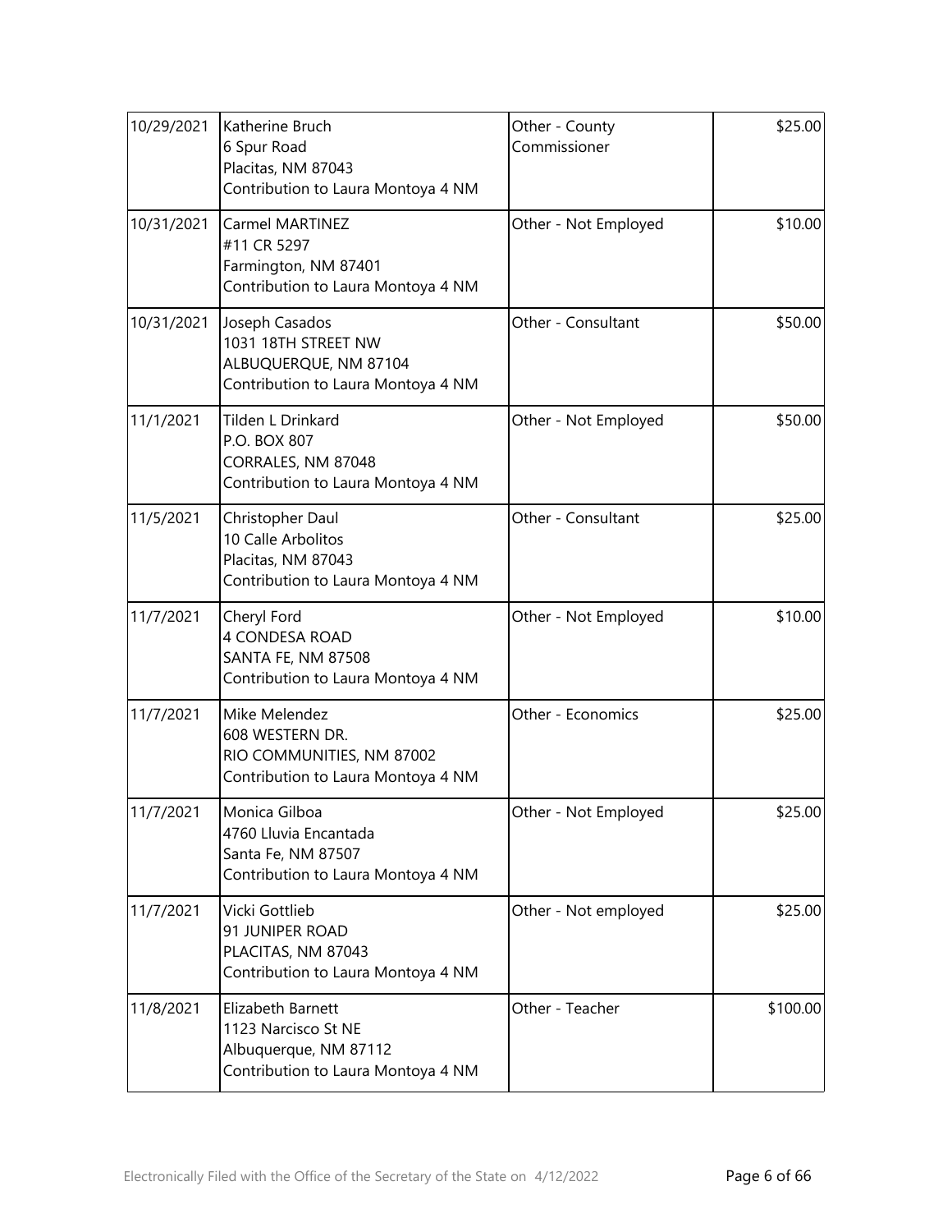| | | | |
|---|---|---|---|
| 10/29/2021 | Katherine Bruch<br>6 Spur Road<br>Placitas, NM 87043<br>Contribution to Laura Montoya 4 NM | Other - County Commissioner | \$25.00 |
| 10/31/2021 | Carmel MARTINEZ<br>#11 CR 5297<br>Farmington, NM 87401<br>Contribution to Laura Montoya 4 NM | Other - Not Employed | \$10.00 |
| 10/31/2021 | Joseph Casados<br>1031 18TH STREET NW<br>ALBUQUERQUE, NM 87104<br>Contribution to Laura Montoya 4 NM | Other - Consultant | \$50.00 |
| 11/1/2021 | Tilden L Drinkard<br>P.O. BOX 807<br>CORRALES, NM 87048<br>Contribution to Laura Montoya 4 NM | Other - Not Employed | \$50.00 |
| 11/5/2021 | Christopher Daul<br>10 Calle Arbolitos<br>Placitas, NM 87043<br>Contribution to Laura Montoya 4 NM | Other - Consultant | \$25.00 |
| 11/7/2021 | Cheryl Ford<br>4 CONDESA ROAD<br>SANTA FE, NM 87508<br>Contribution to Laura Montoya 4 NM | Other - Not Employed | \$10.00 |
| 11/7/2021 | Mike Melendez<br>608 WESTERN DR.<br>RIO COMMUNITIES, NM 87002<br>Contribution to Laura Montoya 4 NM | Other - Economics | \$25.00 |
| 11/7/2021 | Monica Gilboa<br>4760 Lluvia Encantada<br>Santa Fe, NM 87507<br>Contribution to Laura Montoya 4 NM | Other - Not Employed | \$25.00 |
| 11/7/2021 | Vicki Gottlieb<br>91 JUNIPER ROAD<br>PLACITAS, NM 87043<br>Contribution to Laura Montoya 4 NM | Other - Not employed | \$25.00 |
| 11/8/2021 | Elizabeth Barnett<br>1123 Narcisco St NE<br>Albuquerque, NM 87112<br>Contribution to Laura Montoya 4 NM | Other - Teacher | \$100.00 |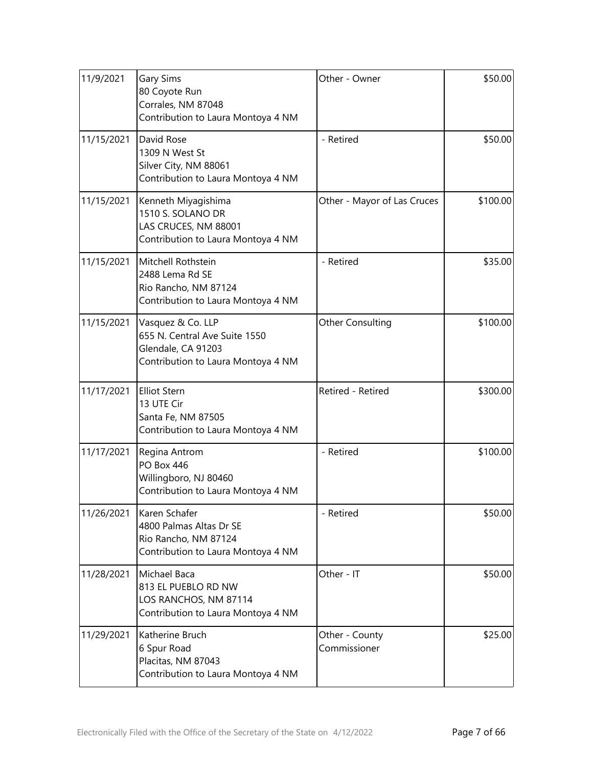| | | | |
|---|---|---|---|
| 11/9/2021 | Gary Sims<br>80 Coyote Run<br>Corrales, NM 87048<br>Contribution to Laura Montoya 4 NM | Other - Owner | $50.00 |
| 11/15/2021 | David Rose<br>1309 N West St<br>Silver City, NM 88061<br>Contribution to Laura Montoya 4 NM | - Retired | $50.00 |
| 11/15/2021 | Kenneth Miyagishima<br>1510 S. SOLANO DR<br>LAS CRUCES, NM 88001<br>Contribution to Laura Montoya 4 NM | Other - Mayor of Las Cruces | $100.00 |
| 11/15/2021 | Mitchell Rothstein<br>2488 Lema Rd SE<br>Rio Rancho, NM 87124<br>Contribution to Laura Montoya 4 NM | - Retired | $35.00 |
| 11/15/2021 | Vasquez & Co. LLP<br>655 N. Central Ave Suite 1550<br>Glendale, CA 91203<br>Contribution to Laura Montoya 4 NM | Other Consulting | $100.00 |
| 11/17/2021 | Elliot Stern<br>13 UTE Cir<br>Santa Fe, NM 87505<br>Contribution to Laura Montoya 4 NM | Retired - Retired | $300.00 |
| 11/17/2021 | Regina Antrom<br>PO Box 446<br>Willingboro, NJ 80460<br>Contribution to Laura Montoya 4 NM | - Retired | $100.00 |
| 11/26/2021 | Karen Schafer<br>4800 Palmas Altas Dr SE<br>Rio Rancho, NM 87124<br>Contribution to Laura Montoya 4 NM | - Retired | $50.00 |
| 11/28/2021 | Michael Baca<br>813 EL PUEBLO RD NW<br>LOS RANCHOS, NM 87114<br>Contribution to Laura Montoya 4 NM | Other - IT | $50.00 |
| 11/29/2021 | Katherine Bruch<br>6 Spur Road<br>Placitas, NM 87043<br>Contribution to Laura Montoya 4 NM | Other - County Commissioner | $25.00 |

Electronically Filed with the Office of the Secretary of the State on 4/12/2022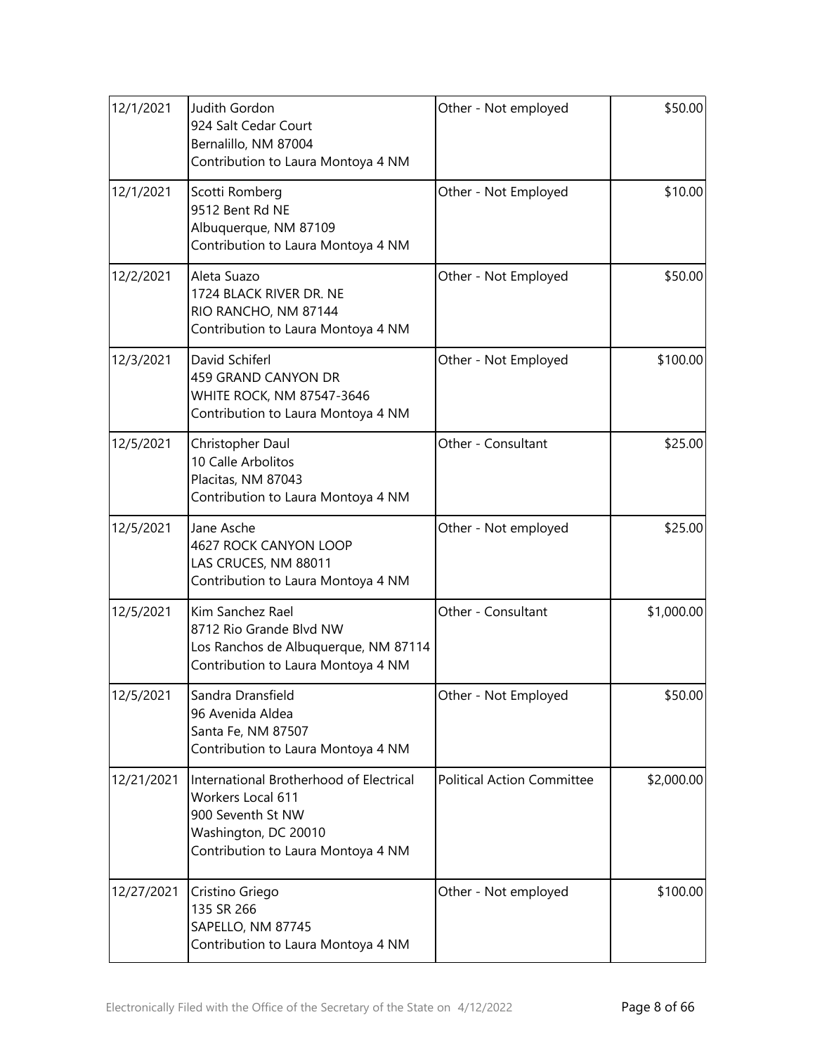| 12/1/2021 | Judith Gordon<br>924 Salt Cedar Court<br>Bernalillo, NM 87004<br>Contribution to Laura Montoya 4 NM | Other - Not employed | $50.00 |
|---|---|---|---|
| 12/1/2021 | Scotti Romberg<br>9512 Bent Rd NE<br>Albuquerque, NM 87109<br>Contribution to Laura Montoya 4 NM | Other - Not Employed | $10.00 |
| 12/2/2021 | Aleta Suazo<br>1724 BLACK RIVER DR. NE<br>RIO RANCHO, NM 87144<br>Contribution to Laura Montoya 4 NM | Other - Not Employed | $50.00 |
| 12/3/2021 | David Schiferl<br>459 GRAND CANYON DR<br>WHITE ROCK, NM 87547-3646<br>Contribution to Laura Montoya 4 NM | Other - Not Employed | $100.00 |
| 12/5/2021 | Christopher Daul<br>10 Calle Arbolitos<br>Placitas, NM 87043<br>Contribution to Laura Montoya 4 NM | Other - Consultant | $25.00 |
| 12/5/2021 | Jane Asche<br>4627 ROCK CANYON LOOP<br>LAS CRUCES, NM 88011<br>Contribution to Laura Montoya 4 NM | Other - Not employed | $25.00 |
| 12/5/2021 | Kim Sanchez Rael<br>8712 Rio Grande Blvd NW<br>Los Ranchos de Albuquerque, NM 87114<br>Contribution to Laura Montoya 4 NM | Other - Consultant | $1,000.00 |
| 12/5/2021 | Sandra Dransfield<br>96 Avenida Aldea<br>Santa Fe, NM 87507<br>Contribution to Laura Montoya 4 NM | Other - Not Employed | $50.00 |
| 12/21/2021 | International Brotherhood of Electrical Workers Local 611<br>900 Seventh St NW<br>Washington, DC 20010<br>Contribution to Laura Montoya 4 NM | Political Action Committee | $2,000.00 |
| 12/27/2021 | Cristino Griego<br>135 SR 266<br>SAPELLO, NM 87745<br>Contribution to Laura Montoya 4 NM | Other - Not employed | $100.00 |

Electronically Filed with the Office of the Secretary of the State on 4/12/2022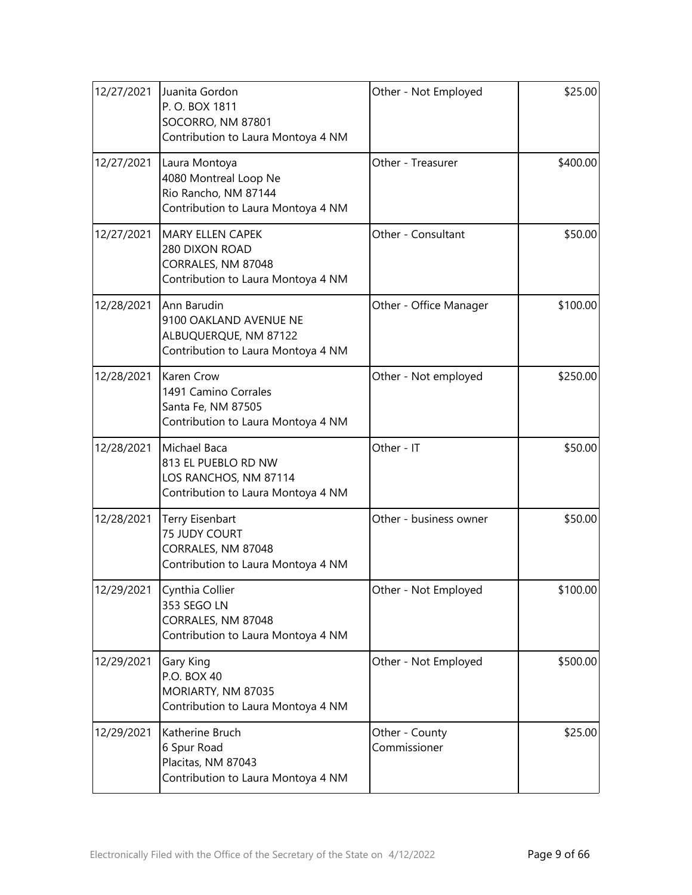| | | | |
|---|---|---|---|
| 12/27/2021 | Juanita Gordon<br>P. O. BOX 1811<br>SOCORRO, NM 87801<br>Contribution to Laura Montoya 4 NM | Other - Not Employed | \$25.00 |
| 12/27/2021 | Laura Montoya<br>4080 Montreal Loop Ne<br>Rio Rancho, NM 87144<br>Contribution to Laura Montoya 4 NM | Other - Treasurer | \$400.00 |
| 12/27/2021 | MARY ELLEN CAPEK<br>280 DIXON ROAD<br>CORRALES, NM 87048<br>Contribution to Laura Montoya 4 NM | Other - Consultant | \$50.00 |
| 12/28/2021 | Ann Barudin<br>9100 OAKLAND AVENUE NE<br>ALBUQUERQUE, NM 87122<br>Contribution to Laura Montoya 4 NM | Other - Office Manager | \$100.00 |
| 12/28/2021 | Karen Crow<br>1491 Camino Corrales<br>Santa Fe, NM 87505<br>Contribution to Laura Montoya 4 NM | Other - Not employed | \$250.00 |
| 12/28/2021 | Michael Baca<br>813 EL PUEBLO RD NW<br>LOS RANCHOS, NM 87114<br>Contribution to Laura Montoya 4 NM | Other - IT | \$50.00 |
| 12/28/2021 | Terry Eisenbart<br>75 JUDY COURT<br>CORRALES, NM 87048<br>Contribution to Laura Montoya 4 NM | Other - business owner | \$50.00 |
| 12/29/2021 | Cynthia Collier<br>353 SEGO LN<br>CORRALES, NM 87048<br>Contribution to Laura Montoya 4 NM | Other - Not Employed | \$100.00 |
| 12/29/2021 | Gary King<br>P.O. BOX 40<br>MORIARTY, NM 87035<br>Contribution to Laura Montoya 4 NM | Other - Not Employed | \$500.00 |
| 12/29/2021 | Katherine Bruch<br>6 Spur Road<br>Placitas, NM 87043<br>Contribution to Laura Montoya 4 NM | Other - County Commissioner | \$25.00 |

Electronically Filed with the Office of the Secretary of the State on 4/12/2022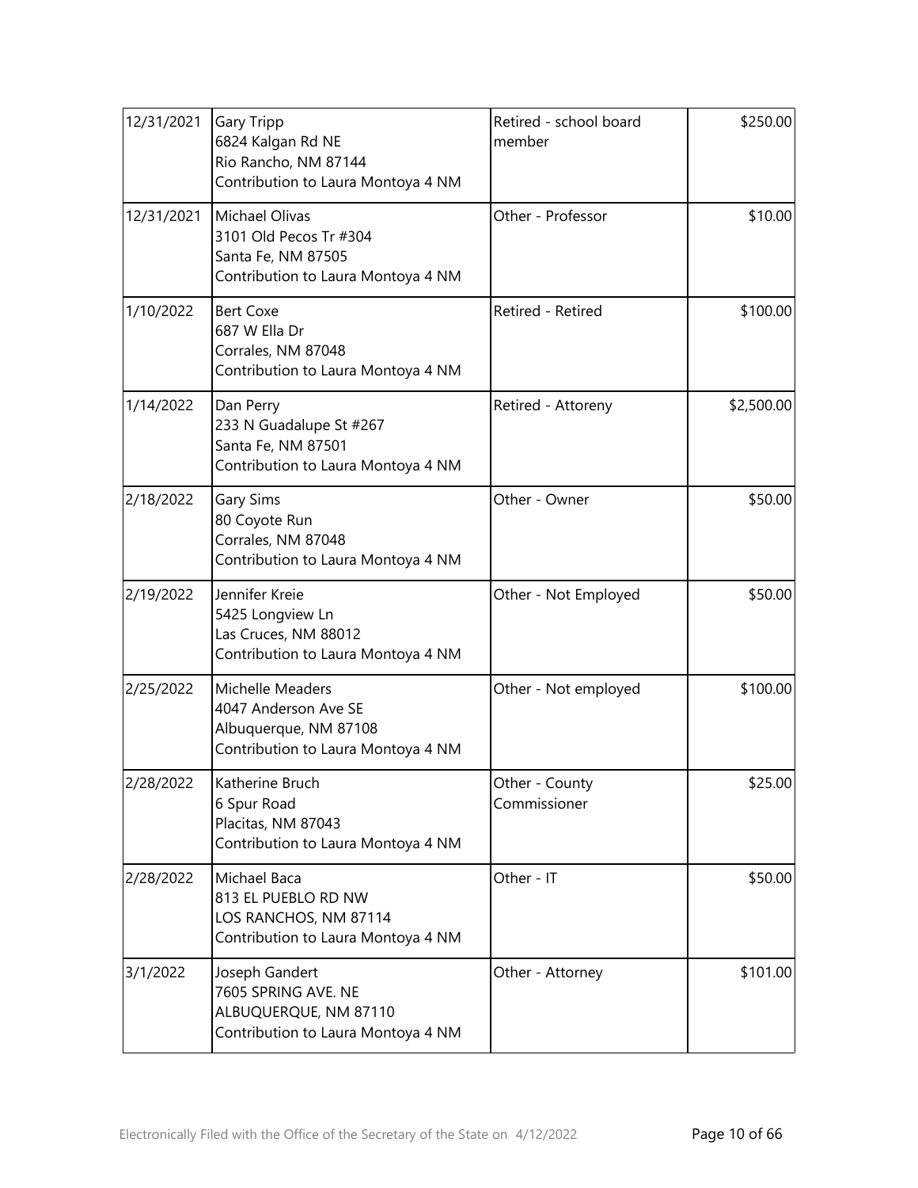| | | | |
|---|---|---|---|
| 12/31/2021 | Gary Tripp<br>6824 Kalgan Rd NE<br>Rio Rancho, NM 87144<br>Contribution to Laura Montoya 4 NM | Retired - school board member | $250.00 |
| 12/31/2021 | Michael Olivas<br>3101 Old Pecos Tr #304<br>Santa Fe, NM 87505<br>Contribution to Laura Montoya 4 NM | Other - Professor | $10.00 |
| 1/10/2022 | Bert Coxe<br>687 W Ella Dr<br>Corrales, NM 87048<br>Contribution to Laura Montoya 4 NM | Retired - Retired | $100.00 |
| 1/14/2022 | Dan Perry<br>233 N Guadalupe St #267<br>Santa Fe, NM 87501<br>Contribution to Laura Montoya 4 NM | Retired - Attoreny | $2,500.00 |
| 2/18/2022 | Gary Sims<br>80 Coyote Run<br>Corrales, NM 87048<br>Contribution to Laura Montoya 4 NM | Other - Owner | $50.00 |
| 2/19/2022 | Jennifer Kreie<br>5425 Longview Ln<br>Las Cruces, NM 88012<br>Contribution to Laura Montoya 4 NM | Other - Not Employed | $50.00 |
| 2/25/2022 | Michelle Meaders<br>4047 Anderson Ave SE<br>Albuquerque, NM 87108<br>Contribution to Laura Montoya 4 NM | Other - Not employed | $100.00 |
| 2/28/2022 | Katherine Bruch<br>6 Spur Road<br>Placitas, NM 87043<br>Contribution to Laura Montoya 4 NM | Other - County Commissioner | $25.00 |
| 2/28/2022 | Michael Baca<br>813 EL PUEBLO RD NW<br>LOS RANCHOS, NM 87114<br>Contribution to Laura Montoya 4 NM | Other - IT | $50.00 |
| 3/1/2022 | Joseph Gandert<br>7605 SPRING AVE. NE<br>ALBUQUERQUE, NM 87110<br>Contribution to Laura Montoya 4 NM | Other - Attorney | $101.00 |

Electronically Filed with the Office of the Secretary of the State on 4/12/2022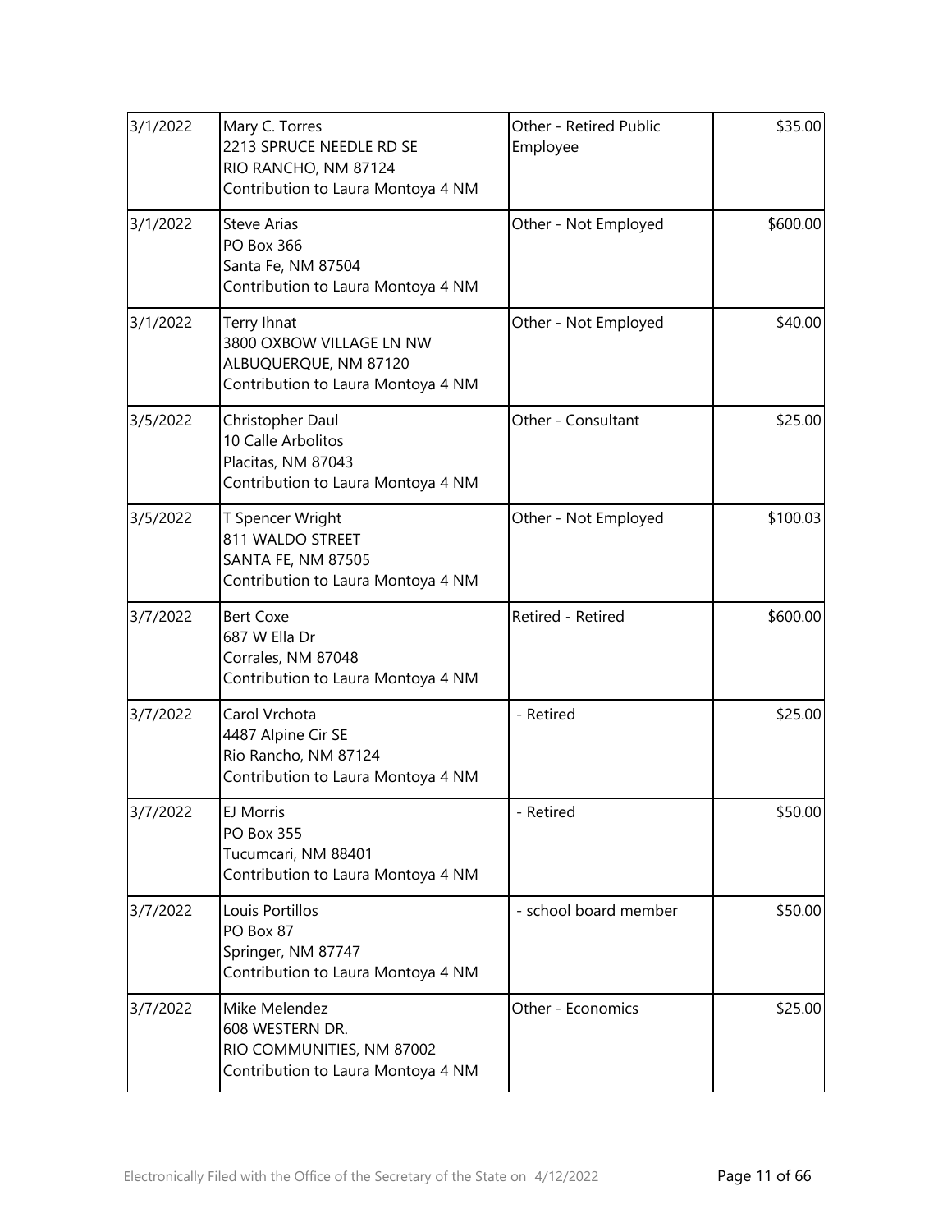| | | | |
|---|---|---|---|
| 3/1/2022 | Mary C. Torres<br>2213 SPRUCE NEEDLE RD SE<br>RIO RANCHO, NM 87124<br>Contribution to Laura Montoya 4 NM | Other - Retired Public Employee | \$35.00 |
| 3/1/2022 | Steve Arias<br>PO Box 366<br>Santa Fe, NM 87504<br>Contribution to Laura Montoya 4 NM | Other - Not Employed | \$600.00 |
| 3/1/2022 | Terry Ihnat<br>3800 OXBOW VILLAGE LN NW<br>ALBUQUERQUE, NM 87120<br>Contribution to Laura Montoya 4 NM | Other - Not Employed | \$40.00 |
| 3/5/2022 | Christopher Daul<br>10 Calle Arbolitos<br>Placitas, NM 87043<br>Contribution to Laura Montoya 4 NM | Other - Consultant | \$25.00 |
| 3/5/2022 | T Spencer Wright<br>811 WALDO STREET<br>SANTA FE, NM 87505<br>Contribution to Laura Montoya 4 NM | Other - Not Employed | \$100.03 |
| 3/7/2022 | Bert Coxe<br>687 W Ella Dr<br>Corrales, NM 87048<br>Contribution to Laura Montoya 4 NM | Retired - Retired | \$600.00 |
| 3/7/2022 | Carol Vrchota<br>4487 Alpine Cir SE<br>Rio Rancho, NM 87124<br>Contribution to Laura Montoya 4 NM | - Retired | \$25.00 |
| 3/7/2022 | EJ Morris<br>PO Box 355<br>Tucumcari, NM 88401<br>Contribution to Laura Montoya 4 NM | - Retired | \$50.00 |
| 3/7/2022 | Louis Portillos<br>PO Box 87<br>Springer, NM 87747<br>Contribution to Laura Montoya 4 NM | - school board member | \$50.00 |
| 3/7/2022 | Mike Melendez<br>608 WESTERN DR.<br>RIO COMMUNITIES, NM 87002<br>Contribution to Laura Montoya 4 NM | Other - Economics | \$25.00 |

Electronically Filed with the Office of the Secretary of the State on 4/12/2022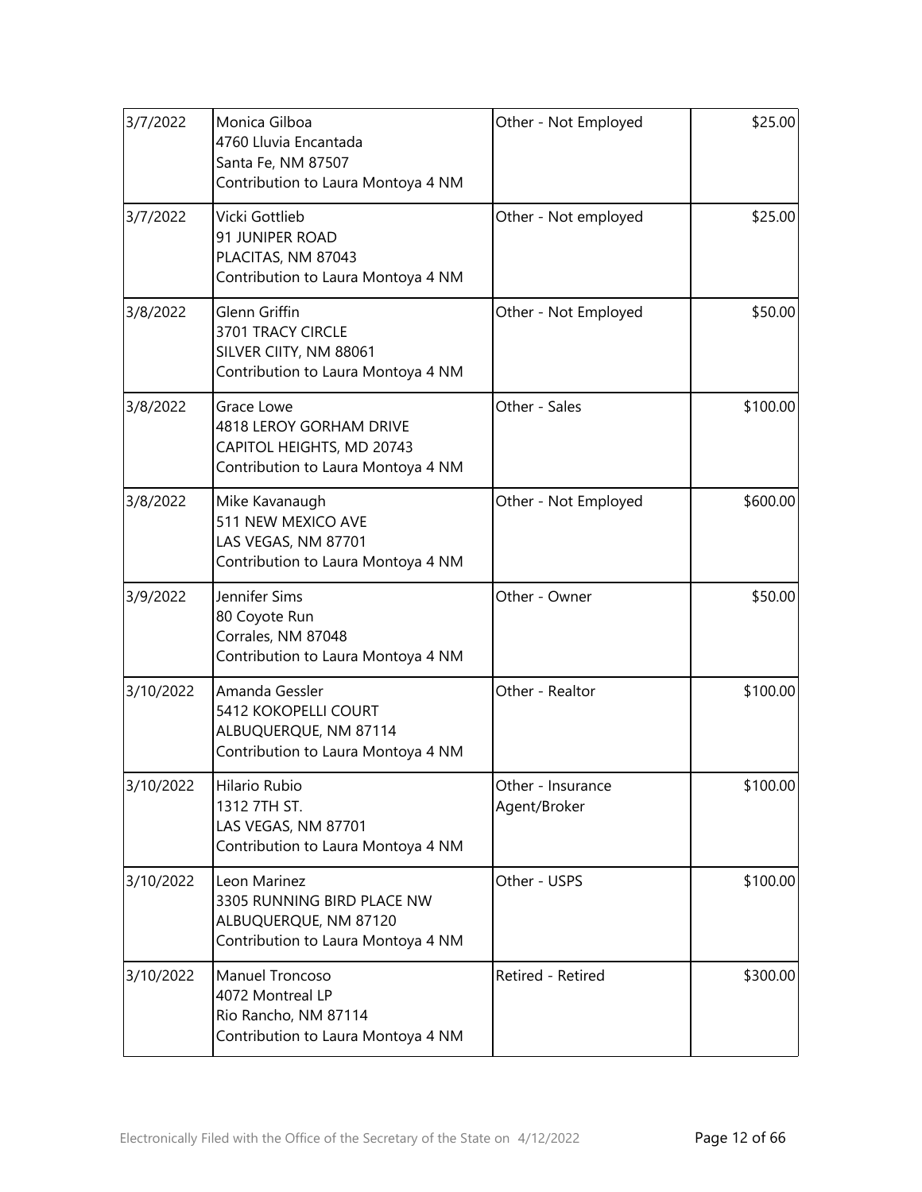| | | | |
|---|---|---|---|
| 3/7/2022 | Monica Gilboa<br>4760 Lluvia Encantada<br>Santa Fe, NM 87507<br>Contribution to Laura Montoya 4 NM | Other - Not Employed | \$25.00 |
| 3/7/2022 | Vicki Gottlieb<br>91 JUNIPER ROAD<br>PLACITAS, NM 87043<br>Contribution to Laura Montoya 4 NM | Other - Not employed | \$25.00 |
| 3/8/2022 | Glenn Griffin<br>3701 TRACY CIRCLE<br>SILVER CIITY, NM 88061<br>Contribution to Laura Montoya 4 NM | Other - Not Employed | \$50.00 |
| 3/8/2022 | Grace Lowe<br>4818 LEROY GORHAM DRIVE<br>CAPITOL HEIGHTS, MD 20743<br>Contribution to Laura Montoya 4 NM | Other - Sales | \$100.00 |
| 3/8/2022 | Mike Kavanaugh<br>511 NEW MEXICO AVE<br>LAS VEGAS, NM 87701<br>Contribution to Laura Montoya 4 NM | Other - Not Employed | \$600.00 |
| 3/9/2022 | Jennifer Sims<br>80 Coyote Run<br>Corrales, NM 87048<br>Contribution to Laura Montoya 4 NM | Other - Owner | \$50.00 |
| 3/10/2022 | Amanda Gessler<br>5412 KOKOPELLI COURT<br>ALBUQUERQUE, NM 87114<br>Contribution to Laura Montoya 4 NM | Other - Realtor | \$100.00 |
| 3/10/2022 | Hilario Rubio<br>1312 7TH ST.<br>LAS VEGAS, NM 87701<br>Contribution to Laura Montoya 4 NM | Other - Insurance Agent/Broker | \$100.00 |
| 3/10/2022 | Leon Marinez<br>3305 RUNNING BIRD PLACE NW<br>ALBUQUERQUE, NM 87120<br>Contribution to Laura Montoya 4 NM | Other - USPS | \$100.00 |
| 3/10/2022 | Manuel Troncoso<br>4072 Montreal LP<br>Rio Rancho, NM 87114<br>Contribution to Laura Montoya 4 NM | Retired - Retired | \$300.00 |

Electronically Filed with the Office of the Secretary of the State on 4/12/2022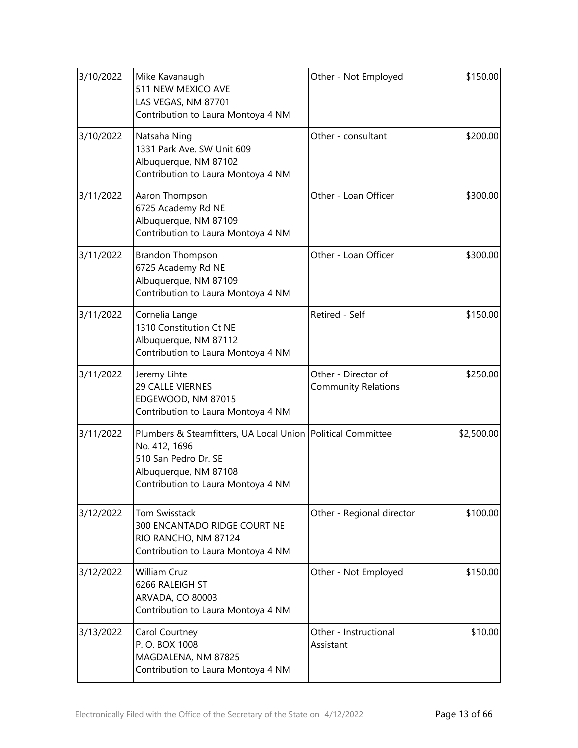| | | | |
|---|---|---|---|
| 3/10/2022 | Mike Kavanaugh<br>511 NEW MEXICO AVE<br>LAS VEGAS, NM 87701<br>Contribution to Laura Montoya 4 NM | Other - Not Employed | \$150.00 |
| 3/10/2022 | Natsaha Ning<br>1331 Park Ave. SW Unit 609<br>Albuquerque, NM 87102<br>Contribution to Laura Montoya 4 NM | Other - consultant | \$200.00 |
| 3/11/2022 | Aaron Thompson<br>6725 Academy Rd NE<br>Albuquerque, NM 87109<br>Contribution to Laura Montoya 4 NM | Other - Loan Officer | \$300.00 |
| 3/11/2022 | Brandon Thompson<br>6725 Academy Rd NE<br>Albuquerque, NM 87109<br>Contribution to Laura Montoya 4 NM | Other - Loan Officer | \$300.00 |
| 3/11/2022 | Cornelia Lange<br>1310 Constitution Ct NE<br>Albuquerque, NM 87112<br>Contribution to Laura Montoya 4 NM | Retired - Self | \$150.00 |
| 3/11/2022 | Jeremy Lihte<br>29 CALLE VIERNES<br>EDGEWOOD, NM 87015<br>Contribution to Laura Montoya 4 NM | Other - Director of Community Relations | \$250.00 |
| 3/11/2022 | Plumbers & Steamfitters, UA Local Union No. 412, 1696<br>510 San Pedro Dr. SE<br>Albuquerque, NM 87108<br>Contribution to Laura Montoya 4 NM | Political Committee | \$2,500.00 |
| 3/12/2022 | Tom Swisstack<br>300 ENCANTADO RIDGE COURT NE<br>RIO RANCHO, NM 87124<br>Contribution to Laura Montoya 4 NM | Other - Regional director | \$100.00 |
| 3/12/2022 | William Cruz<br>6266 RALEIGH ST<br>ARVADA, CO 80003<br>Contribution to Laura Montoya 4 NM | Other - Not Employed | \$150.00 |
| 3/13/2022 | Carol Courtney<br>P. O. BOX 1008<br>MAGDALENA, NM 87825<br>Contribution to Laura Montoya 4 NM | Other - Instructional Assistant | \$10.00 |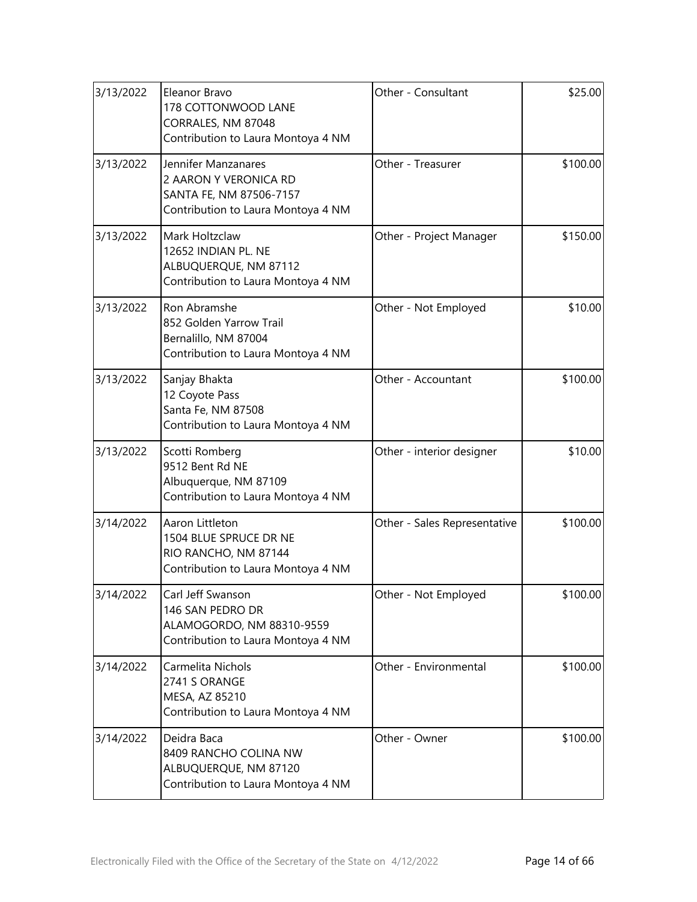| | | | |
|---|---|---|---|
| 3/13/2022 | Eleanor Bravo<br>178 COTTONWOOD LANE<br>CORRALES, NM 87048<br>Contribution to Laura Montoya 4 NM | Other - Consultant | $25.00 |
| 3/13/2022 | Jennifer Manzanares<br>2 AARON Y VERONICA RD<br>SANTA FE, NM 87506-7157<br>Contribution to Laura Montoya 4 NM | Other - Treasurer | $100.00 |
| 3/13/2022 | Mark Holtzclaw<br>12652 INDIAN PL. NE<br>ALBUQUERQUE, NM 87112<br>Contribution to Laura Montoya 4 NM | Other - Project Manager | $150.00 |
| 3/13/2022 | Ron Abramshe<br>852 Golden Yarrow Trail<br>Bernalillo, NM 87004<br>Contribution to Laura Montoya 4 NM | Other - Not Employed | $10.00 |
| 3/13/2022 | Sanjay Bhakta<br>12 Coyote Pass<br>Santa Fe, NM 87508<br>Contribution to Laura Montoya 4 NM | Other - Accountant | $100.00 |
| 3/13/2022 | Scotti Romberg<br>9512 Bent Rd NE<br>Albuquerque, NM 87109<br>Contribution to Laura Montoya 4 NM | Other - interior designer | $10.00 |
| 3/14/2022 | Aaron Littleton<br>1504 BLUE SPRUCE DR NE<br>RIO RANCHO, NM 87144<br>Contribution to Laura Montoya 4 NM | Other - Sales Representative | $100.00 |
| 3/14/2022 | Carl Jeff Swanson<br>146 SAN PEDRO DR<br>ALAMOGORDO, NM 88310-9559<br>Contribution to Laura Montoya 4 NM | Other - Not Employed | $100.00 |
| 3/14/2022 | Carmelita Nichols<br>2741 S ORANGE<br>MESA, AZ 85210<br>Contribution to Laura Montoya 4 NM | Other - Environmental | $100.00 |
| 3/14/2022 | Deidra Baca<br>8409 RANCHO COLINA NW<br>ALBUQUERQUE, NM 87120<br>Contribution to Laura Montoya 4 NM | Other - Owner | $100.00 |

Electronically Filed with the Office of the Secretary of the State on 4/12/2022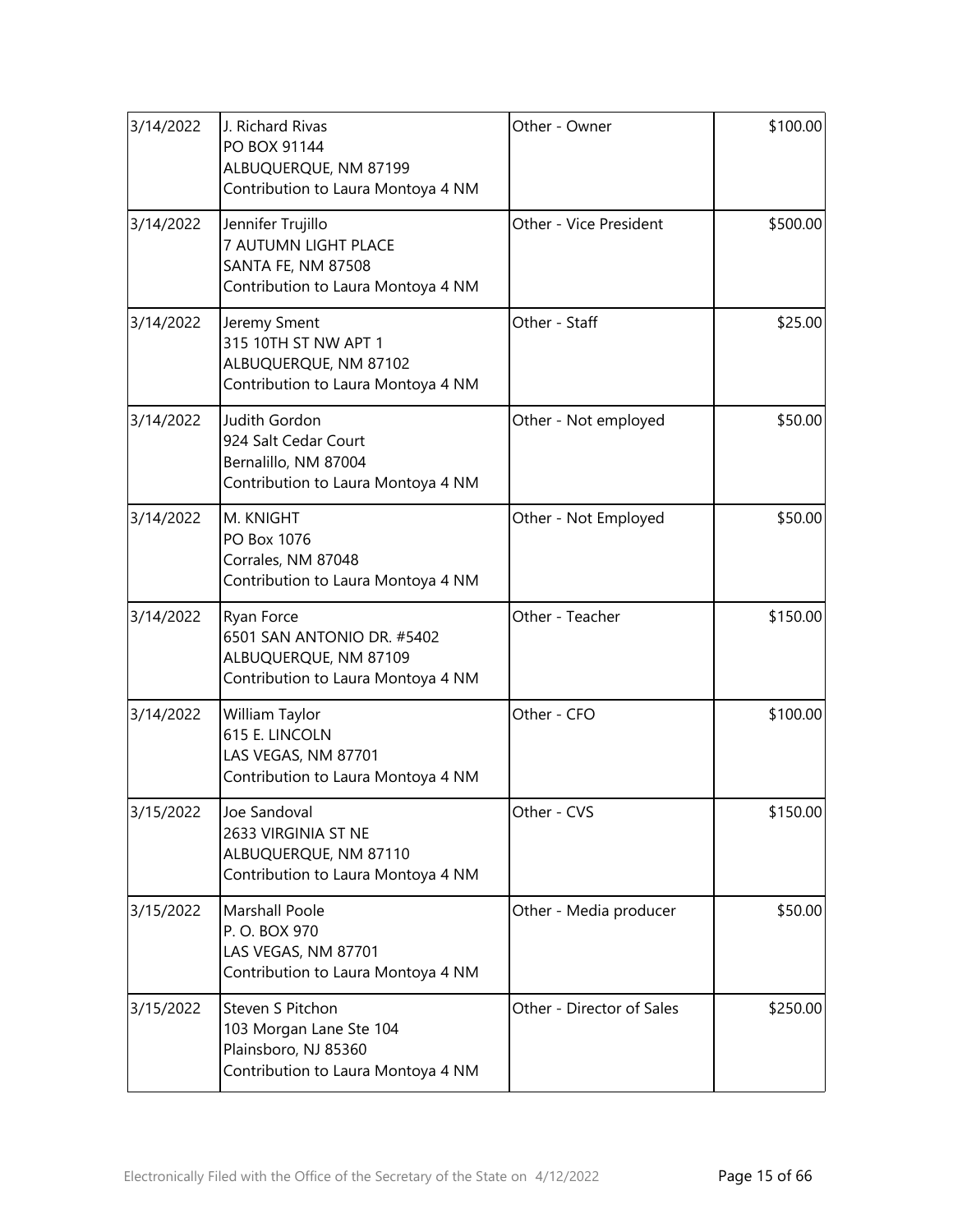| | | | |
|---|---|---|---|
| 3/14/2022 | J. Richard Rivas<br>PO BOX 91144<br>ALBUQUERQUE, NM 87199<br>Contribution to Laura Montoya 4 NM | Other - Owner | \$100.00 |
| 3/14/2022 | Jennifer Trujillo<br>7 AUTUMN LIGHT PLACE<br>SANTA FE, NM 87508<br>Contribution to Laura Montoya 4 NM | Other - Vice President | \$500.00 |
| 3/14/2022 | Jeremy Sment<br>315 10TH ST NW APT 1<br>ALBUQUERQUE, NM 87102<br>Contribution to Laura Montoya 4 NM | Other - Staff | \$25.00 |
| 3/14/2022 | Judith Gordon<br>924 Salt Cedar Court<br>Bernalillo, NM 87004<br>Contribution to Laura Montoya 4 NM | Other - Not employed | \$50.00 |
| 3/14/2022 | M. KNIGHT<br>PO Box 1076<br>Corrales, NM 87048<br>Contribution to Laura Montoya 4 NM | Other - Not Employed | \$50.00 |
| 3/14/2022 | Ryan Force<br>6501 SAN ANTONIO DR. #5402<br>ALBUQUERQUE, NM 87109<br>Contribution to Laura Montoya 4 NM | Other - Teacher | \$150.00 |
| 3/14/2022 | William Taylor<br>615 E. LINCOLN<br>LAS VEGAS, NM 87701<br>Contribution to Laura Montoya 4 NM | Other - CFO | \$100.00 |
| 3/15/2022 | Joe Sandoval<br>2633 VIRGINIA ST NE<br>ALBUQUERQUE, NM 87110<br>Contribution to Laura Montoya 4 NM | Other - CVS | \$150.00 |
| 3/15/2022 | Marshall Poole<br>P. O. BOX 970<br>LAS VEGAS, NM 87701<br>Contribution to Laura Montoya 4 NM | Other - Media producer | \$50.00 |
| 3/15/2022 | Steven S Pitchon<br>103 Morgan Lane Ste 104<br>Plainsboro, NJ 85360<br>Contribution to Laura Montoya 4 NM | Other - Director of Sales | \$250.00 |

Electronically Filed with the Office of the Secretary of the State on 4/12/2022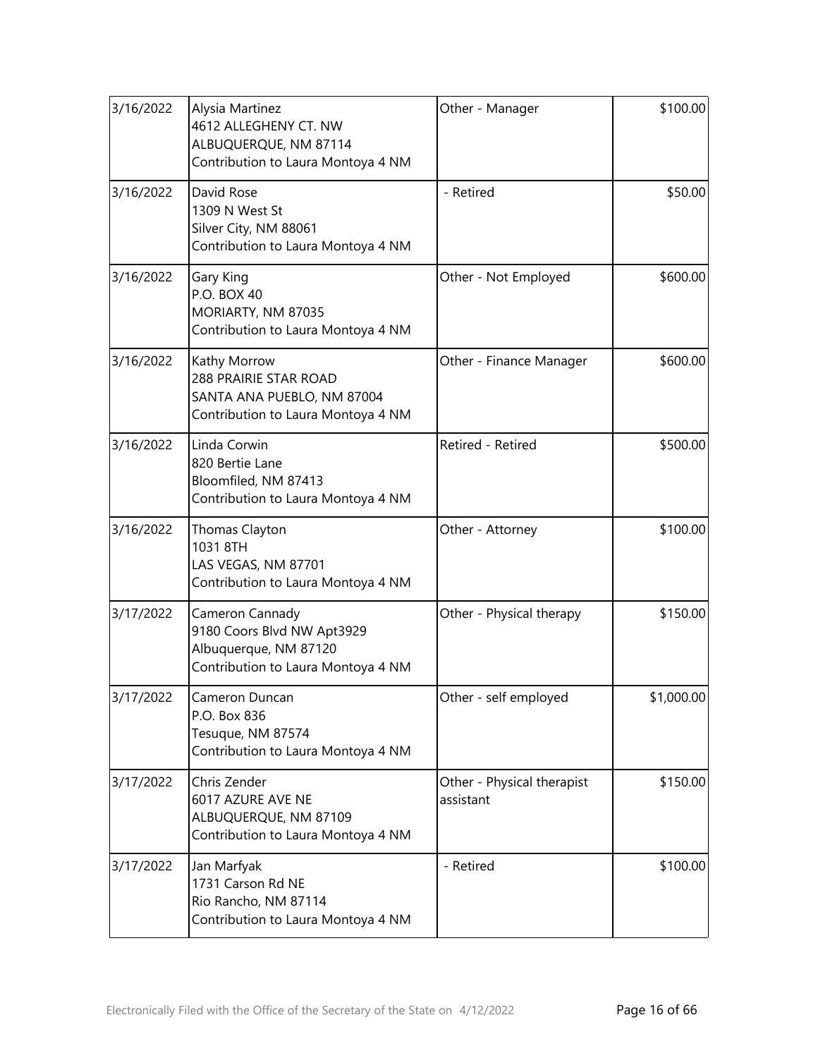| | | | |
|---|---|---|---|
| 3/16/2022 | Alysia Martinez<br>4612 ALLEGHENY CT. NW<br>ALBUQUERQUE, NM 87114<br>Contribution to Laura Montoya 4 NM | Other - Manager | \$100.00 |
| 3/16/2022 | David Rose<br>1309 N West St<br>Silver City, NM 88061<br>Contribution to Laura Montoya 4 NM | - Retired | \$50.00 |
| 3/16/2022 | Gary King<br>P.O. BOX 40<br>MORIARTY, NM 87035<br>Contribution to Laura Montoya 4 NM | Other - Not Employed | \$600.00 |
| 3/16/2022 | Kathy Morrow<br>288 PRAIRIE STAR ROAD<br>SANTA ANA PUEBLO, NM 87004<br>Contribution to Laura Montoya 4 NM | Other - Finance Manager | \$600.00 |
| 3/16/2022 | Linda Corwin<br>820 Bertie Lane<br>Bloomfiled, NM 87413<br>Contribution to Laura Montoya 4 NM | Retired - Retired | \$500.00 |
| 3/16/2022 | Thomas Clayton<br>1031 8TH<br>LAS VEGAS, NM 87701<br>Contribution to Laura Montoya 4 NM | Other - Attorney | \$100.00 |
| 3/17/2022 | Cameron Cannady<br>9180 Coors Blvd NW Apt3929<br>Albuquerque, NM 87120<br>Contribution to Laura Montoya 4 NM | Other - Physical therapy | \$150.00 |
| 3/17/2022 | Cameron Duncan<br>P.O. Box 836<br>Tesuque, NM 87574<br>Contribution to Laura Montoya 4 NM | Other - self employed | \$1,000.00 |
| 3/17/2022 | Chris Zender<br>6017 AZURE AVE NE<br>ALBUQUERQUE, NM 87109<br>Contribution to Laura Montoya 4 NM | Other - Physical therapist assistant | \$150.00 |
| 3/17/2022 | Jan Marfyak<br>1731 Carson Rd NE<br>Rio Rancho, NM 87114<br>Contribution to Laura Montoya 4 NM | - Retired | \$100.00 |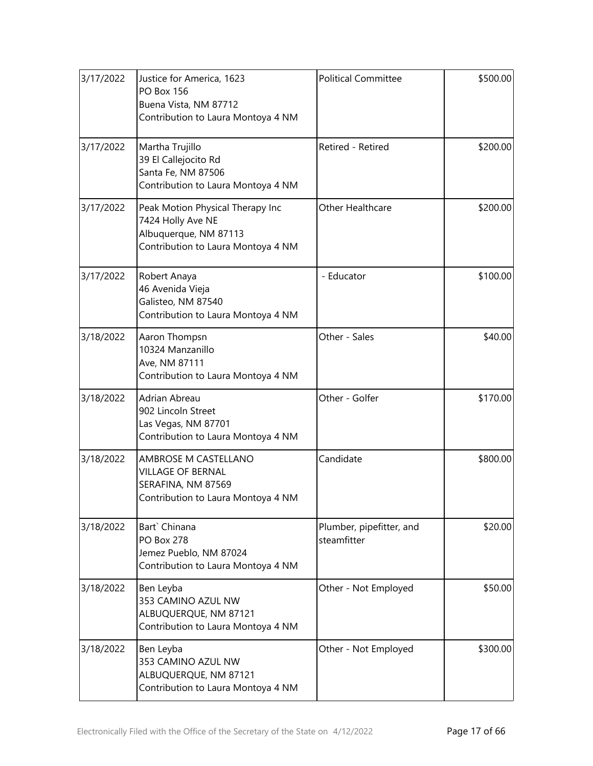| 3/17/2022 | Justice for America, 1623<br>PO Box 156<br>Buena Vista, NM 87712<br>Contribution to Laura Montoya 4 NM | Political Committee | $500.00 |
|---|---|---|---|
| 3/17/2022 | Martha Trujillo<br>39 El Callejocito Rd<br>Santa Fe, NM 87506<br>Contribution to Laura Montoya 4 NM | Retired - Retired | $200.00 |
| 3/17/2022 | Peak Motion Physical Therapy Inc<br>7424 Holly Ave NE<br>Albuquerque, NM 87113<br>Contribution to Laura Montoya 4 NM | Other Healthcare | $200.00 |
| 3/17/2022 | Robert Anaya<br>46 Avenida Vieja<br>Galisteo, NM 87540<br>Contribution to Laura Montoya 4 NM | - Educator | $100.00 |
| 3/18/2022 | Aaron Thompsn<br>10324 Manzanillo<br>Ave, NM 87111<br>Contribution to Laura Montoya 4 NM | Other - Sales | $40.00 |
| 3/18/2022 | Adrian Abreau<br>902 Lincoln Street<br>Las Vegas, NM 87701<br>Contribution to Laura Montoya 4 NM | Other - Golfer | $170.00 |
| 3/18/2022 | AMBROSE M CASTELLANO<br>VILLAGE OF BERNAL<br>SERAFINA, NM 87569<br>Contribution to Laura Montoya 4 NM | Candidate | $800.00 |
| 3/18/2022 | Bart` Chinana<br>PO Box 278<br>Jemez Pueblo, NM 87024<br>Contribution to Laura Montoya 4 NM | Plumber, pipefitter, and steamfitter | $20.00 |
| 3/18/2022 | Ben Leyba<br>353 CAMINO AZUL NW<br>ALBUQUERQUE, NM 87121<br>Contribution to Laura Montoya 4 NM | Other - Not Employed | $50.00 |
| 3/18/2022 | Ben Leyba<br>353 CAMINO AZUL NW<br>ALBUQUERQUE, NM 87121<br>Contribution to Laura Montoya 4 NM | Other - Not Employed | $300.00 |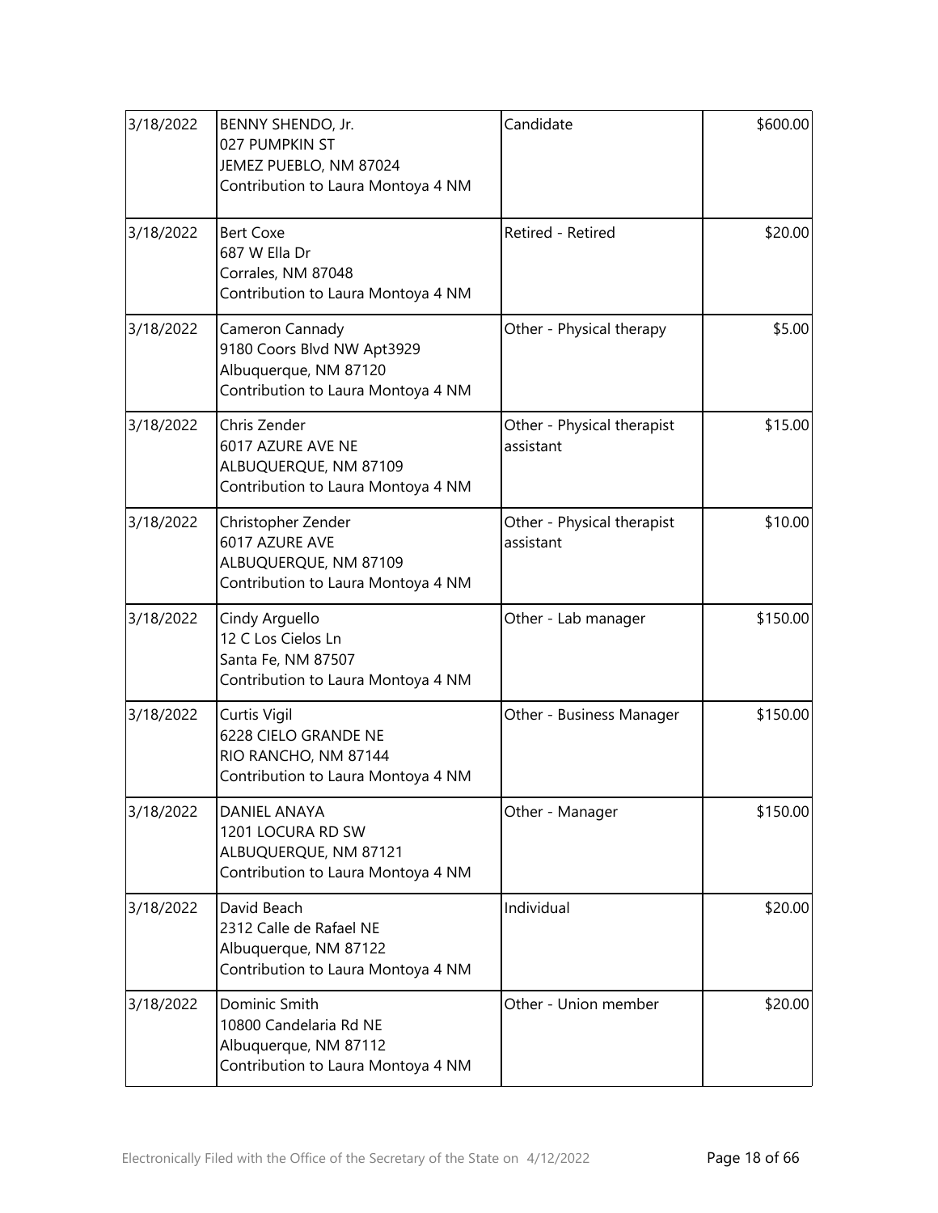| | | | |
|---|---|---|---|
| 3/18/2022 | BENNY SHENDO, Jr.<br>027 PUMPKIN ST<br>JEMEZ PUEBLO, NM 87024<br>Contribution to Laura Montoya 4 NM | Candidate | \$600.00 |
| 3/18/2022 | Bert Coxe<br>687 W Ella Dr<br>Corrales, NM 87048<br>Contribution to Laura Montoya 4 NM | Retired - Retired | \$20.00 |
| 3/18/2022 | Cameron Cannady<br>9180 Coors Blvd NW Apt3929<br>Albuquerque, NM 87120<br>Contribution to Laura Montoya 4 NM | Other - Physical therapy | \$5.00 |
| 3/18/2022 | Chris Zender<br>6017 AZURE AVE NE<br>ALBUQUERQUE, NM 87109<br>Contribution to Laura Montoya 4 NM | Other - Physical therapist assistant | \$15.00 |
| 3/18/2022 | Christopher Zender<br>6017 AZURE AVE<br>ALBUQUERQUE, NM 87109<br>Contribution to Laura Montoya 4 NM | Other - Physical therapist assistant | \$10.00 |
| 3/18/2022 | Cindy Arguello<br>12 C Los Cielos Ln<br>Santa Fe, NM 87507<br>Contribution to Laura Montoya 4 NM | Other - Lab manager | \$150.00 |
| 3/18/2022 | Curtis Vigil<br>6228 CIELO GRANDE NE<br>RIO RANCHO, NM 87144<br>Contribution to Laura Montoya 4 NM | Other - Business Manager | \$150.00 |
| 3/18/2022 | DANIEL ANAYA<br>1201 LOCURA RD SW<br>ALBUQUERQUE, NM 87121<br>Contribution to Laura Montoya 4 NM | Other - Manager | \$150.00 |
| 3/18/2022 | David Beach<br>2312 Calle de Rafael NE<br>Albuquerque, NM 87122<br>Contribution to Laura Montoya 4 NM | Individual | \$20.00 |
| 3/18/2022 | Dominic Smith<br>10800 Candelaria Rd NE<br>Albuquerque, NM 87112<br>Contribution to Laura Montoya 4 NM | Other - Union member | \$20.00 |

Electronically Filed with the Office of the Secretary of the State on 4/12/2022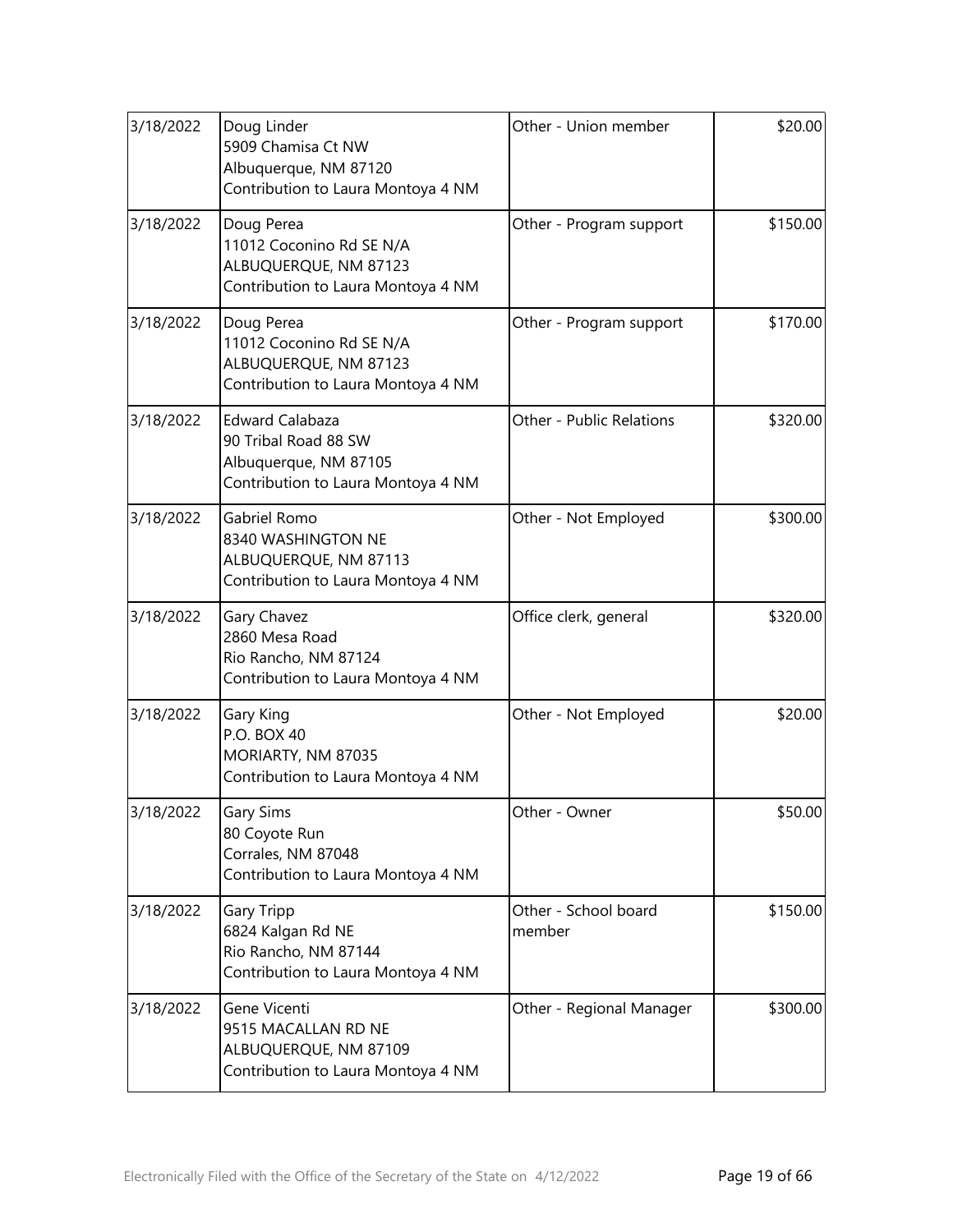| 3/18/2022 | Doug Linder<br>5909 Chamisa Ct NW<br>Albuquerque, NM 87120<br>Contribution to Laura Montoya 4 NM | Other - Union member | $20.00 |
|---|---|---|---|
| 3/18/2022 | Doug Perea<br>11012 Coconino Rd SE N/A<br>ALBUQUERQUE, NM 87123<br>Contribution to Laura Montoya 4 NM | Other - Program support | $150.00 |
| 3/18/2022 | Doug Perea<br>11012 Coconino Rd SE N/A<br>ALBUQUERQUE, NM 87123<br>Contribution to Laura Montoya 4 NM | Other - Program support | $170.00 |
| 3/18/2022 | Edward Calabaza<br>90 Tribal Road 88 SW<br>Albuquerque, NM 87105<br>Contribution to Laura Montoya 4 NM | Other - Public Relations | $320.00 |
| 3/18/2022 | Gabriel Romo<br>8340 WASHINGTON NE<br>ALBUQUERQUE, NM 87113<br>Contribution to Laura Montoya 4 NM | Other - Not Employed | $300.00 |
| 3/18/2022 | Gary Chavez<br>2860 Mesa Road<br>Rio Rancho, NM 87124<br>Contribution to Laura Montoya 4 NM | Office clerk, general | $320.00 |
| 3/18/2022 | Gary King<br>P.O. BOX 40<br>MORIARTY, NM 87035<br>Contribution to Laura Montoya 4 NM | Other - Not Employed | $20.00 |
| 3/18/2022 | Gary Sims<br>80 Coyote Run<br>Corrales, NM 87048<br>Contribution to Laura Montoya 4 NM | Other - Owner | $50.00 |
| 3/18/2022 | Gary Tripp<br>6824 Kalgan Rd NE<br>Rio Rancho, NM 87144<br>Contribution to Laura Montoya 4 NM | Other - School board member | $150.00 |
| 3/18/2022 | Gene Vicenti<br>9515 MACALLAN RD NE<br>ALBUQUERQUE, NM 87109<br>Contribution to Laura Montoya 4 NM | Other - Regional Manager | $300.00 |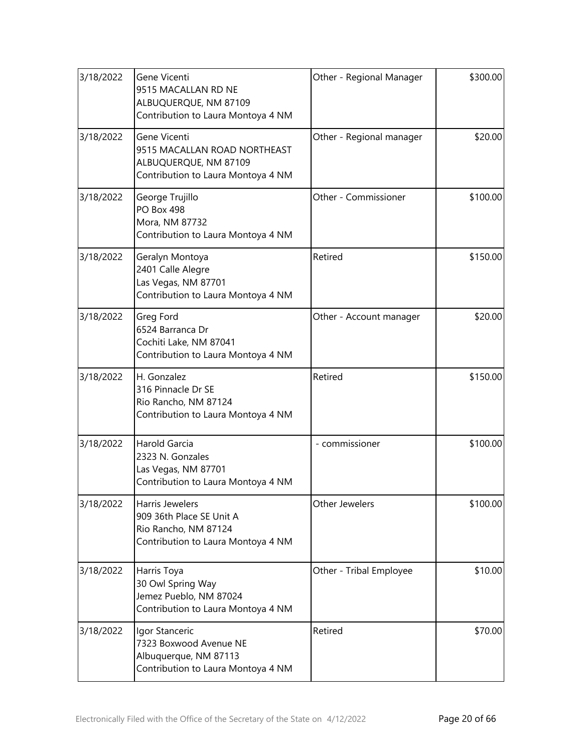| | | | |
|---|---|---|---|
| 3/18/2022 | Gene Vicenti<br>9515 MACALLAN RD NE<br>ALBUQUERQUE, NM 87109<br>Contribution to Laura Montoya 4 NM | Other - Regional Manager | $300.00 |
| 3/18/2022 | Gene Vicenti<br>9515 MACALLAN ROAD NORTHEAST<br>ALBUQUERQUE, NM 87109<br>Contribution to Laura Montoya 4 NM | Other - Regional manager | $20.00 |
| 3/18/2022 | George Trujillo<br>PO Box 498<br>Mora, NM 87732<br>Contribution to Laura Montoya 4 NM | Other - Commissioner | $100.00 |
| 3/18/2022 | Geralyn Montoya<br>2401 Calle Alegre<br>Las Vegas, NM 87701<br>Contribution to Laura Montoya 4 NM | Retired | $150.00 |
| 3/18/2022 | Greg Ford<br>6524 Barranca Dr<br>Cochiti Lake, NM 87041<br>Contribution to Laura Montoya 4 NM | Other - Account manager | $20.00 |
| 3/18/2022 | H. Gonzalez<br>316 Pinnacle Dr SE<br>Rio Rancho, NM 87124<br>Contribution to Laura Montoya 4 NM | Retired | $150.00 |
| 3/18/2022 | Harold Garcia<br>2323 N. Gonzales<br>Las Vegas, NM 87701<br>Contribution to Laura Montoya 4 NM | - commissioner | $100.00 |
| 3/18/2022 | Harris Jewelers<br>909 36th Place SE Unit A<br>Rio Rancho, NM 87124<br>Contribution to Laura Montoya 4 NM | Other Jewelers | $100.00 |
| 3/18/2022 | Harris Toya<br>30 Owl Spring Way<br>Jemez Pueblo, NM 87024<br>Contribution to Laura Montoya 4 NM | Other - Tribal Employee | $10.00 |
| 3/18/2022 | Igor Stanceric<br>7323 Boxwood Avenue NE<br>Albuquerque, NM 87113<br>Contribution to Laura Montoya 4 NM | Retired | $70.00 |

Electronically Filed with the Office of the Secretary of the State on 4/12/2022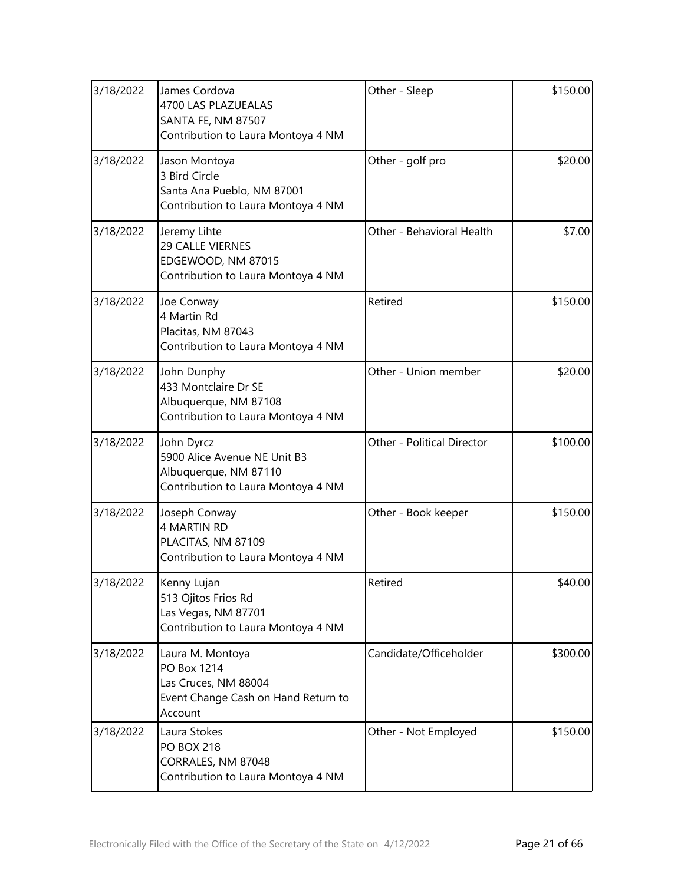| 3/18/2022 | James Cordova<br>4700 LAS PLAZUEALAS<br>SANTA FE, NM 87507<br>Contribution to Laura Montoya 4 NM | Other - Sleep | $150.00 |
|---|---|---|---|
| 3/18/2022 | Jason Montoya<br>3 Bird Circle<br>Santa Ana Pueblo, NM 87001<br>Contribution to Laura Montoya 4 NM | Other - golf pro | $20.00 |
| 3/18/2022 | Jeremy Lihte<br>29 CALLE VIERNES<br>EDGEWOOD, NM 87015<br>Contribution to Laura Montoya 4 NM | Other - Behavioral Health | $7.00 |
| 3/18/2022 | Joe Conway<br>4 Martin Rd<br>Placitas, NM 87043<br>Contribution to Laura Montoya 4 NM | Retired | $150.00 |
| 3/18/2022 | John Dunphy<br>433 Montclaire Dr SE<br>Albuquerque, NM 87108<br>Contribution to Laura Montoya 4 NM | Other - Union member | $20.00 |
| 3/18/2022 | John Dyrcz<br>5900 Alice Avenue NE Unit B3<br>Albuquerque, NM 87110<br>Contribution to Laura Montoya 4 NM | Other - Political Director | $100.00 |
| 3/18/2022 | Joseph Conway<br>4 MARTIN RD<br>PLACITAS, NM 87109<br>Contribution to Laura Montoya 4 NM | Other - Book keeper | $150.00 |
| 3/18/2022 | Kenny Lujan<br>513 Ojitos Frios Rd<br>Las Vegas, NM 87701<br>Contribution to Laura Montoya 4 NM | Retired | $40.00 |
| 3/18/2022 | Laura M. Montoya<br>PO Box 1214<br>Las Cruces, NM 88004<br>Event Change Cash on Hand Return to Account | Candidate/Officeholder | $300.00 |
| 3/18/2022 | Laura Stokes<br>PO BOX 218<br>CORRALES, NM 87048<br>Contribution to Laura Montoya 4 NM | Other - Not Employed | $150.00 |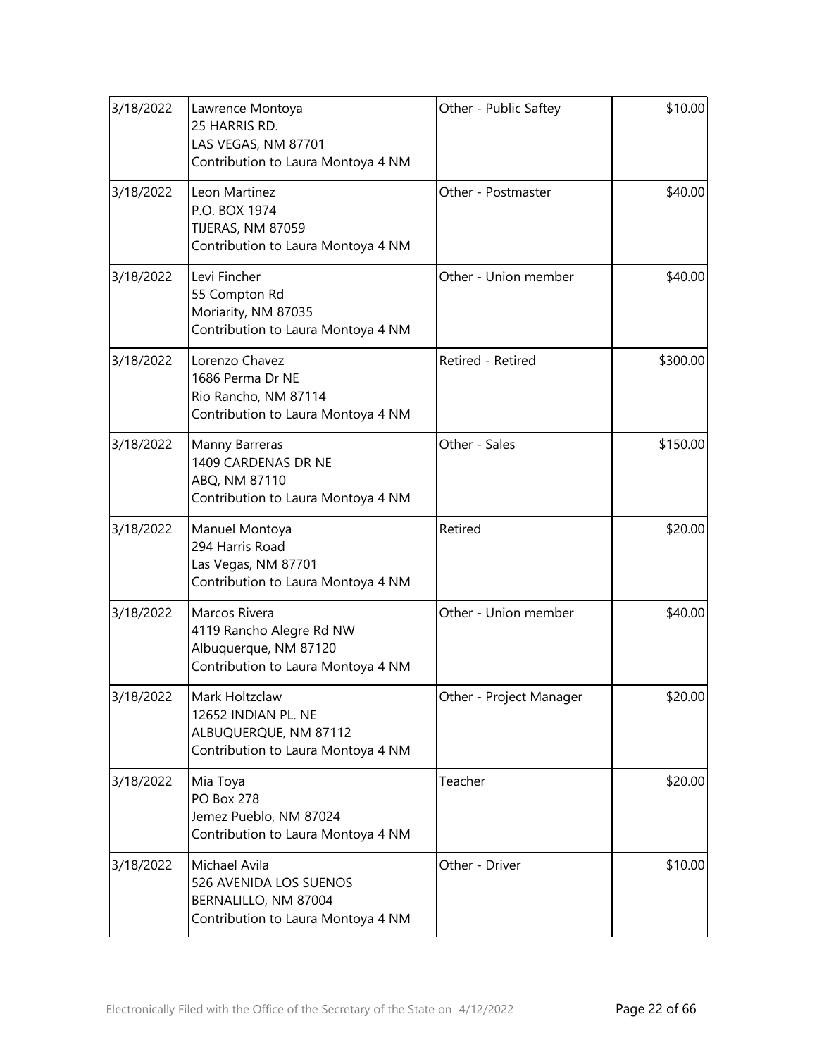| 3/18/2022 | Lawrence Montoya<br>25 HARRIS RD.<br>LAS VEGAS, NM 87701<br>Contribution to Laura Montoya 4 NM | Other - Public Saftey | $10.00 |
|---|---|---|---|
| 3/18/2022 | Leon Martinez<br>P.O. BOX 1974<br>TIJERAS, NM 87059<br>Contribution to Laura Montoya 4 NM | Other - Postmaster | $40.00 |
| 3/18/2022 | Levi Fincher<br>55 Compton Rd<br>Moriarity, NM 87035<br>Contribution to Laura Montoya 4 NM | Other - Union member | $40.00 |
| 3/18/2022 | Lorenzo Chavez<br>1686 Perma Dr NE<br>Rio Rancho, NM 87114<br>Contribution to Laura Montoya 4 NM | Retired - Retired | $300.00 |
| 3/18/2022 | Manny Barreras<br>1409 CARDENAS DR NE<br>ABQ, NM 87110<br>Contribution to Laura Montoya 4 NM | Other - Sales | $150.00 |
| 3/18/2022 | Manuel Montoya<br>294 Harris Road<br>Las Vegas, NM 87701<br>Contribution to Laura Montoya 4 NM | Retired | $20.00 |
| 3/18/2022 | Marcos Rivera<br>4119 Rancho Alegre Rd NW<br>Albuquerque, NM 87120<br>Contribution to Laura Montoya 4 NM | Other - Union member | $40.00 |
| 3/18/2022 | Mark Holtzclaw<br>12652 INDIAN PL. NE<br>ALBUQUERQUE, NM 87112<br>Contribution to Laura Montoya 4 NM | Other - Project Manager | $20.00 |
| 3/18/2022 | Mia Toya<br>PO Box 278<br>Jemez Pueblo, NM 87024<br>Contribution to Laura Montoya 4 NM | Teacher | $20.00 |
| 3/18/2022 | Michael Avila<br>526 AVENIDA LOS SUENOS<br>BERNALILLO, NM 87004<br>Contribution to Laura Montoya 4 NM | Other - Driver | $10.00 |

Electronically Filed with the Office of the Secretary of the State on 4/12/2022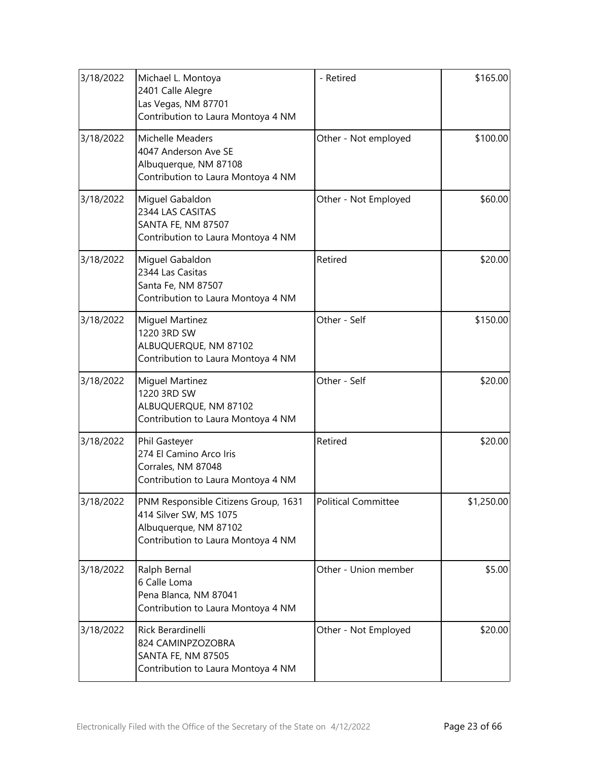| | | | |
|---|---|---|---|
| 3/18/2022 | Michael L. Montoya<br>2401 Calle Alegre<br>Las Vegas, NM 87701<br>Contribution to Laura Montoya 4 NM | - Retired | \$165.00 |
| 3/18/2022 | Michelle Meaders<br>4047 Anderson Ave SE<br>Albuquerque, NM 87108<br>Contribution to Laura Montoya 4 NM | Other - Not employed | \$100.00 |
| 3/18/2022 | Miguel Gabaldon<br>2344 LAS CASITAS<br>SANTA FE, NM 87507<br>Contribution to Laura Montoya 4 NM | Other - Not Employed | \$60.00 |
| 3/18/2022 | Miguel Gabaldon<br>2344 Las Casitas<br>Santa Fe, NM 87507<br>Contribution to Laura Montoya 4 NM | Retired | \$20.00 |
| 3/18/2022 | Miguel Martinez<br>1220 3RD SW<br>ALBUQUERQUE, NM 87102<br>Contribution to Laura Montoya 4 NM | Other - Self | \$150.00 |
| 3/18/2022 | Miguel Martinez<br>1220 3RD SW<br>ALBUQUERQUE, NM 87102<br>Contribution to Laura Montoya 4 NM | Other - Self | \$20.00 |
| 3/18/2022 | Phil Gasteyer<br>274 El Camino Arco Iris<br>Corrales, NM 87048<br>Contribution to Laura Montoya 4 NM | Retired | \$20.00 |
| 3/18/2022 | PNM Responsible Citizens Group, 1631<br>414 Silver SW, MS 1075<br>Albuquerque, NM 87102<br>Contribution to Laura Montoya 4 NM | Political Committee | \$1,250.00 |
| 3/18/2022 | Ralph Bernal<br>6 Calle Loma<br>Pena Blanca, NM 87041<br>Contribution to Laura Montoya 4 NM | Other - Union member | \$5.00 |
| 3/18/2022 | Rick Berardinelli<br>824 CAMINPZOZOBRA<br>SANTA FE, NM 87505<br>Contribution to Laura Montoya 4 NM | Other - Not Employed | \$20.00 |

Electronically Filed with the Office of the Secretary of the State on 4/12/2022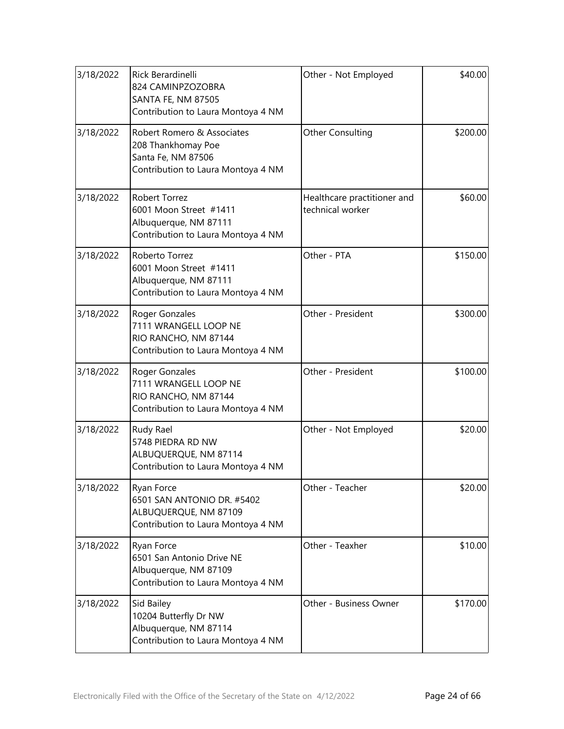| 3/18/2022 | Rick Berardinelli<br>824 CAMINPZOZOBRA<br>SANTA FE, NM 87505<br>Contribution to Laura Montoya 4 NM | Other - Not Employed | $40.00 |
|---|---|---|---|
| 3/18/2022 | Robert Romero & Associates<br>208 Thankhomay Poe<br>Santa Fe, NM 87506<br>Contribution to Laura Montoya 4 NM | Other Consulting | $200.00 |
| 3/18/2022 | Robert Torrez<br>6001 Moon Street #1411<br>Albuquerque, NM 87111<br>Contribution to Laura Montoya 4 NM | Healthcare practitioner and technical worker | $60.00 |
| 3/18/2022 | Roberto Torrez<br>6001 Moon Street #1411<br>Albuquerque, NM 87111<br>Contribution to Laura Montoya 4 NM | Other - PTA | $150.00 |
| 3/18/2022 | Roger Gonzales<br>7111 WRANGELL LOOP NE<br>RIO RANCHO, NM 87144<br>Contribution to Laura Montoya 4 NM | Other - President | $300.00 |
| 3/18/2022 | Roger Gonzales<br>7111 WRANGELL LOOP NE<br>RIO RANCHO, NM 87144<br>Contribution to Laura Montoya 4 NM | Other - President | $100.00 |
| 3/18/2022 | Rudy Rael<br>5748 PIEDRA RD NW<br>ALBUQUERQUE, NM 87114<br>Contribution to Laura Montoya 4 NM | Other - Not Employed | $20.00 |
| 3/18/2022 | Ryan Force<br>6501 SAN ANTONIO DR. #5402<br>ALBUQUERQUE, NM 87109<br>Contribution to Laura Montoya 4 NM | Other - Teacher | $20.00 |
| 3/18/2022 | Ryan Force<br>6501 San Antonio Drive NE<br>Albuquerque, NM 87109<br>Contribution to Laura Montoya 4 NM | Other - Teaxher | $10.00 |
| 3/18/2022 | Sid Bailey<br>10204 Butterfly Dr NW<br>Albuquerque, NM 87114<br>Contribution to Laura Montoya 4 NM | Other - Business Owner | $170.00 |

Electronically Filed with the Office of the Secretary of the State on 4/12/2022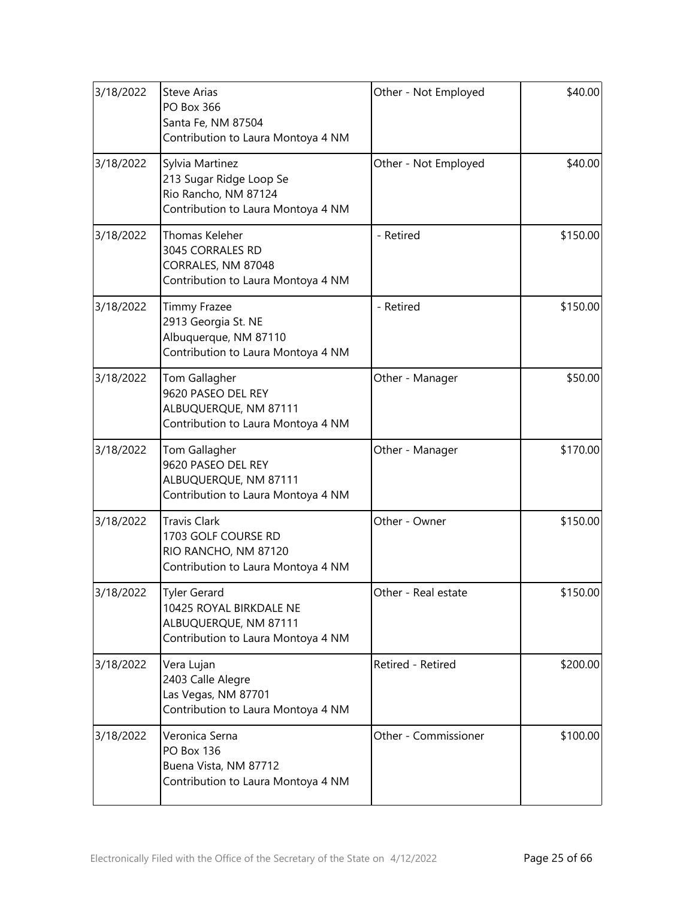| | | | |
|---|---|---|---|
| 3/18/2022 | Steve Arias<br>PO Box 366<br>Santa Fe, NM 87504<br>Contribution to Laura Montoya 4 NM | Other - Not Employed | \$40.00 |
| 3/18/2022 | Sylvia Martinez<br>213 Sugar Ridge Loop Se<br>Rio Rancho, NM 87124<br>Contribution to Laura Montoya 4 NM | Other - Not Employed | \$40.00 |
| 3/18/2022 | Thomas Keleher<br>3045 CORRALES RD<br>CORRALES, NM 87048<br>Contribution to Laura Montoya 4 NM | - Retired | \$150.00 |
| 3/18/2022 | Timmy Frazee<br>2913 Georgia St. NE<br>Albuquerque, NM 87110<br>Contribution to Laura Montoya 4 NM | - Retired | \$150.00 |
| 3/18/2022 | Tom Gallagher<br>9620 PASEO DEL REY<br>ALBUQUERQUE, NM 87111<br>Contribution to Laura Montoya 4 NM | Other - Manager | \$50.00 |
| 3/18/2022 | Tom Gallagher<br>9620 PASEO DEL REY<br>ALBUQUERQUE, NM 87111<br>Contribution to Laura Montoya 4 NM | Other - Manager | \$170.00 |
| 3/18/2022 | Travis Clark<br>1703 GOLF COURSE RD<br>RIO RANCHO, NM 87120<br>Contribution to Laura Montoya 4 NM | Other - Owner | \$150.00 |
| 3/18/2022 | Tyler Gerard<br>10425 ROYAL BIRKDALE NE<br>ALBUQUERQUE, NM 87111<br>Contribution to Laura Montoya 4 NM | Other - Real estate | \$150.00 |
| 3/18/2022 | Vera Lujan<br>2403 Calle Alegre<br>Las Vegas, NM 87701<br>Contribution to Laura Montoya 4 NM | Retired - Retired | \$200.00 |
| 3/18/2022 | Veronica Serna<br>PO Box 136<br>Buena Vista, NM 87712<br>Contribution to Laura Montoya 4 NM | Other - Commissioner | \$100.00 |

Electronically Filed with the Office of the Secretary of the State on 4/12/2022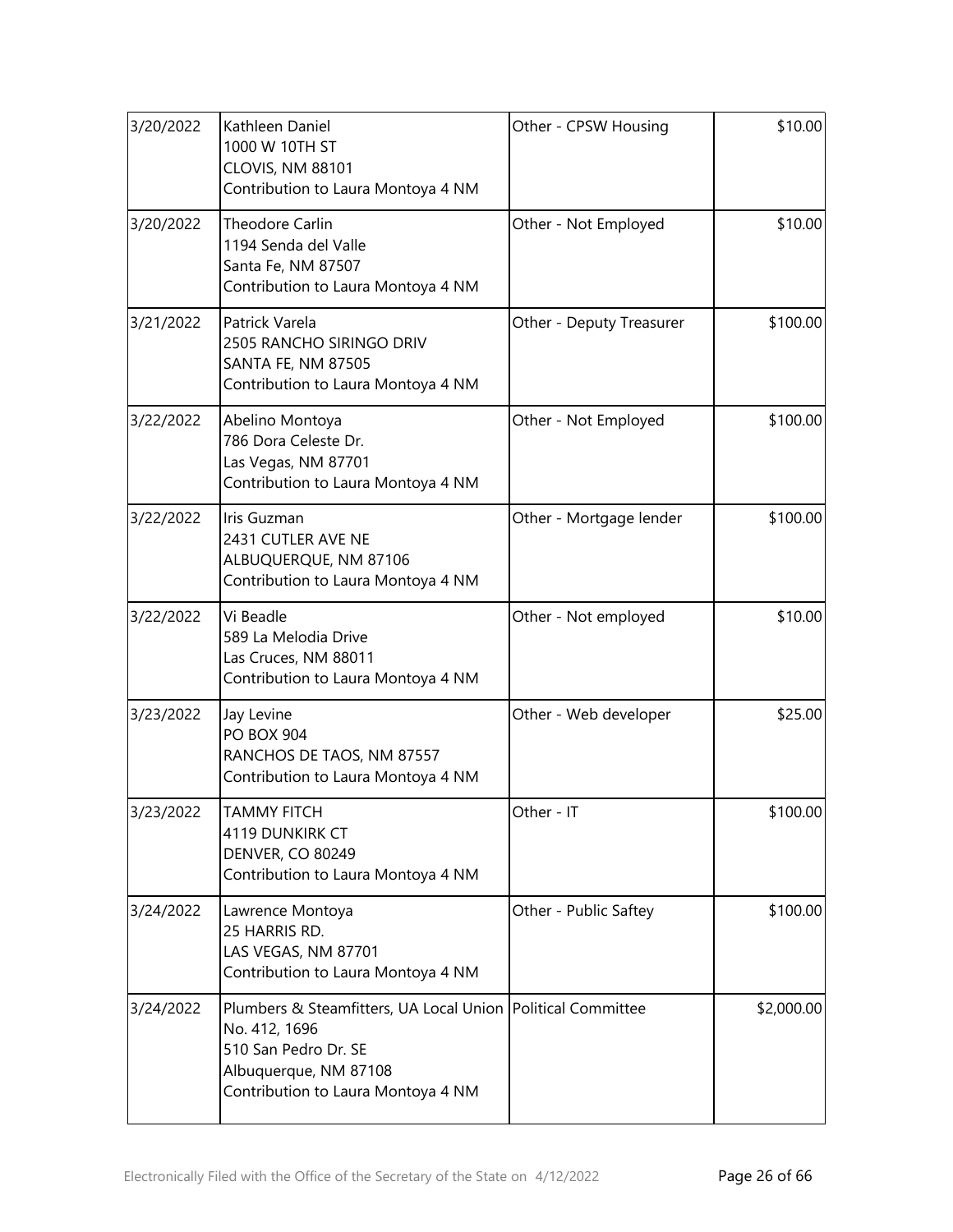| | | | |
|---|---|---|---|
| 3/20/2022 | Kathleen Daniel<br>1000 W 10TH ST<br>CLOVIS, NM 88101<br>Contribution to Laura Montoya 4 NM | Other - CPSW Housing | \$10.00 |
| 3/20/2022 | Theodore Carlin<br>1194 Senda del Valle<br>Santa Fe, NM 87507<br>Contribution to Laura Montoya 4 NM | Other - Not Employed | \$10.00 |
| 3/21/2022 | Patrick Varela<br>2505 RANCHO SIRINGO DRIV<br>SANTA FE, NM 87505<br>Contribution to Laura Montoya 4 NM | Other - Deputy Treasurer | \$100.00 |
| 3/22/2022 | Abelino Montoya<br>786 Dora Celeste Dr.<br>Las Vegas, NM 87701<br>Contribution to Laura Montoya 4 NM | Other - Not Employed | \$100.00 |
| 3/22/2022 | Iris Guzman<br>2431 CUTLER AVE NE<br>ALBUQUERQUE, NM 87106<br>Contribution to Laura Montoya 4 NM | Other - Mortgage lender | \$100.00 |
| 3/22/2022 | Vi Beadle<br>589 La Melodia Drive<br>Las Cruces, NM 88011<br>Contribution to Laura Montoya 4 NM | Other - Not employed | \$10.00 |
| 3/23/2022 | Jay Levine<br>PO BOX 904<br>RANCHOS DE TAOS, NM 87557<br>Contribution to Laura Montoya 4 NM | Other - Web developer | \$25.00 |
| 3/23/2022 | TAMMY FITCH<br>4119 DUNKIRK CT<br>DENVER, CO 80249<br>Contribution to Laura Montoya 4 NM | Other - IT | \$100.00 |
| 3/24/2022 | Lawrence Montoya<br>25 HARRIS RD.<br>LAS VEGAS, NM 87701<br>Contribution to Laura Montoya 4 NM | Other - Public Saftey | \$100.00 |
| 3/24/2022 | Plumbers & Steamfitters, UA Local Union No. 412, 1696<br>510 San Pedro Dr. SE<br>Albuquerque, NM 87108<br>Contribution to Laura Montoya 4 NM | Political Committee | \$2,000.00 |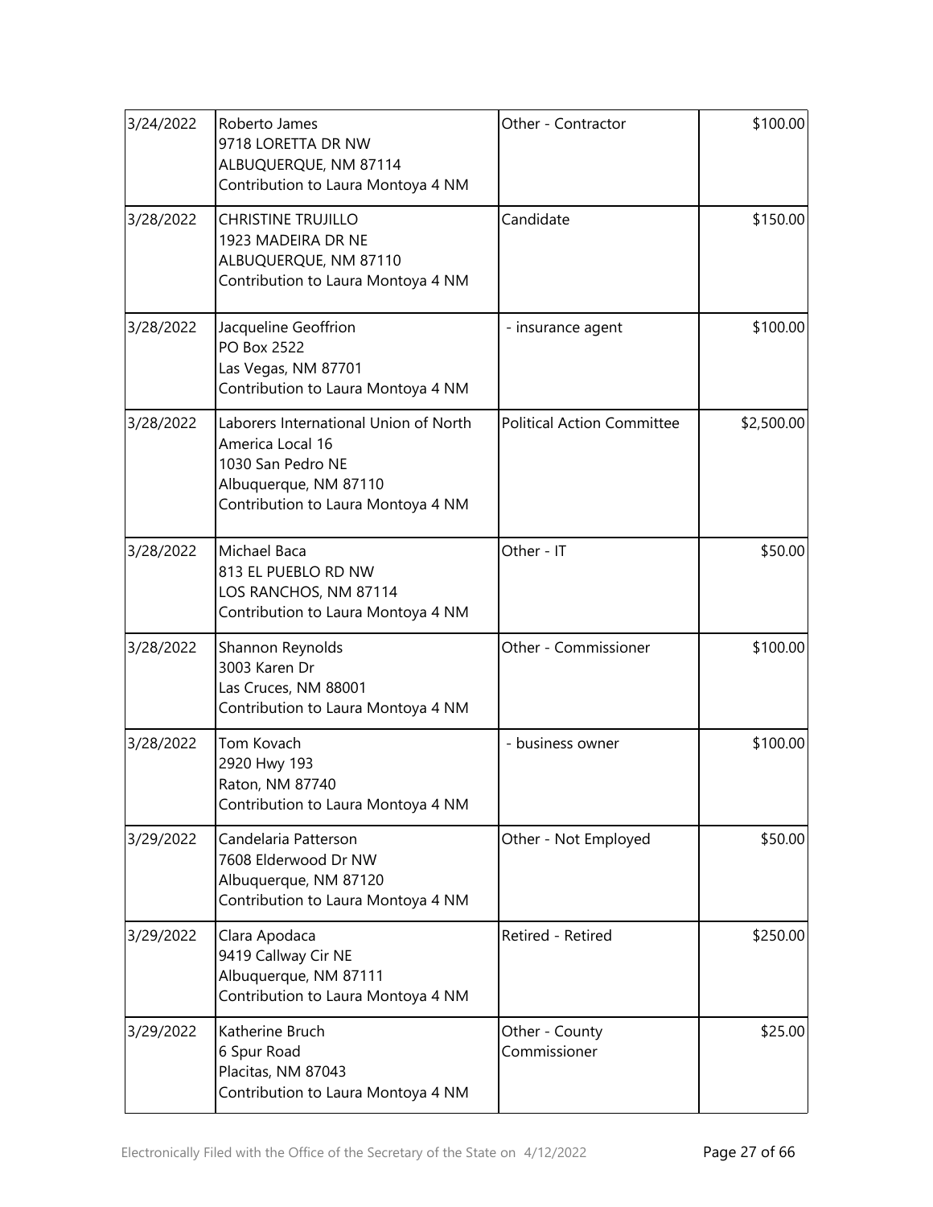| 3/24/2022 | Roberto James<br>9718 LORETTA DR NW<br>ALBUQUERQUE, NM 87114<br>Contribution to Laura Montoya 4 NM | Other - Contractor | $100.00 |
|---|---|---|---|
| 3/28/2022 | CHRISTINE TRUJILLO<br>1923 MADEIRA DR NE<br>ALBUQUERQUE, NM 87110<br>Contribution to Laura Montoya 4 NM | Candidate | $150.00 |
| 3/28/2022 | Jacqueline Geoffrion<br>PO Box 2522<br>Las Vegas, NM 87701<br>Contribution to Laura Montoya 4 NM | - insurance agent | $100.00 |
| 3/28/2022 | Laborers International Union of North America Local 16<br>1030 San Pedro NE<br>Albuquerque, NM 87110<br>Contribution to Laura Montoya 4 NM | Political Action Committee | $2,500.00 |
| 3/28/2022 | Michael Baca<br>813 EL PUEBLO RD NW<br>LOS RANCHOS, NM 87114<br>Contribution to Laura Montoya 4 NM | Other - IT | $50.00 |
| 3/28/2022 | Shannon Reynolds<br>3003 Karen Dr<br>Las Cruces, NM 88001<br>Contribution to Laura Montoya 4 NM | Other - Commissioner | $100.00 |
| 3/28/2022 | Tom Kovach<br>2920 Hwy 193<br>Raton, NM 87740<br>Contribution to Laura Montoya 4 NM | - business owner | $100.00 |
| 3/29/2022 | Candelaria Patterson<br>7608 Elderwood Dr NW<br>Albuquerque, NM 87120<br>Contribution to Laura Montoya 4 NM | Other - Not Employed | $50.00 |
| 3/29/2022 | Clara Apodaca<br>9419 Callway Cir NE<br>Albuquerque, NM 87111<br>Contribution to Laura Montoya 4 NM | Retired - Retired | $250.00 |
| 3/29/2022 | Katherine Bruch<br>6 Spur Road<br>Placitas, NM 87043<br>Contribution to Laura Montoya 4 NM | Other - County Commissioner | $25.00 |

Electronically Filed with the Office of the Secretary of the State on 4/12/2022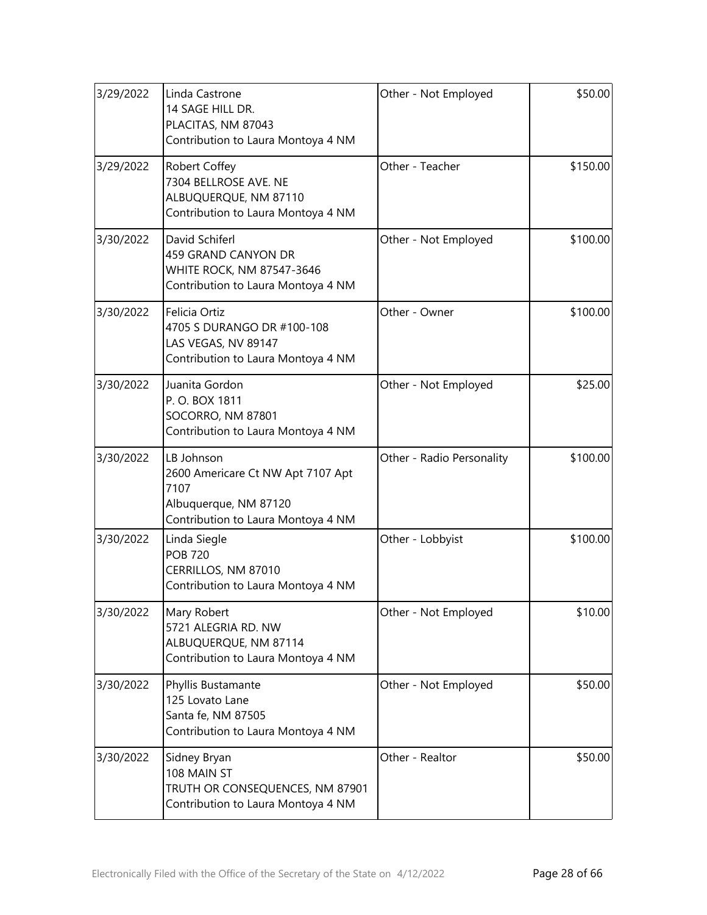| | | | |
|---|---|---|---|
| 3/29/2022 | Linda Castrone<br>14 SAGE HILL DR.<br>PLACITAS, NM 87043<br>Contribution to Laura Montoya 4 NM | Other - Not Employed | \$50.00 |
| 3/29/2022 | Robert Coffey<br>7304 BELLROSE AVE. NE<br>ALBUQUERQUE, NM 87110<br>Contribution to Laura Montoya 4 NM | Other - Teacher | \$150.00 |
| 3/30/2022 | David Schiferl<br>459 GRAND CANYON DR<br>WHITE ROCK, NM 87547-3646<br>Contribution to Laura Montoya 4 NM | Other - Not Employed | \$100.00 |
| 3/30/2022 | Felicia Ortiz<br>4705 S DURANGO DR #100-108<br>LAS VEGAS, NV 89147<br>Contribution to Laura Montoya 4 NM | Other - Owner | \$100.00 |
| 3/30/2022 | Juanita Gordon<br>P. O. BOX 1811<br>SOCORRO, NM 87801<br>Contribution to Laura Montoya 4 NM | Other - Not Employed | \$25.00 |
| 3/30/2022 | LB Johnson<br>2600 Americare Ct NW Apt 7107 Apt 7107<br>Albuquerque, NM 87120<br>Contribution to Laura Montoya 4 NM | Other - Radio Personality | \$100.00 |
| 3/30/2022 | Linda Siegle<br>POB 720<br>CERRILLOS, NM 87010<br>Contribution to Laura Montoya 4 NM | Other - Lobbyist | \$100.00 |
| 3/30/2022 | Mary Robert<br>5721 ALEGRIA RD. NW<br>ALBUQUERQUE, NM 87114<br>Contribution to Laura Montoya 4 NM | Other - Not Employed | \$10.00 |
| 3/30/2022 | Phyllis Bustamante<br>125 Lovato Lane<br>Santa fe, NM 87505<br>Contribution to Laura Montoya 4 NM | Other - Not Employed | \$50.00 |
| 3/30/2022 | Sidney Bryan<br>108 MAIN ST<br>TRUTH OR CONSEQUENCES, NM 87901<br>Contribution to Laura Montoya 4 NM | Other - Realtor | \$50.00 |

Electronically Filed with the Office of the Secretary of the State on 4/12/2022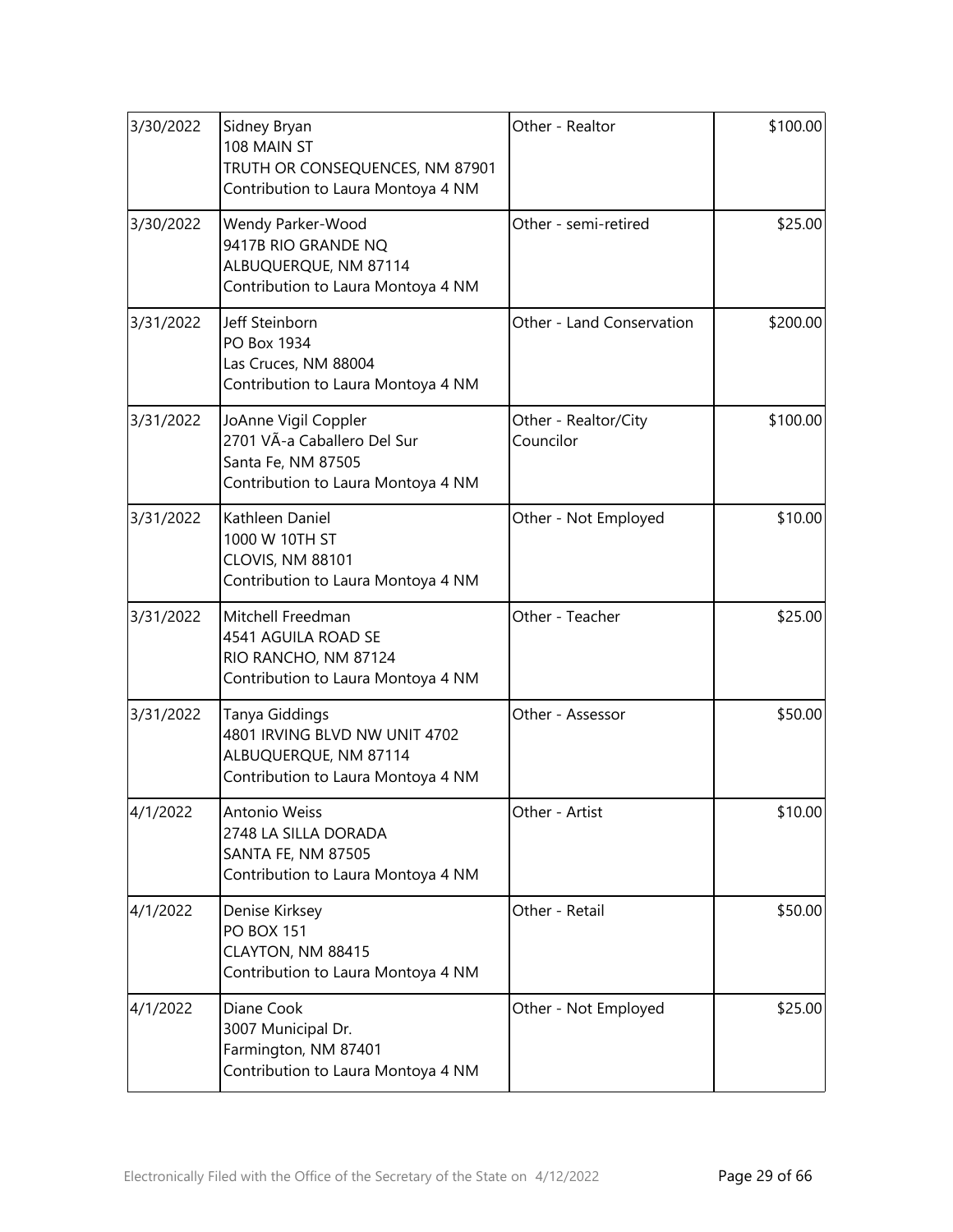| | | | |
|---|---|---|---|
| 3/30/2022 | Sidney Bryan<br>108 MAIN ST<br>TRUTH OR CONSEQUENCES, NM 87901<br>Contribution to Laura Montoya 4 NM | Other - Realtor | \$100.00 |
| 3/30/2022 | Wendy Parker-Wood<br>9417B RIO GRANDE NQ<br>ALBUQUERQUE, NM 87114<br>Contribution to Laura Montoya 4 NM | Other - semi-retired | \$25.00 |
| 3/31/2022 | Jeff Steinborn<br>PO Box 1934<br>Las Cruces, NM 88004<br>Contribution to Laura Montoya 4 NM | Other - Land Conservation | \$200.00 |
| 3/31/2022 | JoAnne Vigil Coppler<br>2701 VÃ-a Caballero Del Sur<br>Santa Fe, NM 87505<br>Contribution to Laura Montoya 4 NM | Other - Realtor/City Councilor | \$100.00 |
| 3/31/2022 | Kathleen Daniel<br>1000 W 10TH ST<br>CLOVIS, NM 88101<br>Contribution to Laura Montoya 4 NM | Other - Not Employed | \$10.00 |
| 3/31/2022 | Mitchell Freedman<br>4541 AGUILA ROAD SE<br>RIO RANCHO, NM 87124<br>Contribution to Laura Montoya 4 NM | Other - Teacher | \$25.00 |
| 3/31/2022 | Tanya Giddings<br>4801 IRVING BLVD NW UNIT 4702<br>ALBUQUERQUE, NM 87114<br>Contribution to Laura Montoya 4 NM | Other - Assessor | \$50.00 |
| 4/1/2022 | Antonio Weiss<br>2748 LA SILLA DORADA<br>SANTA FE, NM 87505<br>Contribution to Laura Montoya 4 NM | Other - Artist | \$10.00 |
| 4/1/2022 | Denise Kirksey<br>PO BOX 151<br>CLAYTON, NM 88415<br>Contribution to Laura Montoya 4 NM | Other - Retail | \$50.00 |
| 4/1/2022 | Diane Cook<br>3007 Municipal Dr.<br>Farmington, NM 87401<br>Contribution to Laura Montoya 4 NM | Other - Not Employed | \$25.00 |

Electronically Filed with the Office of the Secretary of the State on 4/12/2022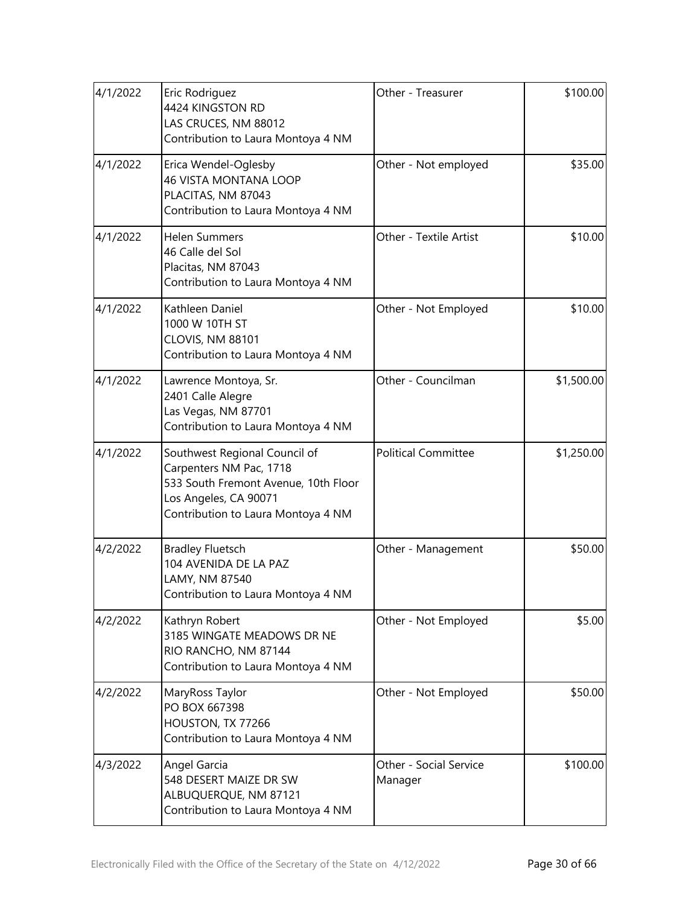| | | | |
|---|---|---|---|
| 4/1/2022 | Eric Rodriguez<br>4424 KINGSTON RD<br>LAS CRUCES, NM 88012<br>Contribution to Laura Montoya 4 NM | Other - Treasurer | \$100.00 |
| 4/1/2022 | Erica Wendel-Oglesby<br>46 VISTA MONTANA LOOP<br>PLACITAS, NM 87043<br>Contribution to Laura Montoya 4 NM | Other - Not employed | \$35.00 |
| 4/1/2022 | Helen Summers<br>46 Calle del Sol<br>Placitas, NM 87043<br>Contribution to Laura Montoya 4 NM | Other - Textile Artist | \$10.00 |
| 4/1/2022 | Kathleen Daniel<br>1000 W 10TH ST<br>CLOVIS, NM 88101<br>Contribution to Laura Montoya 4 NM | Other - Not Employed | \$10.00 |
| 4/1/2022 | Lawrence Montoya, Sr.<br>2401 Calle Alegre<br>Las Vegas, NM 87701<br>Contribution to Laura Montoya 4 NM | Other - Councilman | \$1,500.00 |
| 4/1/2022 | Southwest Regional Council of Carpenters NM Pac, 1718<br>533 South Fremont Avenue, 10th Floor<br>Los Angeles, CA 90071<br>Contribution to Laura Montoya 4 NM | Political Committee | \$1,250.00 |
| 4/2/2022 | Bradley Fluetsch<br>104 AVENIDA DE LA PAZ<br>LAMY, NM 87540<br>Contribution to Laura Montoya 4 NM | Other - Management | \$50.00 |
| 4/2/2022 | Kathryn Robert<br>3185 WINGATE MEADOWS DR NE<br>RIO RANCHO, NM 87144<br>Contribution to Laura Montoya 4 NM | Other - Not Employed | \$5.00 |
| 4/2/2022 | MaryRoss Taylor<br>PO BOX 667398<br>HOUSTON, TX 77266<br>Contribution to Laura Montoya 4 NM | Other - Not Employed | \$50.00 |
| 4/3/2022 | Angel Garcia<br>548 DESERT MAIZE DR SW<br>ALBUQUERQUE, NM 87121<br>Contribution to Laura Montoya 4 NM | Other - Social Service Manager | \$100.00 |

Electronically Filed with the Office of the Secretary of the State on 4/12/2022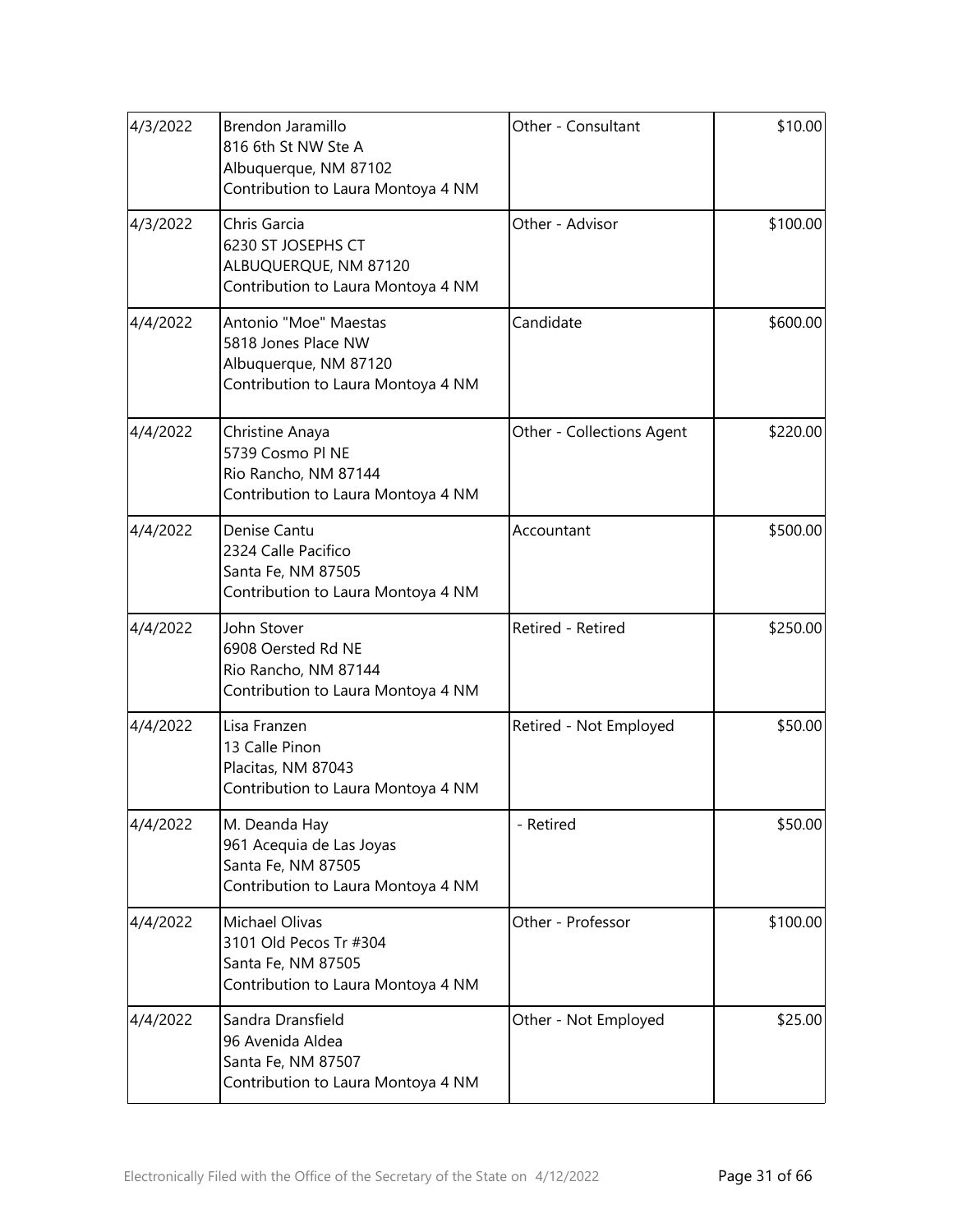| | | | |
|---|---|---|---|
| 4/3/2022 | Brendon Jaramillo<br>816 6th St NW Ste A<br>Albuquerque, NM 87102<br>Contribution to Laura Montoya 4 NM | Other - Consultant | $10.00 |
| 4/3/2022 | Chris Garcia<br>6230 ST JOSEPHS CT<br>ALBUQUERQUE, NM 87120<br>Contribution to Laura Montoya 4 NM | Other - Advisor | $100.00 |
| 4/4/2022 | Antonio "Moe" Maestas<br>5818 Jones Place NW<br>Albuquerque, NM 87120<br>Contribution to Laura Montoya 4 NM | Candidate | $600.00 |
| 4/4/2022 | Christine Anaya<br>5739 Cosmo Pl NE<br>Rio Rancho, NM 87144<br>Contribution to Laura Montoya 4 NM | Other - Collections Agent | $220.00 |
| 4/4/2022 | Denise Cantu<br>2324 Calle Pacifico<br>Santa Fe, NM 87505<br>Contribution to Laura Montoya 4 NM | Accountant | $500.00 |
| 4/4/2022 | John Stover<br>6908 Oersted Rd NE<br>Rio Rancho, NM 87144<br>Contribution to Laura Montoya 4 NM | Retired - Retired | $250.00 |
| 4/4/2022 | Lisa Franzen<br>13 Calle Pinon<br>Placitas, NM 87043<br>Contribution to Laura Montoya 4 NM | Retired - Not Employed | $50.00 |
| 4/4/2022 | M. Deanda Hay<br>961 Acequia de Las Joyas<br>Santa Fe, NM 87505<br>Contribution to Laura Montoya 4 NM | - Retired | $50.00 |
| 4/4/2022 | Michael Olivas<br>3101 Old Pecos Tr #304<br>Santa Fe, NM 87505<br>Contribution to Laura Montoya 4 NM | Other - Professor | $100.00 |
| 4/4/2022 | Sandra Dransfield<br>96 Avenida Aldea<br>Santa Fe, NM 87507<br>Contribution to Laura Montoya 4 NM | Other - Not Employed | $25.00 |

Electronically Filed with the Office of the Secretary of the State on 4/12/2022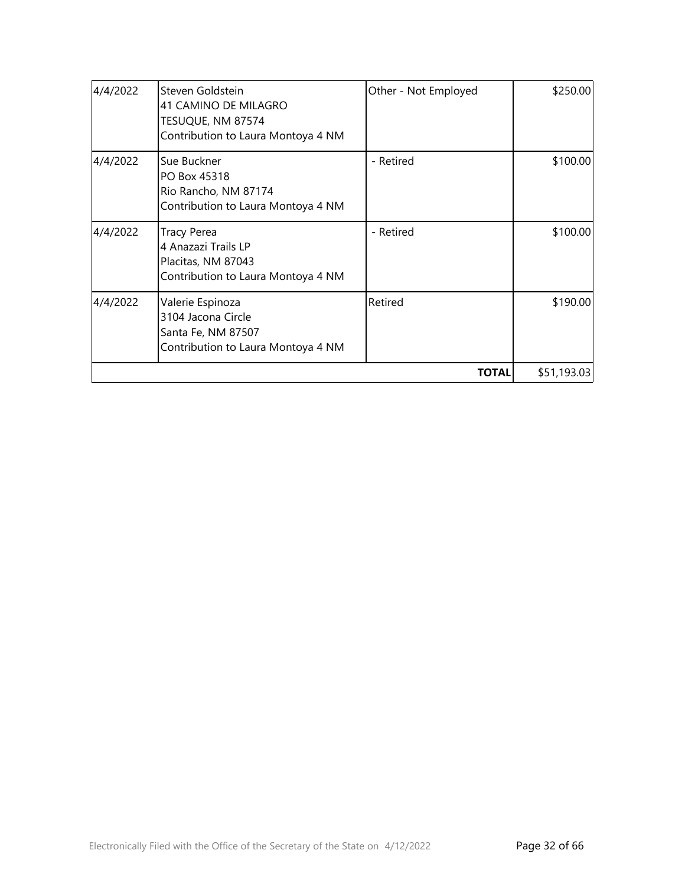| | | | |
|---|---|---|---|
| 4/4/2022 | Steven Goldstein<br>41 CAMINO DE MILAGRO<br>TESUQUE, NM 87574<br>Contribution to Laura Montoya 4 NM | Other - Not Employed | $250.00 |
| 4/4/2022 | Sue Buckner<br>PO Box 45318<br>Rio Rancho, NM 87174<br>Contribution to Laura Montoya 4 NM | - Retired | $100.00 |
| 4/4/2022 | Tracy Perea<br>4 Anazazi Trails LP<br>Placitas, NM 87043<br>Contribution to Laura Montoya 4 NM | - Retired | $100.00 |
| 4/4/2022 | Valerie Espinoza<br>3104 Jacona Circle<br>Santa Fe, NM 87507<br>Contribution to Laura Montoya 4 NM | Retired | $190.00 |
| | | **TOTAL** | $51,193.03 |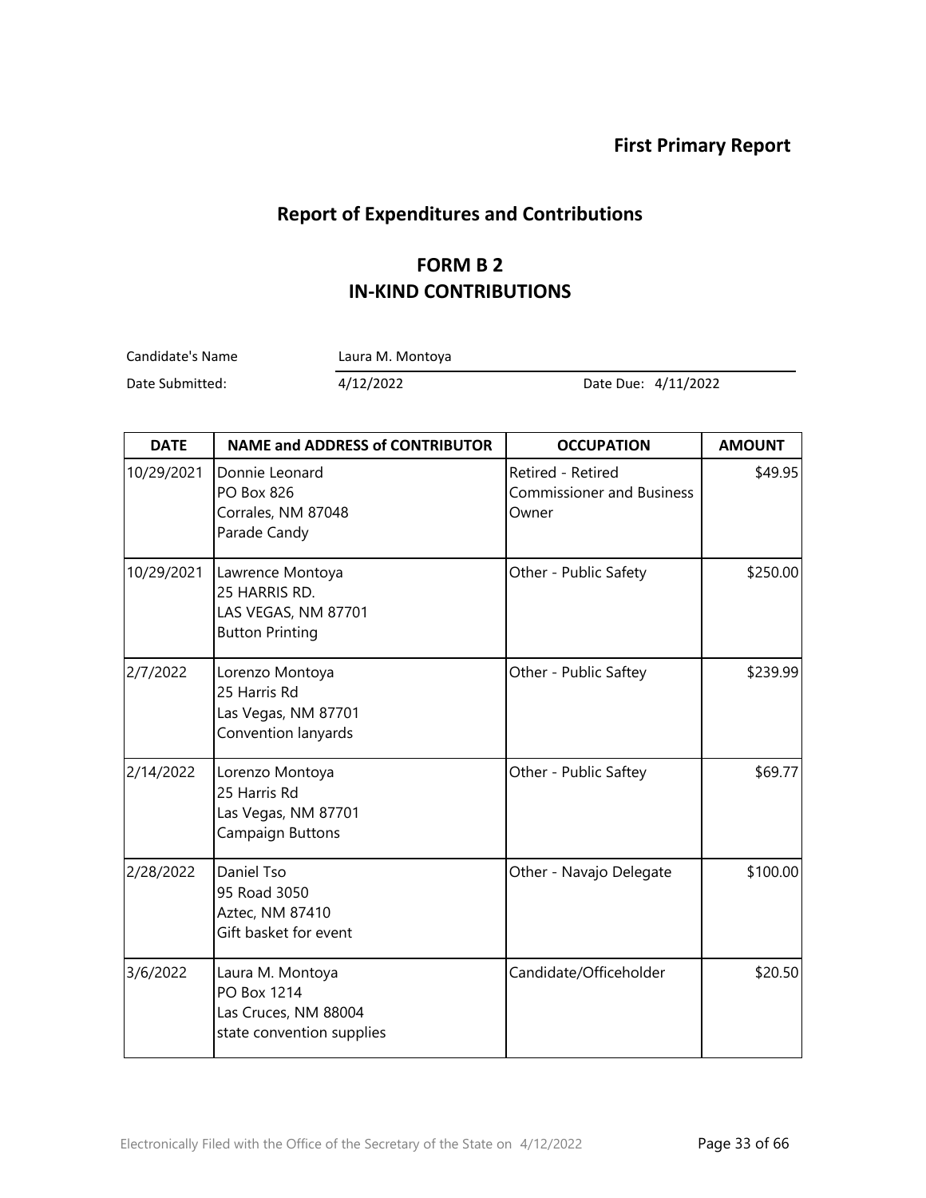**First Primary Report**

## Report of Expenditures and Contributions

### FORM B 2
### IN-KIND CONTRIBUTIONS

Candidate's Name: Laura M. Montoya

Date Submitted: 4/12/2022 Date Due: 4/11/2022

| DATE | NAME and ADDRESS of CONTRIBUTOR | OCCUPATION | AMOUNT |
|---|---|---|---|
| 10/29/2021 | Donnie Leonard<br>PO Box 826<br>Corrales, NM 87048<br>Parade Candy | Retired - Retired Commissioner and Business Owner | $49.95 |
| 10/29/2021 | Lawrence Montoya<br>25 HARRIS RD.<br>LAS VEGAS, NM 87701<br>Button Printing | Other - Public Safety | $250.00 |
| 2/7/2022 | Lorenzo Montoya<br>25 Harris Rd<br>Las Vegas, NM 87701<br>Convention lanyards | Other - Public Saftey | $239.99 |
| 2/14/2022 | Lorenzo Montoya<br>25 Harris Rd<br>Las Vegas, NM 87701<br>Campaign Buttons | Other - Public Saftey | $69.77 |
| 2/28/2022 | Daniel Tso<br>95 Road 3050<br>Aztec, NM 87410<br>Gift basket for event | Other - Navajo Delegate | $100.00 |
| 3/6/2022 | Laura M. Montoya<br>PO Box 1214<br>Las Cruces, NM 88004<br>state convention supplies | Candidate/Officeholder | $20.50 |

Electronically Filed with the Office of the Secretary of the State on 4/12/2022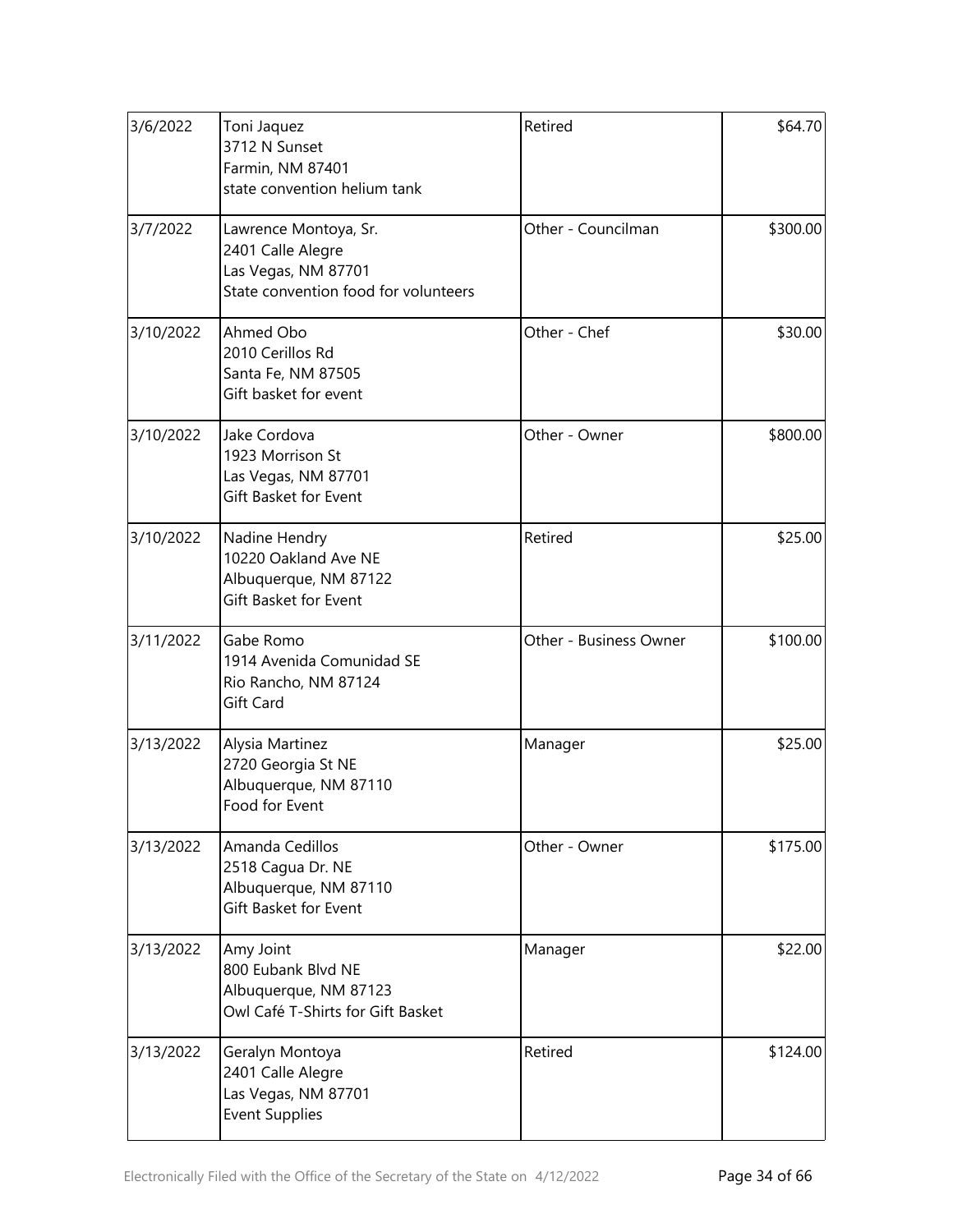| | | | |
|---|---|---|---|
| 3/6/2022 | Toni Jaquez<br>3712 N Sunset<br>Farmin, NM 87401<br>state convention helium tank | Retired | \$64.70 |
| 3/7/2022 | Lawrence Montoya, Sr.<br>2401 Calle Alegre<br>Las Vegas, NM 87701<br>State convention food for volunteers | Other - Councilman | \$300.00 |
| 3/10/2022 | Ahmed Obo<br>2010 Cerillos Rd<br>Santa Fe, NM 87505<br>Gift basket for event | Other - Chef | \$30.00 |
| 3/10/2022 | Jake Cordova<br>1923 Morrison St<br>Las Vegas, NM 87701<br>Gift Basket for Event | Other - Owner | \$800.00 |
| 3/10/2022 | Nadine Hendry<br>10220 Oakland Ave NE<br>Albuquerque, NM 87122<br>Gift Basket for Event | Retired | \$25.00 |
| 3/11/2022 | Gabe Romo<br>1914 Avenida Comunidad SE<br>Rio Rancho, NM 87124<br>Gift Card | Other - Business Owner | \$100.00 |
| 3/13/2022 | Alysia Martinez<br>2720 Georgia St NE<br>Albuquerque, NM 87110<br>Food for Event | Manager | \$25.00 |
| 3/13/2022 | Amanda Cedillos<br>2518 Cagua Dr. NE<br>Albuquerque, NM 87110<br>Gift Basket for Event | Other - Owner | \$175.00 |
| 3/13/2022 | Amy Joint<br>800 Eubank Blvd NE<br>Albuquerque, NM 87123<br>Owl Café T-Shirts for Gift Basket | Manager | \$22.00 |
| 3/13/2022 | Geralyn Montoya<br>2401 Calle Alegre<br>Las Vegas, NM 87701<br>Event Supplies | Retired | \$124.00 |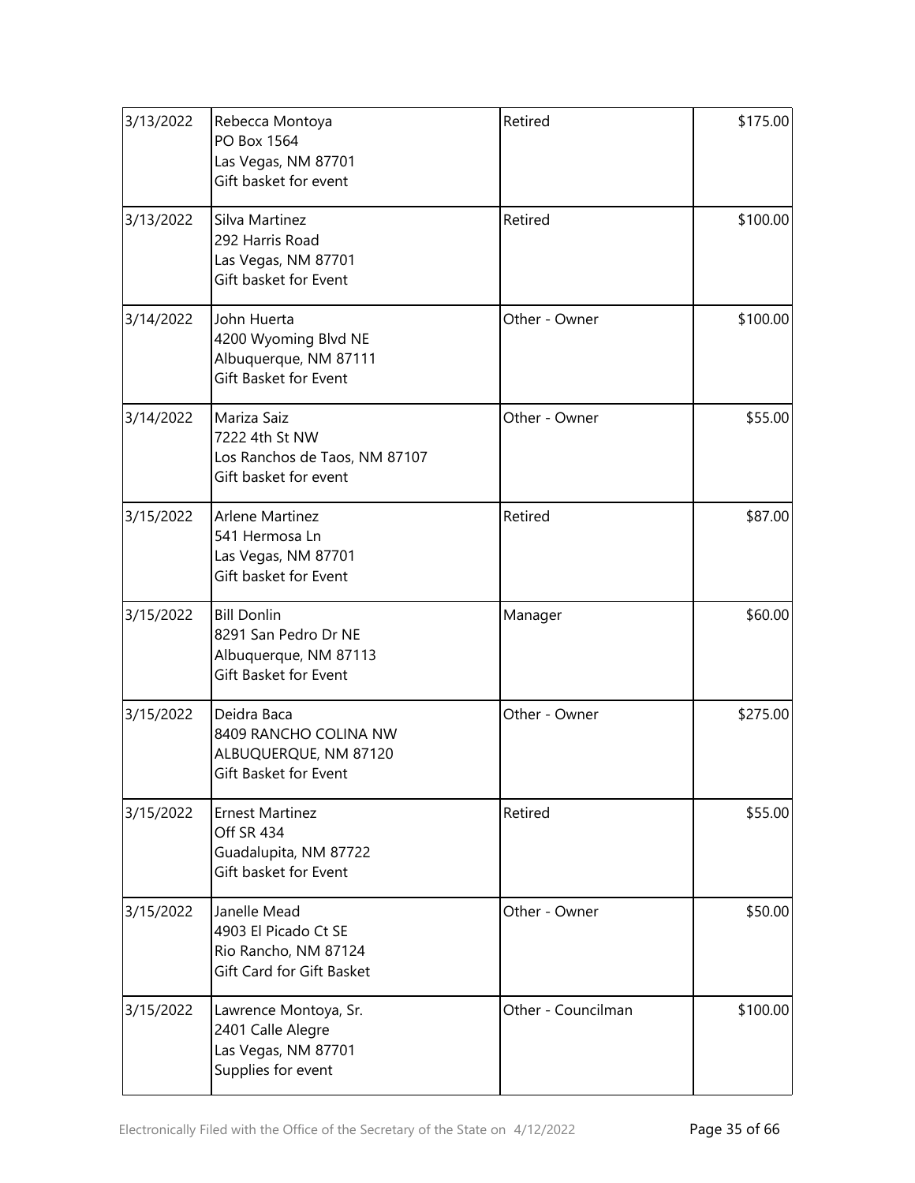| | | | |
|---|---|---|---|
| 3/13/2022 | Rebecca Montoya<br>PO Box 1564<br>Las Vegas, NM 87701<br>Gift basket for event | Retired | $175.00 |
| 3/13/2022 | Silva Martinez<br>292 Harris Road<br>Las Vegas, NM 87701<br>Gift basket for Event | Retired | $100.00 |
| 3/14/2022 | John Huerta<br>4200 Wyoming Blvd NE<br>Albuquerque, NM 87111<br>Gift Basket for Event | Other - Owner | $100.00 |
| 3/14/2022 | Mariza Saiz<br>7222 4th St NW<br>Los Ranchos de Taos, NM 87107<br>Gift basket for event | Other - Owner | $55.00 |
| 3/15/2022 | Arlene Martinez<br>541 Hermosa Ln<br>Las Vegas, NM 87701<br>Gift basket for Event | Retired | $87.00 |
| 3/15/2022 | Bill Donlin<br>8291 San Pedro Dr NE<br>Albuquerque, NM 87113<br>Gift Basket for Event | Manager | $60.00 |
| 3/15/2022 | Deidra Baca<br>8409 RANCHO COLINA NW<br>ALBUQUERQUE, NM 87120<br>Gift Basket for Event | Other - Owner | $275.00 |
| 3/15/2022 | Ernest Martinez<br>Off SR 434<br>Guadalupita, NM 87722<br>Gift basket for Event | Retired | $55.00 |
| 3/15/2022 | Janelle Mead<br>4903 El Picado Ct SE<br>Rio Rancho, NM 87124<br>Gift Card for Gift Basket | Other - Owner | $50.00 |
| 3/15/2022 | Lawrence Montoya, Sr.<br>2401 Calle Alegre<br>Las Vegas, NM 87701<br>Supplies for event | Other - Councilman | $100.00 |

Electronically Filed with the Office of the Secretary of the State on 4/12/2022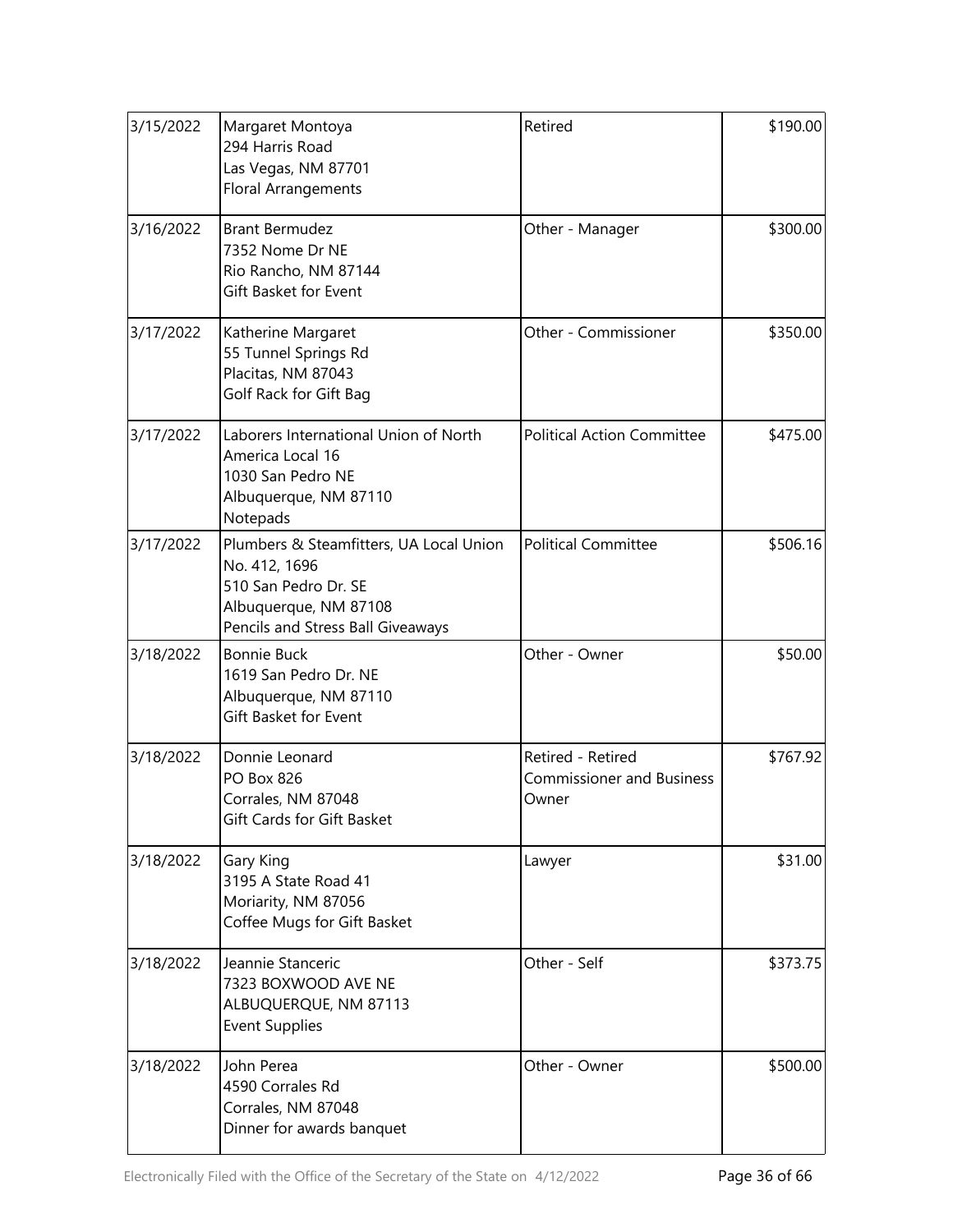| | | | |
|---|---|---|---|
| 3/15/2022 | Margaret Montoya<br>294 Harris Road<br>Las Vegas, NM 87701<br>Floral Arrangements | Retired | $190.00 |
| 3/16/2022 | Brant Bermudez<br>7352 Nome Dr NE<br>Rio Rancho, NM 87144<br>Gift Basket for Event | Other - Manager | $300.00 |
| 3/17/2022 | Katherine Margaret<br>55 Tunnel Springs Rd<br>Placitas, NM 87043<br>Golf Rack for Gift Bag | Other - Commissioner | $350.00 |
| 3/17/2022 | Laborers International Union of North America Local 16<br>1030 San Pedro NE<br>Albuquerque, NM 87110<br>Notepads | Political Action Committee | $475.00 |
| 3/17/2022 | Plumbers & Steamfitters, UA Local Union No. 412, 1696<br>510 San Pedro Dr. SE<br>Albuquerque, NM 87108<br>Pencils and Stress Ball Giveaways | Political Committee | $506.16 |
| 3/18/2022 | Bonnie Buck<br>1619 San Pedro Dr. NE<br>Albuquerque, NM 87110<br>Gift Basket for Event | Other - Owner | $50.00 |
| 3/18/2022 | Donnie Leonard<br>PO Box 826<br>Corrales, NM 87048<br>Gift Cards for Gift Basket | Retired - Retired Commissioner and Business Owner | $767.92 |
| 3/18/2022 | Gary King<br>3195 A State Road 41<br>Moriarity, NM 87056<br>Coffee Mugs for Gift Basket | Lawyer | $31.00 |
| 3/18/2022 | Jeannie Stanceric<br>7323 BOXWOOD AVE NE<br>ALBUQUERQUE, NM 87113<br>Event Supplies | Other - Self | $373.75 |
| 3/18/2022 | John Perea<br>4590 Corrales Rd<br>Corrales, NM 87048<br>Dinner for awards banquet | Other - Owner | $500.00 |

Electronically Filed with the Office of the Secretary of the State on 4/12/2022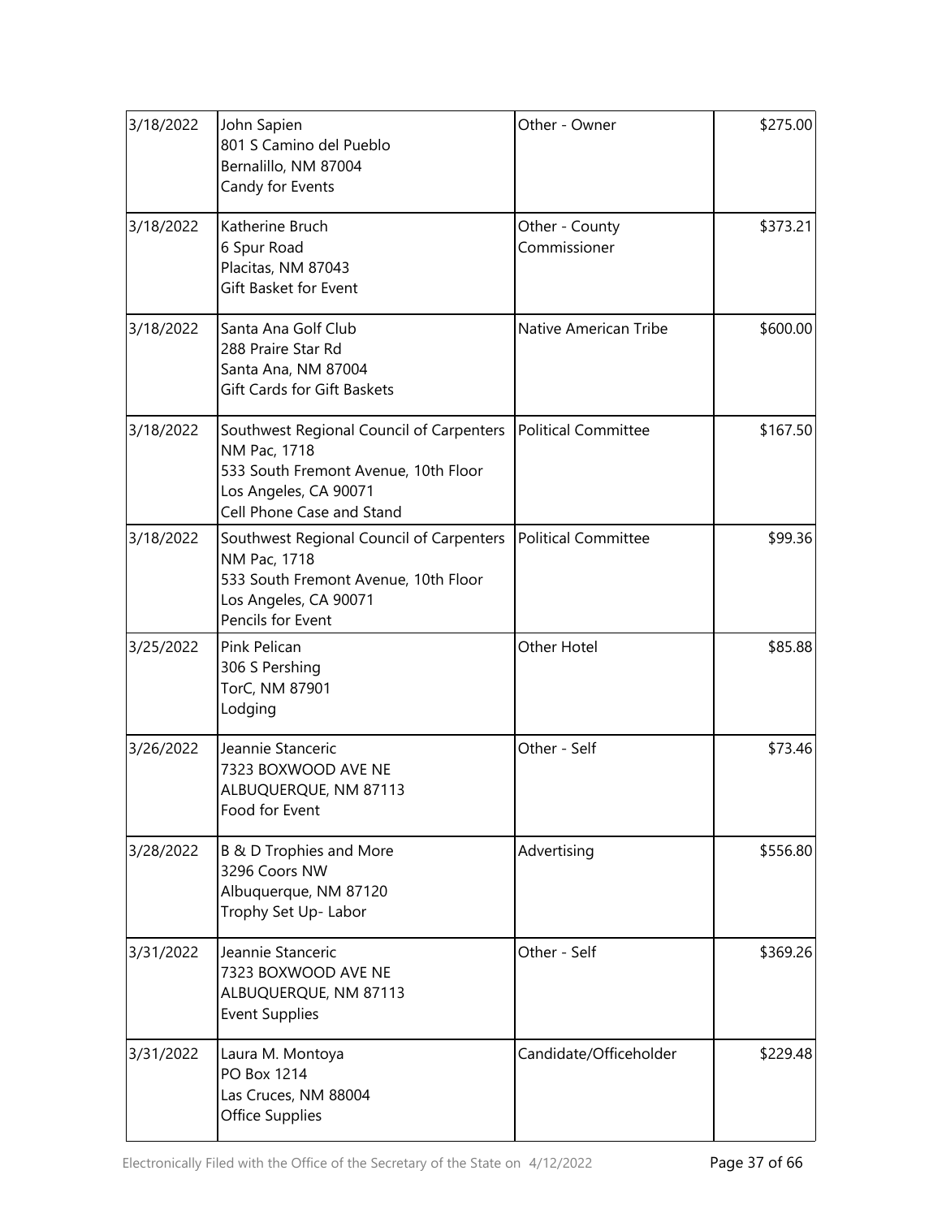| 3/18/2022 | John Sapien<br>801 S Camino del Pueblo<br>Bernalillo, NM 87004<br>Candy for Events | Other - Owner | $275.00 |
|---|---|---|---|
| 3/18/2022 | Katherine Bruch<br>6 Spur Road<br>Placitas, NM 87043<br>Gift Basket for Event | Other - County Commissioner | $373.21 |
| 3/18/2022 | Santa Ana Golf Club<br>288 Praire Star Rd<br>Santa Ana, NM 87004<br>Gift Cards for Gift Baskets | Native American Tribe | $600.00 |
| 3/18/2022 | Southwest Regional Council of Carpenters NM Pac, 1718<br>533 South Fremont Avenue, 10th Floor<br>Los Angeles, CA 90071<br>Cell Phone Case and Stand | Political Committee | $167.50 |
| 3/18/2022 | Southwest Regional Council of Carpenters NM Pac, 1718<br>533 South Fremont Avenue, 10th Floor<br>Los Angeles, CA 90071<br>Pencils for Event | Political Committee | $99.36 |
| 3/25/2022 | Pink Pelican<br>306 S Pershing<br>TorC, NM 87901<br>Lodging | Other Hotel | $85.88 |
| 3/26/2022 | Jeannie Stanceric<br>7323 BOXWOOD AVE NE<br>ALBUQUERQUE, NM 87113<br>Food for Event | Other - Self | $73.46 |
| 3/28/2022 | B & D Trophies and More<br>3296 Coors NW<br>Albuquerque, NM 87120<br>Trophy Set Up- Labor | Advertising | $556.80 |
| 3/31/2022 | Jeannie Stanceric<br>7323 BOXWOOD AVE NE<br>ALBUQUERQUE, NM 87113<br>Event Supplies | Other - Self | $369.26 |
| 3/31/2022 | Laura M. Montoya<br>PO Box 1214<br>Las Cruces, NM 88004<br>Office Supplies | Candidate/Officeholder | $229.48 |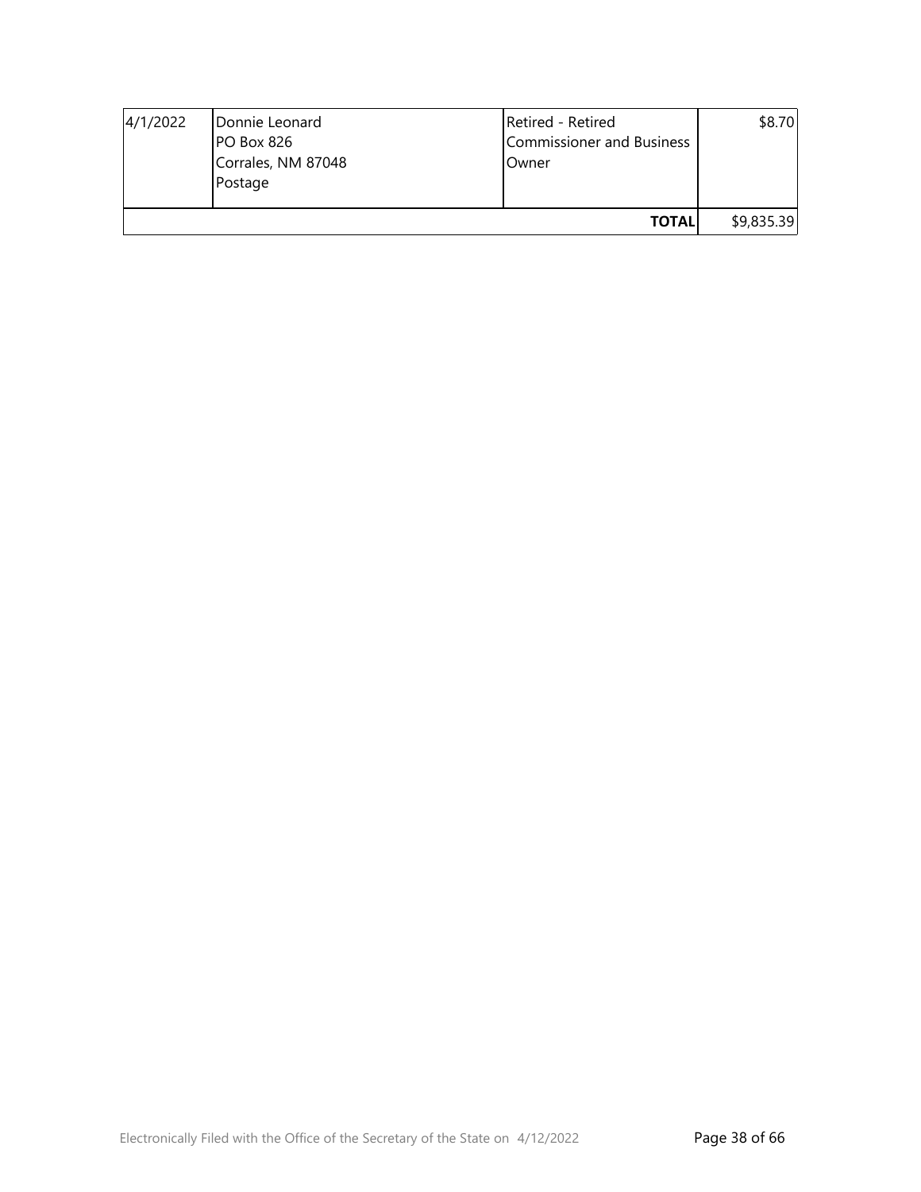| | | | |
|---|---|---|---|
| 4/1/2022 | Donnie Leonard<br>PO Box 826<br>Corrales, NM 87048<br>Postage | Retired - Retired Commissioner and Business Owner | $8.70 |
| | | **TOTAL** | $9,835.39 |

Electronically Filed with the Office of the Secretary of the State on 4/12/2022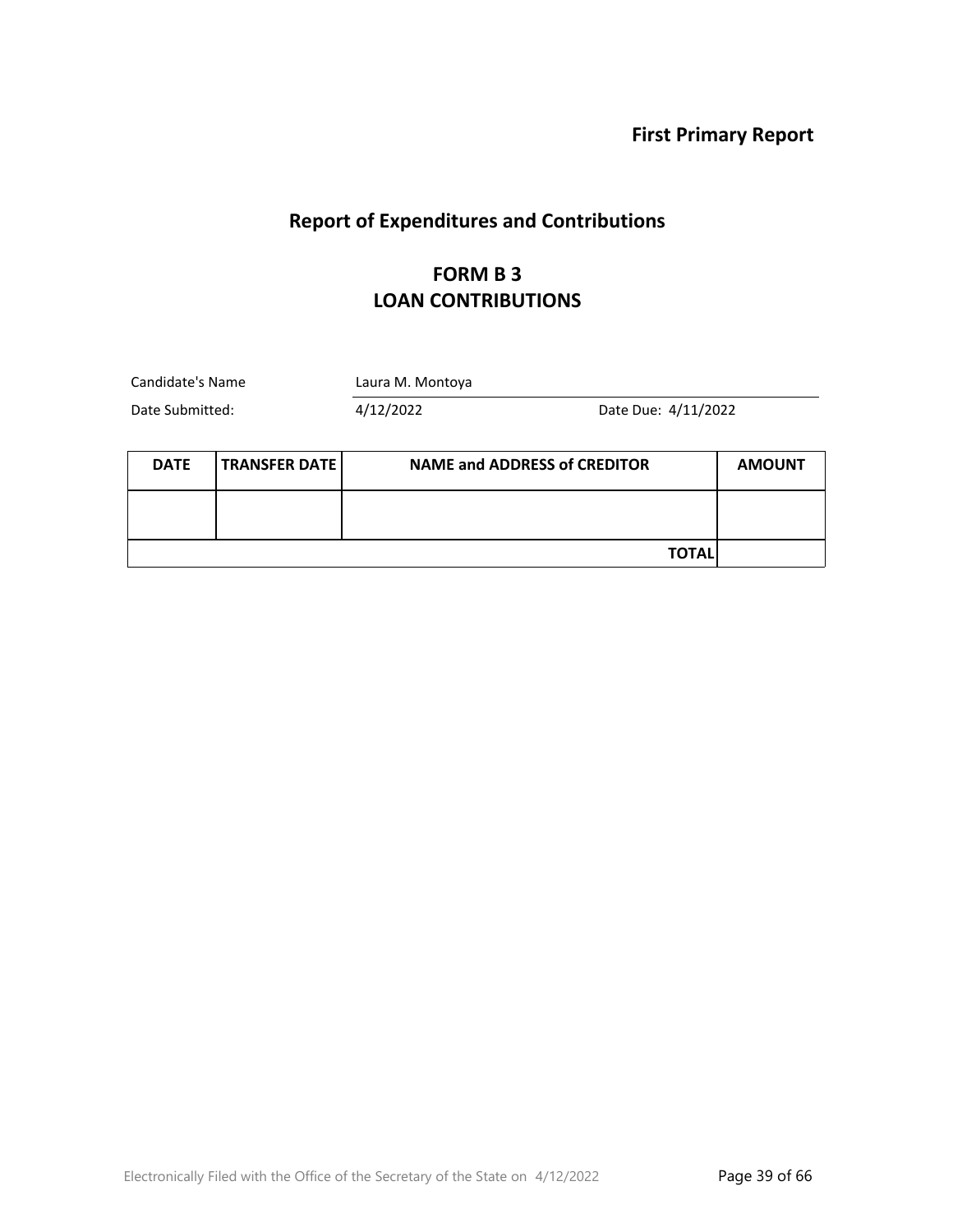**First Primary Report**

## Report of Expenditures and Contributions

### FORM B 3
### LOAN CONTRIBUTIONS

Candidate's Name Laura M. Montoya

Date Submitted: 4/12/2022 Date Due: 4/11/2022

| DATE | TRANSFER DATE | NAME and ADDRESS of CREDITOR | AMOUNT |
|---|---|---|---|
| | | | |
| | | **TOTAL** | |

Electronically Filed with the Office of the Secretary of the State on 4/12/2022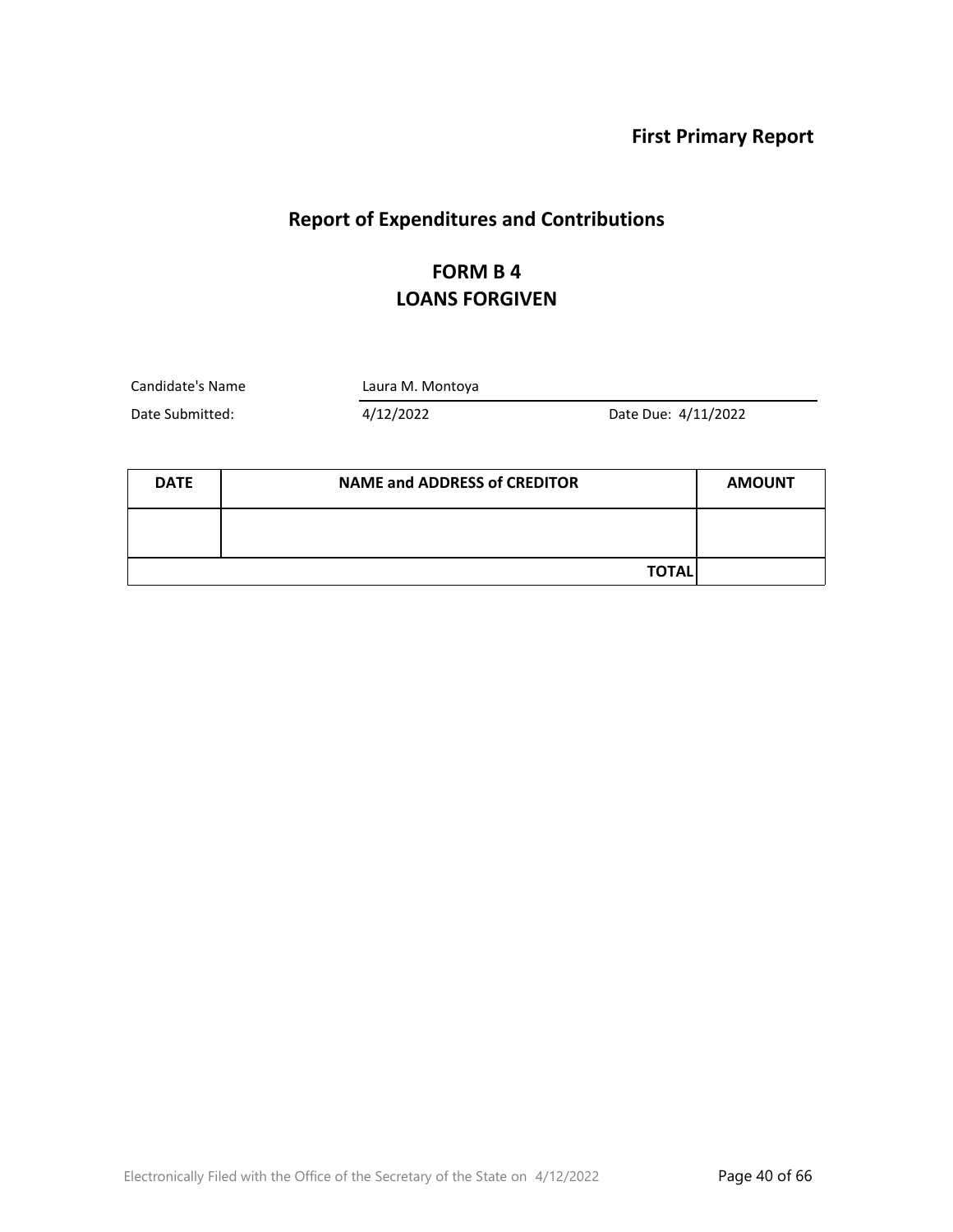**First Primary Report**

## Report of Expenditures and Contributions

## FORM B 4
## LOANS FORGIVEN

Candidate's Name: Laura M. Montoya

Date Submitted: 4/12/2022 Date Due: 4/11/2022

| DATE | NAME and ADDRESS of CREDITOR | AMOUNT |
|---|---|---|
| | | |
| | **TOTAL** | |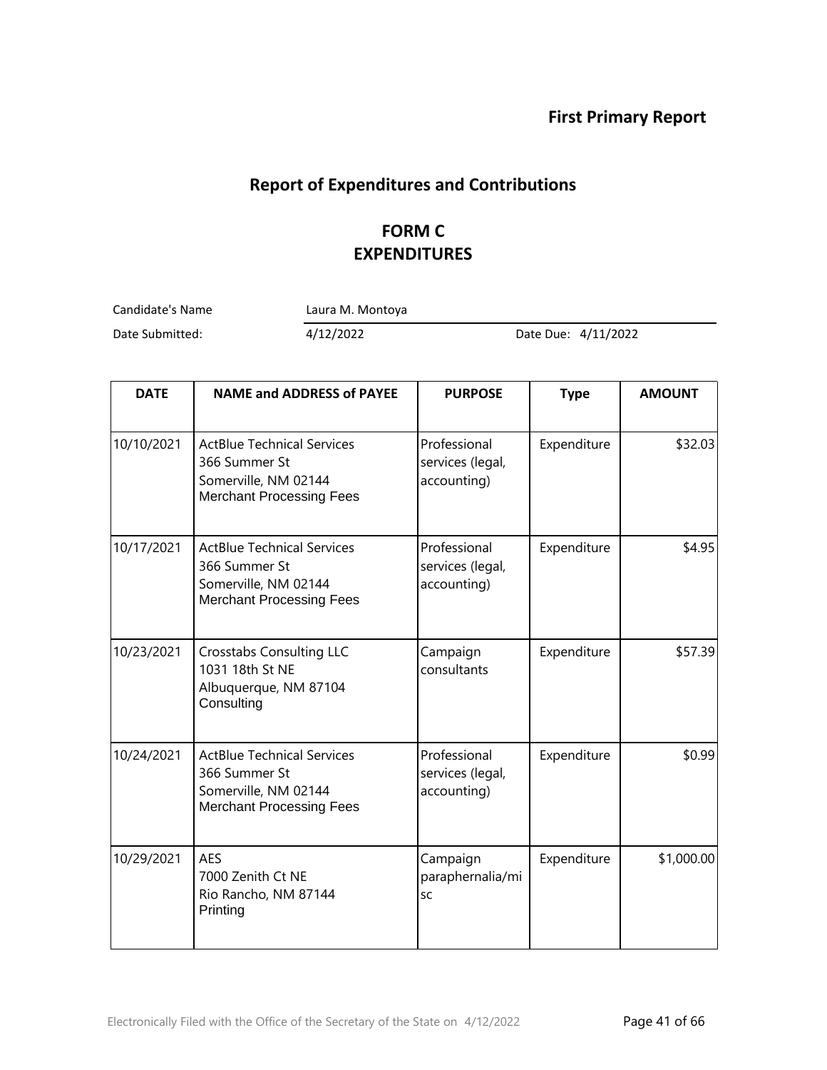**First Primary Report**

## Report of Expenditures and Contributions

### FORM C
### EXPENDITURES

Candidate's Name: Laura M. Montoya

Date Submitted: 4/12/2022 Date Due: 4/11/2022

| DATE | NAME and ADDRESS of PAYEE | PURPOSE | Type | AMOUNT |
|---|---|---|---|---|
| 10/10/2021 | ActBlue Technical Services<br>366 Summer St<br>Somerville, NM 02144<br>Merchant Processing Fees | Professional services (legal, accounting) | Expenditure | $32.03 |
| 10/17/2021 | ActBlue Technical Services<br>366 Summer St<br>Somerville, NM 02144<br>Merchant Processing Fees | Professional services (legal, accounting) | Expenditure | $4.95 |
| 10/23/2021 | Crosstabs Consulting LLC<br>1031 18th St NE<br>Albuquerque, NM 87104<br>Consulting | Campaign consultants | Expenditure | $57.39 |
| 10/24/2021 | ActBlue Technical Services<br>366 Summer St<br>Somerville, NM 02144<br>Merchant Processing Fees | Professional services (legal, accounting) | Expenditure | $0.99 |
| 10/29/2021 | AES<br>7000 Zenith Ct NE<br>Rio Rancho, NM 87144<br>Printing | Campaign paraphernalia/misc | Expenditure | $1,000.00 |

Electronically Filed with the Office of the Secretary of the State on 4/12/2022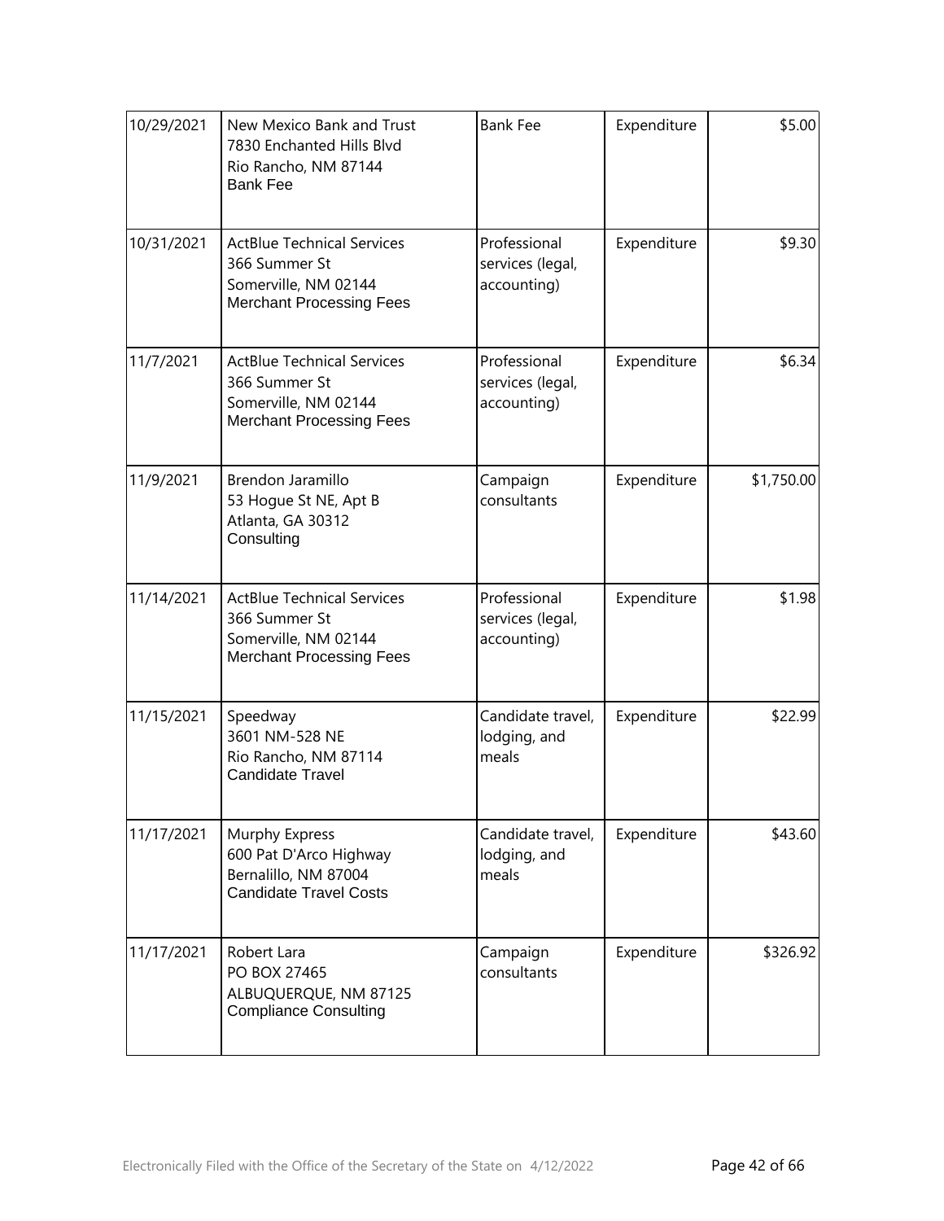| | | | | |
|---|---|---|---|---|
| 10/29/2021 | New Mexico Bank and Trust<br>7830 Enchanted Hills Blvd<br>Rio Rancho, NM 87144<br>Bank Fee | Bank Fee | Expenditure | $5.00 |
| 10/31/2021 | ActBlue Technical Services<br>366 Summer St<br>Somerville, NM 02144<br>Merchant Processing Fees | Professional services (legal, accounting) | Expenditure | $9.30 |
| 11/7/2021 | ActBlue Technical Services<br>366 Summer St<br>Somerville, NM 02144<br>Merchant Processing Fees | Professional services (legal, accounting) | Expenditure | $6.34 |
| 11/9/2021 | Brendon Jaramillo<br>53 Hogue St NE, Apt B<br>Atlanta, GA 30312<br>Consulting | Campaign consultants | Expenditure | $1,750.00 |
| 11/14/2021 | ActBlue Technical Services<br>366 Summer St<br>Somerville, NM 02144<br>Merchant Processing Fees | Professional services (legal, accounting) | Expenditure | $1.98 |
| 11/15/2021 | Speedway<br>3601 NM-528 NE<br>Rio Rancho, NM 87114<br>Candidate Travel | Candidate travel, lodging, and meals | Expenditure | $22.99 |
| 11/17/2021 | Murphy Express<br>600 Pat D'Arco Highway<br>Bernalillo, NM 87004<br>Candidate Travel Costs | Candidate travel, lodging, and meals | Expenditure | $43.60 |
| 11/17/2021 | Robert Lara<br>PO BOX 27465<br>ALBUQUERQUE, NM 87125<br>Compliance Consulting | Campaign consultants | Expenditure | $326.92 |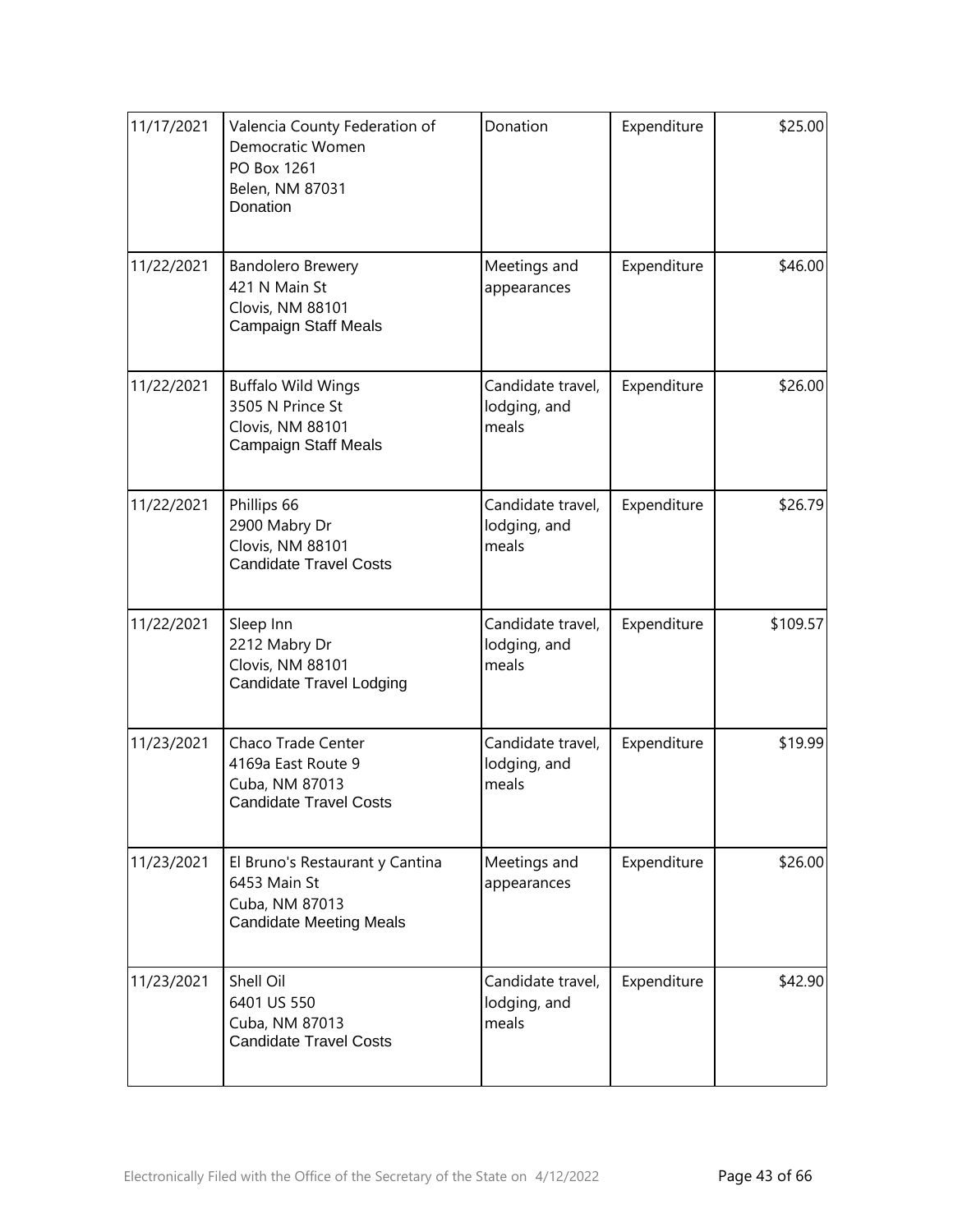| | | | | |
|---|---|---|---|---|
| 11/17/2021 | Valencia County Federation of Democratic Women<br>PO Box 1261<br>Belen, NM 87031<br>Donation | Donation | Expenditure | $25.00 |
| 11/22/2021 | Bandolero Brewery<br>421 N Main St<br>Clovis, NM 88101<br>Campaign Staff Meals | Meetings and appearances | Expenditure | $46.00 |
| 11/22/2021 | Buffalo Wild Wings<br>3505 N Prince St<br>Clovis, NM 88101<br>Campaign Staff Meals | Candidate travel, lodging, and meals | Expenditure | $26.00 |
| 11/22/2021 | Phillips 66<br>2900 Mabry Dr<br>Clovis, NM 88101<br>Candidate Travel Costs | Candidate travel, lodging, and meals | Expenditure | $26.79 |
| 11/22/2021 | Sleep Inn<br>2212 Mabry Dr<br>Clovis, NM 88101<br>Candidate Travel Lodging | Candidate travel, lodging, and meals | Expenditure | $109.57 |
| 11/23/2021 | Chaco Trade Center<br>4169a East Route 9<br>Cuba, NM 87013<br>Candidate Travel Costs | Candidate travel, lodging, and meals | Expenditure | $19.99 |
| 11/23/2021 | El Bruno's Restaurant y Cantina<br>6453 Main St<br>Cuba, NM 87013<br>Candidate Meeting Meals | Meetings and appearances | Expenditure | $26.00 |
| 11/23/2021 | Shell Oil<br>6401 US 550<br>Cuba, NM 87013<br>Candidate Travel Costs | Candidate travel, lodging, and meals | Expenditure | $42.90 |

Electronically Filed with the Office of the Secretary of the State on 4/12/2022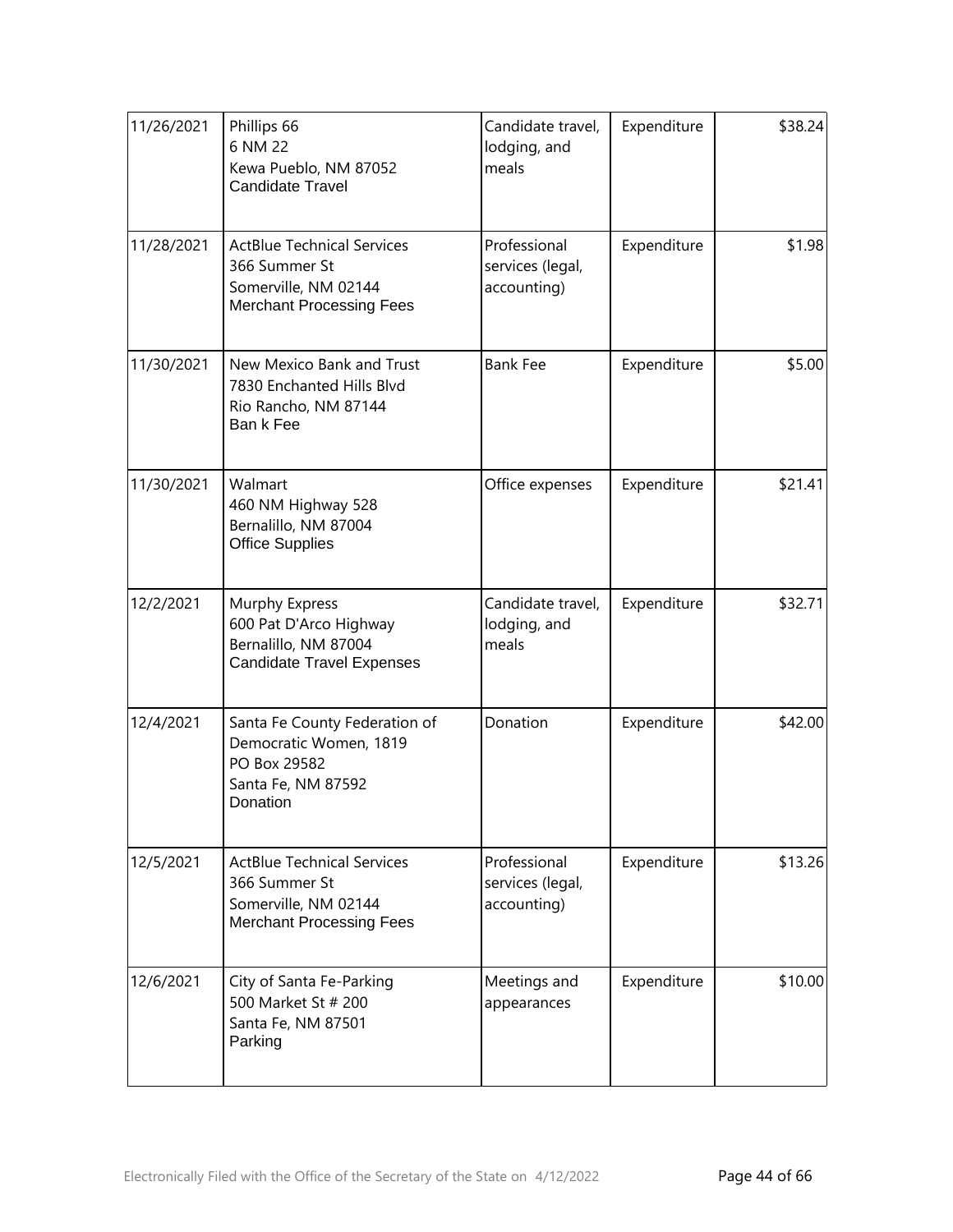| | | | | |
|---|---|---|---|---|
| 11/26/2021 | Phillips 66<br>6 NM 22<br>Kewa Pueblo, NM 87052<br>Candidate Travel | Candidate travel, lodging, and meals | Expenditure | $38.24 |
| 11/28/2021 | ActBlue Technical Services<br>366 Summer St<br>Somerville, NM 02144<br>Merchant Processing Fees | Professional services (legal, accounting) | Expenditure | $1.98 |
| 11/30/2021 | New Mexico Bank and Trust<br>7830 Enchanted Hills Blvd<br>Rio Rancho, NM 87144<br>Ban k Fee | Bank Fee | Expenditure | $5.00 |
| 11/30/2021 | Walmart<br>460 NM Highway 528<br>Bernalillo, NM 87004<br>Office Supplies | Office expenses | Expenditure | $21.41 |
| 12/2/2021 | Murphy Express<br>600 Pat D'Arco Highway<br>Bernalillo, NM 87004<br>Candidate Travel Expenses | Candidate travel, lodging, and meals | Expenditure | $32.71 |
| 12/4/2021 | Santa Fe County Federation of Democratic Women, 1819<br>PO Box 29582<br>Santa Fe, NM 87592<br>Donation | Donation | Expenditure | $42.00 |
| 12/5/2021 | ActBlue Technical Services<br>366 Summer St<br>Somerville, NM 02144<br>Merchant Processing Fees | Professional services (legal, accounting) | Expenditure | $13.26 |
| 12/6/2021 | City of Santa Fe-Parking<br>500 Market St # 200<br>Santa Fe, NM 87501<br>Parking | Meetings and appearances | Expenditure | $10.00 |

Electronically Filed with the Office of the Secretary of the State on 4/12/2022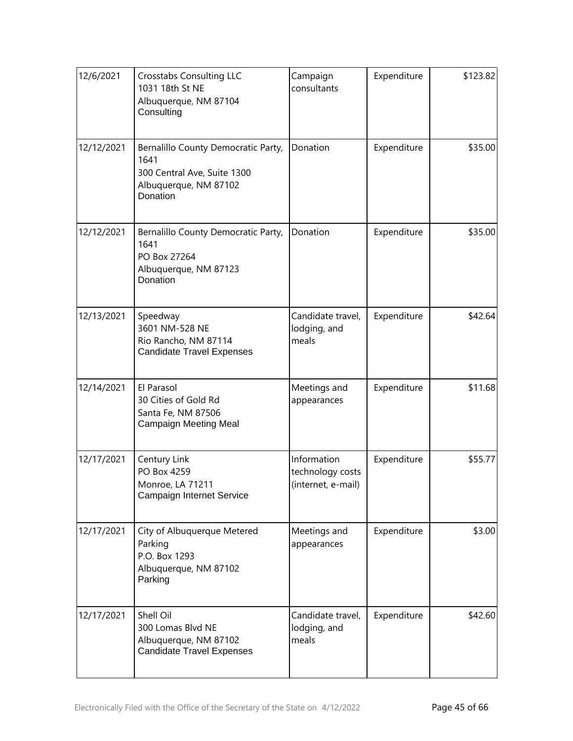| 12/6/2021 | Crosstabs Consulting LLC<br>1031 18th St NE<br>Albuquerque, NM 87104<br>Consulting | Campaign consultants | Expenditure | $123.82 |
|---|---|---|---|---|
| 12/12/2021 | Bernalillo County Democratic Party, 1641<br>300 Central Ave, Suite 1300<br>Albuquerque, NM 87102<br>Donation | Donation | Expenditure | $35.00 |
| 12/12/2021 | Bernalillo County Democratic Party, 1641<br>PO Box 27264<br>Albuquerque, NM 87123<br>Donation | Donation | Expenditure | $35.00 |
| 12/13/2021 | Speedway<br>3601 NM-528 NE<br>Rio Rancho, NM 87114<br>Candidate Travel Expenses | Candidate travel, lodging, and meals | Expenditure | $42.64 |
| 12/14/2021 | El Parasol<br>30 Cities of Gold Rd<br>Santa Fe, NM 87506<br>Campaign Meeting Meal | Meetings and appearances | Expenditure | $11.68 |
| 12/17/2021 | Century Link<br>PO Box 4259<br>Monroe, LA 71211<br>Campaign Internet Service | Information technology costs (internet, e-mail) | Expenditure | $55.77 |
| 12/17/2021 | City of Albuquerque Metered Parking<br>P.O. Box 1293<br>Albuquerque, NM 87102<br>Parking | Meetings and appearances | Expenditure | $3.00 |
| 12/17/2021 | Shell Oil<br>300 Lomas Blvd NE<br>Albuquerque, NM 87102<br>Candidate Travel Expenses | Candidate travel, lodging, and meals | Expenditure | $42.60 |

Electronically Filed with the Office of the Secretary of the State on 4/12/2022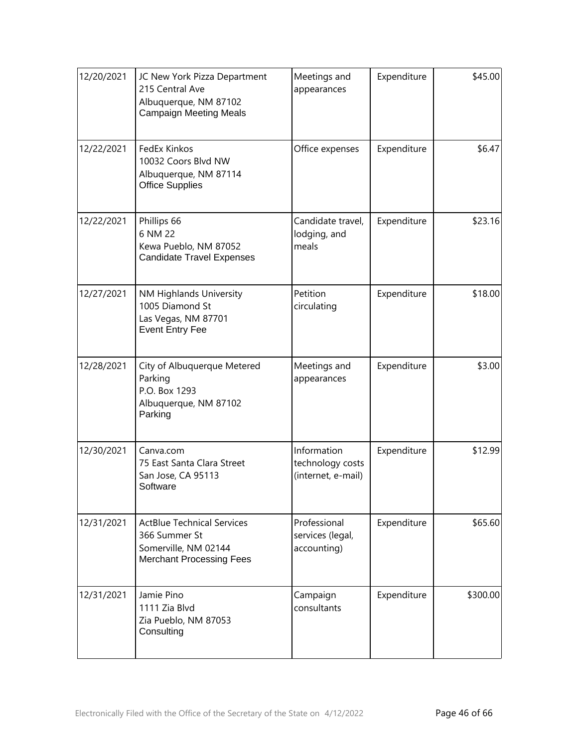| | | | | |
|---|---|---|---|---|
| 12/20/2021 | JC New York Pizza Department<br>215 Central Ave<br>Albuquerque, NM 87102<br>Campaign Meeting Meals | Meetings and appearances | Expenditure | $45.00 |
| 12/22/2021 | FedEx Kinkos<br>10032 Coors Blvd NW<br>Albuquerque, NM 87114<br>Office Supplies | Office expenses | Expenditure | $6.47 |
| 12/22/2021 | Phillips 66<br>6 NM 22<br>Kewa Pueblo, NM 87052<br>Candidate Travel Expenses | Candidate travel, lodging, and meals | Expenditure | $23.16 |
| 12/27/2021 | NM Highlands University<br>1005 Diamond St<br>Las Vegas, NM 87701<br>Event Entry Fee | Petition circulating | Expenditure | $18.00 |
| 12/28/2021 | City of Albuquerque Metered Parking<br>P.O. Box 1293<br>Albuquerque, NM 87102<br>Parking | Meetings and appearances | Expenditure | $3.00 |
| 12/30/2021 | Canva.com<br>75 East Santa Clara Street<br>San Jose, CA 95113<br>Software | Information technology costs (internet, e-mail) | Expenditure | $12.99 |
| 12/31/2021 | ActBlue Technical Services<br>366 Summer St<br>Somerville, NM 02144<br>Merchant Processing Fees | Professional services (legal, accounting) | Expenditure | $65.60 |
| 12/31/2021 | Jamie Pino<br>1111 Zia Blvd<br>Zia Pueblo, NM 87053<br>Consulting | Campaign consultants | Expenditure | $300.00 |

Electronically Filed with the Office of the Secretary of the State on 4/12/2022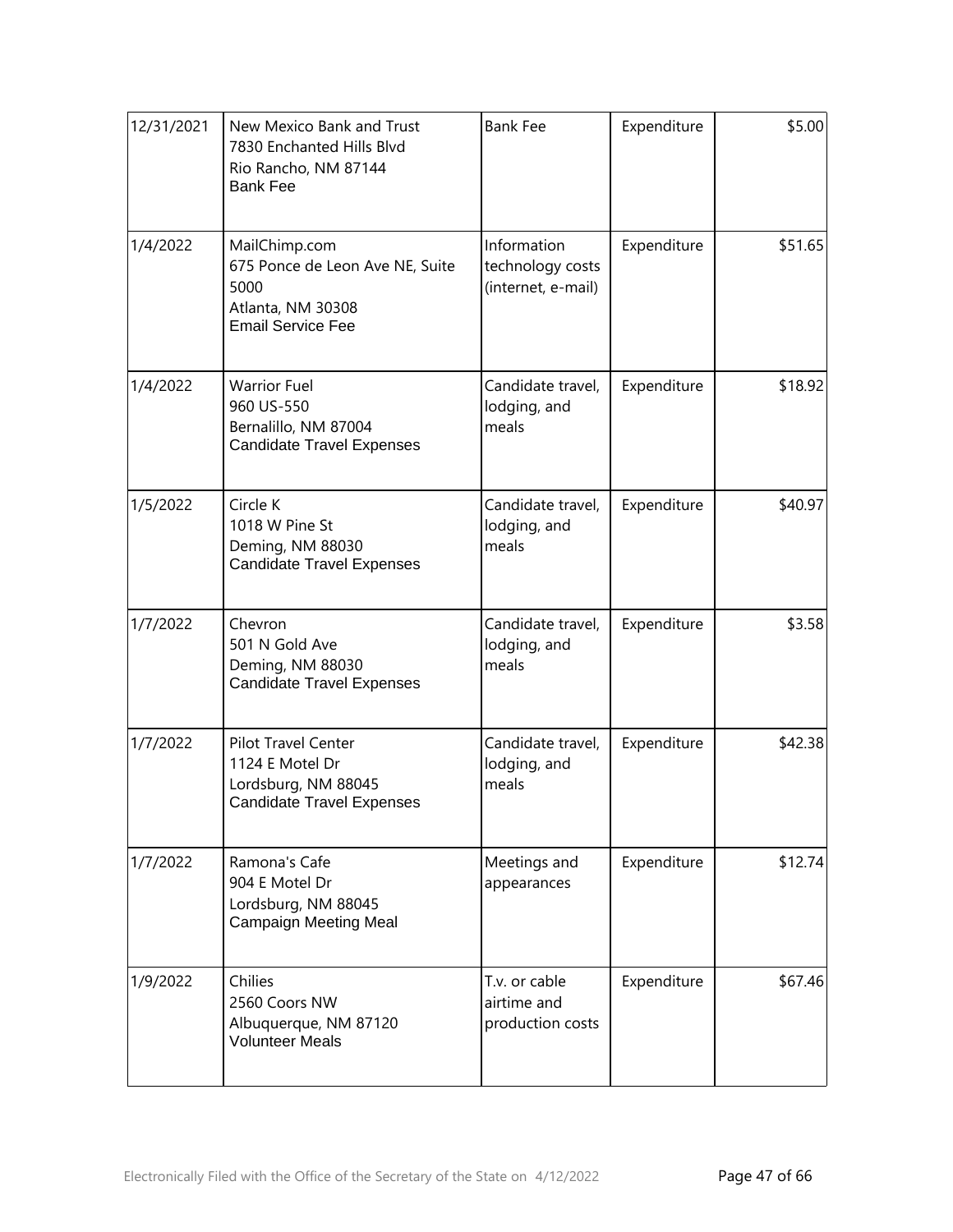| | | | | |
|---|---|---|---|---|
| 12/31/2021 | New Mexico Bank and Trust<br>7830 Enchanted Hills Blvd<br>Rio Rancho, NM 87144<br>Bank Fee | Bank Fee | Expenditure | $5.00 |
| 1/4/2022 | MailChimp.com<br>675 Ponce de Leon Ave NE, Suite 5000<br>Atlanta, NM 30308<br>Email Service Fee | Information technology costs (internet, e-mail) | Expenditure | $51.65 |
| 1/4/2022 | Warrior Fuel<br>960 US-550<br>Bernalillo, NM 87004<br>Candidate Travel Expenses | Candidate travel, lodging, and meals | Expenditure | $18.92 |
| 1/5/2022 | Circle K<br>1018 W Pine St<br>Deming, NM 88030<br>Candidate Travel Expenses | Candidate travel, lodging, and meals | Expenditure | $40.97 |
| 1/7/2022 | Chevron<br>501 N Gold Ave<br>Deming, NM 88030<br>Candidate Travel Expenses | Candidate travel, lodging, and meals | Expenditure | $3.58 |
| 1/7/2022 | Pilot Travel Center<br>1124 E Motel Dr<br>Lordsburg, NM 88045<br>Candidate Travel Expenses | Candidate travel, lodging, and meals | Expenditure | $42.38 |
| 1/7/2022 | Ramona's Cafe<br>904 E Motel Dr<br>Lordsburg, NM 88045<br>Campaign Meeting Meal | Meetings and appearances | Expenditure | $12.74 |
| 1/9/2022 | Chilies<br>2560 Coors NW<br>Albuquerque, NM 87120<br>Volunteer Meals | T.v. or cable airtime and production costs | Expenditure | $67.46 |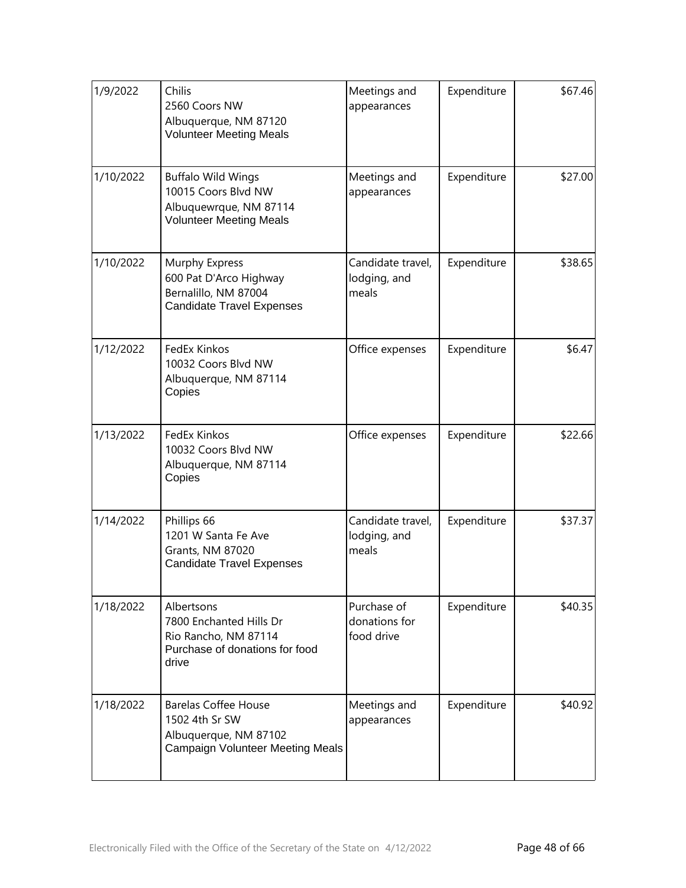| | | | | |
|---|---|---|---|---|
| 1/9/2022 | Chilis<br>2560 Coors NW<br>Albuquerque, NM 87120<br>Volunteer Meeting Meals | Meetings and appearances | Expenditure | $67.46 |
| 1/10/2022 | Buffalo Wild Wings<br>10015 Coors Blvd NW<br>Albuquewrque, NM 87114<br>Volunteer Meeting Meals | Meetings and appearances | Expenditure | $27.00 |
| 1/10/2022 | Murphy Express<br>600 Pat D'Arco Highway<br>Bernalillo, NM 87004<br>Candidate Travel Expenses | Candidate travel, lodging, and meals | Expenditure | $38.65 |
| 1/12/2022 | FedEx Kinkos<br>10032 Coors Blvd NW<br>Albuquerque, NM 87114<br>Copies | Office expenses | Expenditure | $6.47 |
| 1/13/2022 | FedEx Kinkos<br>10032 Coors Blvd NW<br>Albuquerque, NM 87114<br>Copies | Office expenses | Expenditure | $22.66 |
| 1/14/2022 | Phillips 66<br>1201 W Santa Fe Ave<br>Grants, NM 87020<br>Candidate Travel Expenses | Candidate travel, lodging, and meals | Expenditure | $37.37 |
| 1/18/2022 | Albertsons<br>7800 Enchanted Hills Dr<br>Rio Rancho, NM 87114<br>Purchase of donations for food drive | Purchase of donations for food drive | Expenditure | $40.35 |
| 1/18/2022 | Barelas Coffee House<br>1502 4th Sr SW<br>Albuquerque, NM 87102<br>Campaign Volunteer Meeting Meals | Meetings and appearances | Expenditure | $40.92 |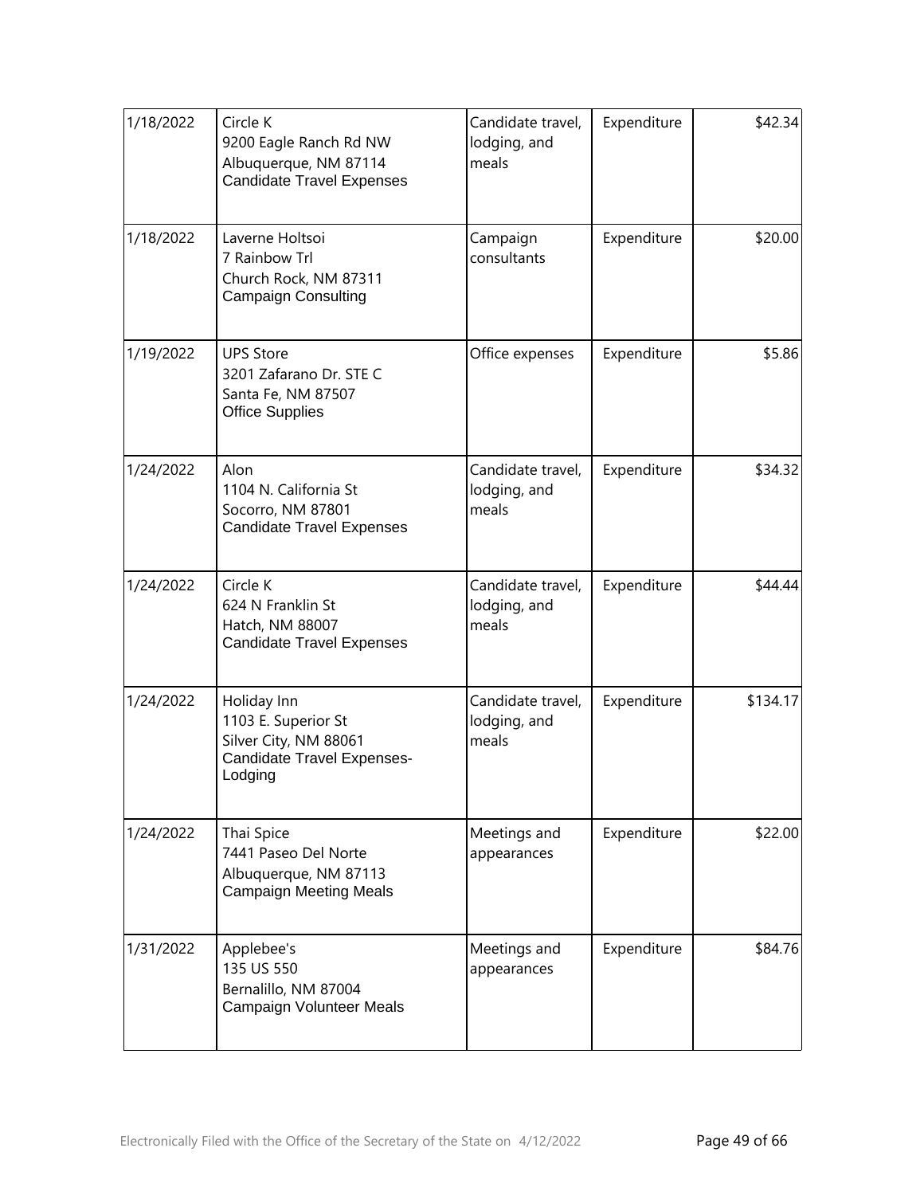| | | | | |
|---|---|---|---|---|
| 1/18/2022 | Circle K<br>9200 Eagle Ranch Rd NW<br>Albuquerque, NM 87114<br>Candidate Travel Expenses | Candidate travel, lodging, and meals | Expenditure | $42.34 |
| 1/18/2022 | Laverne Holtsoi<br>7 Rainbow Trl<br>Church Rock, NM 87311<br>Campaign Consulting | Campaign consultants | Expenditure | $20.00 |
| 1/19/2022 | UPS Store<br>3201 Zafarano Dr. STE C<br>Santa Fe, NM 87507<br>Office Supplies | Office expenses | Expenditure | $5.86 |
| 1/24/2022 | Alon<br>1104 N. California St<br>Socorro, NM 87801<br>Candidate Travel Expenses | Candidate travel, lodging, and meals | Expenditure | $34.32 |
| 1/24/2022 | Circle K<br>624 N Franklin St<br>Hatch, NM 88007<br>Candidate Travel Expenses | Candidate travel, lodging, and meals | Expenditure | $44.44 |
| 1/24/2022 | Holiday Inn<br>1103 E. Superior St<br>Silver City, NM 88061<br>Candidate Travel Expenses-Lodging | Candidate travel, lodging, and meals | Expenditure | $134.17 |
| 1/24/2022 | Thai Spice<br>7441 Paseo Del Norte<br>Albuquerque, NM 87113<br>Campaign Meeting Meals | Meetings and appearances | Expenditure | $22.00 |
| 1/31/2022 | Applebee's<br>135 US 550<br>Bernalillo, NM 87004<br>Campaign Volunteer Meals | Meetings and appearances | Expenditure | $84.76 |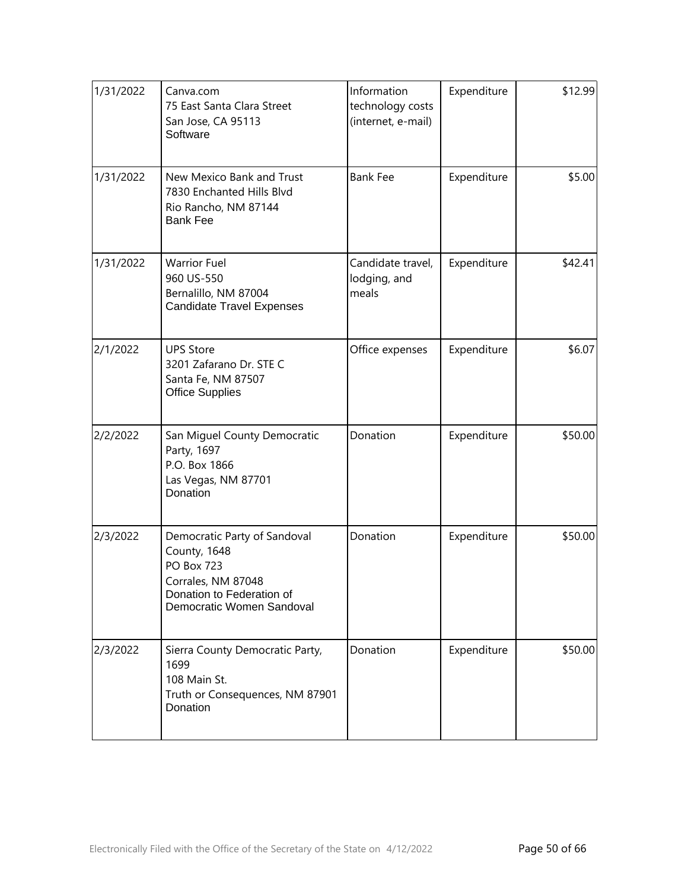| | | | | |
|---|---|---|---|---|
| 1/31/2022 | Canva.com<br>75 East Santa Clara Street<br>San Jose, CA 95113<br>Software | Information technology costs (internet, e-mail) | Expenditure | $12.99 |
| 1/31/2022 | New Mexico Bank and Trust<br>7830 Enchanted Hills Blvd<br>Rio Rancho, NM 87144<br>Bank Fee | Bank Fee | Expenditure | $5.00 |
| 1/31/2022 | Warrior Fuel<br>960 US-550<br>Bernalillo, NM 87004<br>Candidate Travel Expenses | Candidate travel, lodging, and meals | Expenditure | $42.41 |
| 2/1/2022 | UPS Store<br>3201 Zafarano Dr. STE C<br>Santa Fe, NM 87507<br>Office Supplies | Office expenses | Expenditure | $6.07 |
| 2/2/2022 | San Miguel County Democratic Party, 1697<br>P.O. Box 1866<br>Las Vegas, NM 87701<br>Donation | Donation | Expenditure | $50.00 |
| 2/3/2022 | Democratic Party of Sandoval County, 1648<br>PO Box 723<br>Corrales, NM 87048<br>Donation to Federation of Democratic Women Sandoval | Donation | Expenditure | $50.00 |
| 2/3/2022 | Sierra County Democratic Party, 1699<br>108 Main St.<br>Truth or Consequences, NM 87901<br>Donation | Donation | Expenditure | $50.00 |

Electronically Filed with the Office of the Secretary of the State on 4/12/2022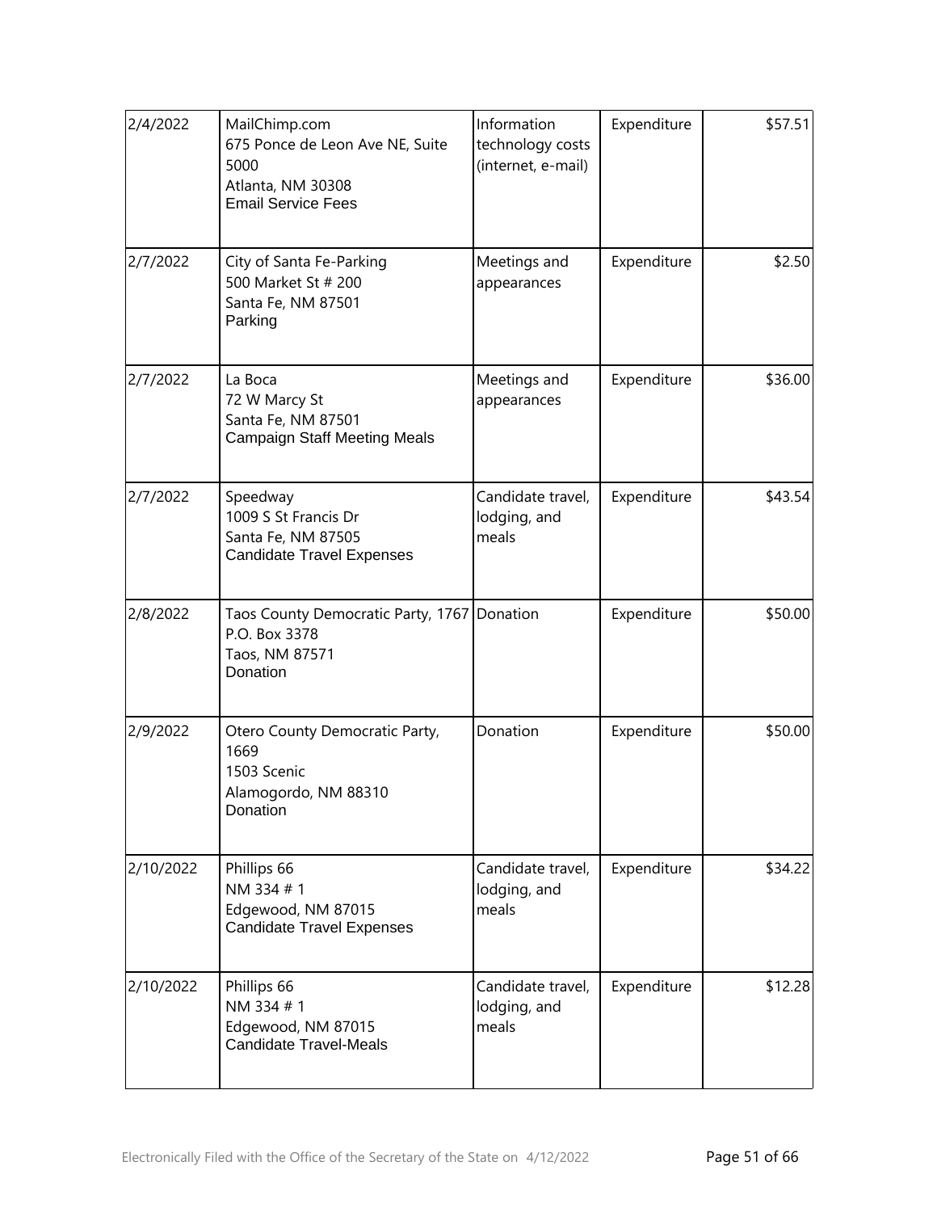| 2/4/2022 | MailChimp.com<br>675 Ponce de Leon Ave NE, Suite 5000<br>Atlanta, NM 30308<br>Email Service Fees | Information technology costs (internet, e-mail) | Expenditure | $57.51 |
|---|---|---|---|---|
| 2/7/2022 | City of Santa Fe-Parking<br>500 Market St # 200<br>Santa Fe, NM 87501<br>Parking | Meetings and appearances | Expenditure | $2.50 |
| 2/7/2022 | La Boca<br>72 W Marcy St<br>Santa Fe, NM 87501<br>Campaign Staff Meeting Meals | Meetings and appearances | Expenditure | $36.00 |
| 2/7/2022 | Speedway<br>1009 S St Francis Dr<br>Santa Fe, NM 87505<br>Candidate Travel Expenses | Candidate travel, lodging, and meals | Expenditure | $43.54 |
| 2/8/2022 | Taos County Democratic Party, 1767<br>P.O. Box 3378<br>Taos, NM 87571<br>Donation | Donation | Expenditure | $50.00 |
| 2/9/2022 | Otero County Democratic Party, 1669<br>1503 Scenic<br>Alamogordo, NM 88310<br>Donation | Donation | Expenditure | $50.00 |
| 2/10/2022 | Phillips 66<br>NM 334 # 1<br>Edgewood, NM 87015<br>Candidate Travel Expenses | Candidate travel, lodging, and meals | Expenditure | $34.22 |
| 2/10/2022 | Phillips 66<br>NM 334 # 1<br>Edgewood, NM 87015<br>Candidate Travel-Meals | Candidate travel, lodging, and meals | Expenditure | $12.28 |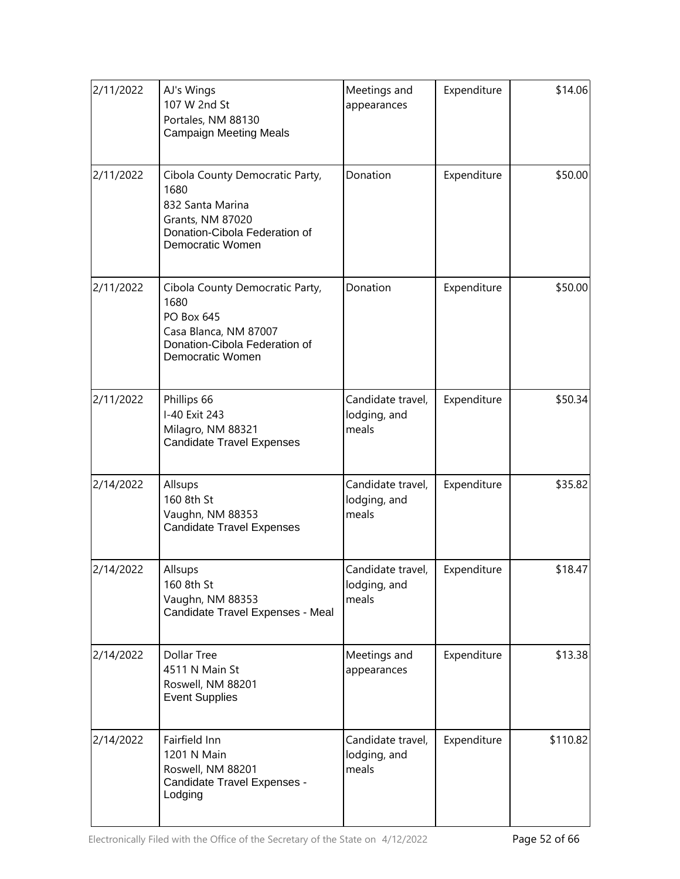| | | | | |
|---|---|---|---|---|
| 2/11/2022 | AJ's Wings<br>107 W 2nd St<br>Portales, NM 88130<br>Campaign Meeting Meals | Meetings and appearances | Expenditure | $14.06 |
| 2/11/2022 | Cibola County Democratic Party, 1680<br>832 Santa Marina<br>Grants, NM 87020<br>Donation-Cibola Federation of Democratic Women | Donation | Expenditure | $50.00 |
| 2/11/2022 | Cibola County Democratic Party, 1680<br>PO Box 645<br>Casa Blanca, NM 87007<br>Donation-Cibola Federation of Democratic Women | Donation | Expenditure | $50.00 |
| 2/11/2022 | Phillips 66<br>I-40 Exit 243<br>Milagro, NM 88321<br>Candidate Travel Expenses | Candidate travel, lodging, and meals | Expenditure | $50.34 |
| 2/14/2022 | Allsups<br>160 8th St<br>Vaughn, NM 88353<br>Candidate Travel Expenses | Candidate travel, lodging, and meals | Expenditure | $35.82 |
| 2/14/2022 | Allsups<br>160 8th St<br>Vaughn, NM 88353<br>Candidate Travel Expenses - Meal | Candidate travel, lodging, and meals | Expenditure | $18.47 |
| 2/14/2022 | Dollar Tree<br>4511 N Main St<br>Roswell, NM 88201<br>Event Supplies | Meetings and appearances | Expenditure | $13.38 |
| 2/14/2022 | Fairfield Inn<br>1201 N Main<br>Roswell, NM 88201<br>Candidate Travel Expenses - Lodging | Candidate travel, lodging, and meals | Expenditure | $110.82 |

Electronically Filed with the Office of the Secretary of the State on 4/12/2022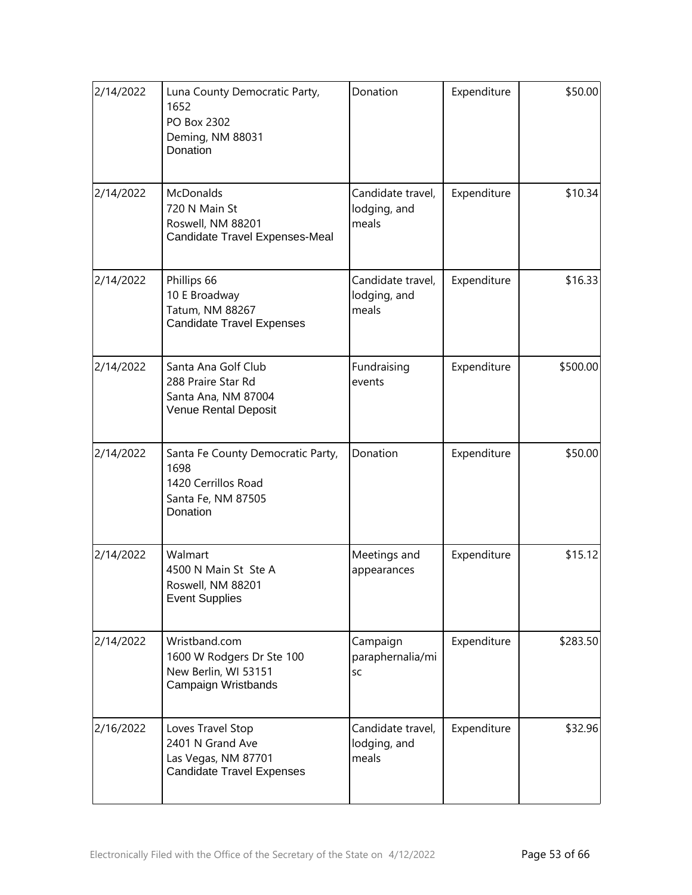| 2/14/2022 | Luna County Democratic Party, 1652<br>PO Box 2302<br>Deming, NM 88031<br>Donation | Donation | Expenditure | $50.00 |
|---|---|---|---|---|
| 2/14/2022 | McDonalds<br>720 N Main St<br>Roswell, NM 88201<br>Candidate Travel Expenses-Meal | Candidate travel, lodging, and meals | Expenditure | $10.34 |
| 2/14/2022 | Phillips 66<br>10 E Broadway<br>Tatum, NM 88267<br>Candidate Travel Expenses | Candidate travel, lodging, and meals | Expenditure | $16.33 |
| 2/14/2022 | Santa Ana Golf Club<br>288 Praire Star Rd<br>Santa Ana, NM 87004<br>Venue Rental Deposit | Fundraising events | Expenditure | $500.00 |
| 2/14/2022 | Santa Fe County Democratic Party, 1698<br>1420 Cerrillos Road<br>Santa Fe, NM 87505<br>Donation | Donation | Expenditure | $50.00 |
| 2/14/2022 | Walmart<br>4500 N Main St Ste A<br>Roswell, NM 88201<br>Event Supplies | Meetings and appearances | Expenditure | $15.12 |
| 2/14/2022 | Wristband.com<br>1600 W Rodgers Dr Ste 100<br>New Berlin, WI 53151<br>Campaign Wristbands | Campaign paraphernalia/misc | Expenditure | $283.50 |
| 2/16/2022 | Loves Travel Stop<br>2401 N Grand Ave<br>Las Vegas, NM 87701<br>Candidate Travel Expenses | Candidate travel, lodging, and meals | Expenditure | $32.96 |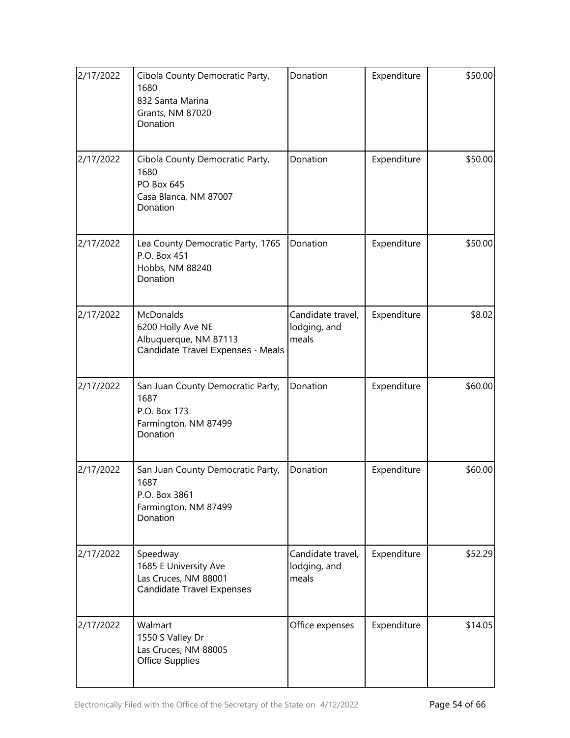| 2/17/2022 | Cibola County Democratic Party, 1680<br>832 Santa Marina<br>Grants, NM 87020<br>Donation | Donation | Expenditure | $50.00 |
|---|---|---|---|---|
| 2/17/2022 | Cibola County Democratic Party, 1680<br>PO Box 645<br>Casa Blanca, NM 87007<br>Donation | Donation | Expenditure | $50.00 |
| 2/17/2022 | Lea County Democratic Party, 1765<br>P.O. Box 451<br>Hobbs, NM 88240<br>Donation | Donation | Expenditure | $50.00 |
| 2/17/2022 | McDonalds<br>6200 Holly Ave NE<br>Albuquerque, NM 87113<br>Candidate Travel Expenses - Meals | Candidate travel, lodging, and meals | Expenditure | $8.02 |
| 2/17/2022 | San Juan County Democratic Party, 1687<br>P.O. Box 173<br>Farmington, NM 87499<br>Donation | Donation | Expenditure | $60.00 |
| 2/17/2022 | San Juan County Democratic Party, 1687<br>P.O. Box 3861<br>Farmington, NM 87499<br>Donation | Donation | Expenditure | $60.00 |
| 2/17/2022 | Speedway<br>1685 E University Ave<br>Las Cruces, NM 88001<br>Candidate Travel Expenses | Candidate travel, lodging, and meals | Expenditure | $52.29 |
| 2/17/2022 | Walmart<br>1550 S Valley Dr<br>Las Cruces, NM 88005<br>Office Supplies | Office expenses | Expenditure | $14.05 |

Electronically Filed with the Office of the Secretary of the State on 4/12/2022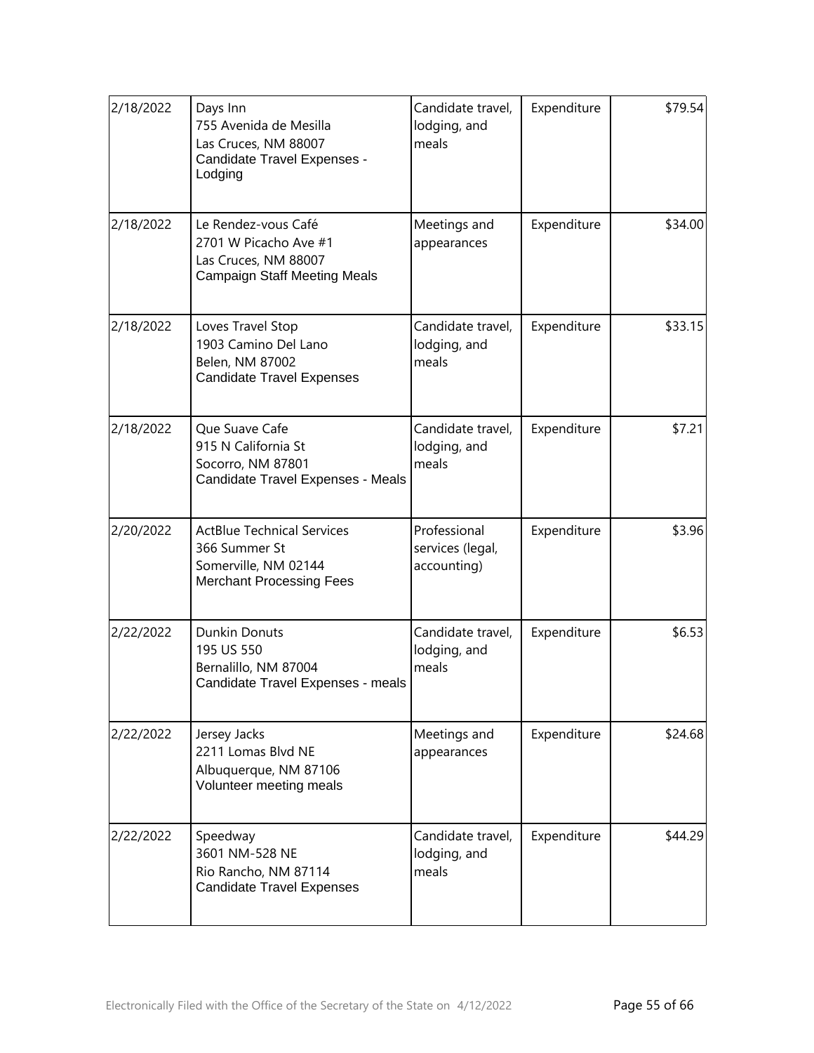| | | | | |
|---|---|---|---|---|
| 2/18/2022 | Days Inn<br>755 Avenida de Mesilla<br>Las Cruces, NM 88007<br>Candidate Travel Expenses - Lodging | Candidate travel, lodging, and meals | Expenditure | $79.54 |
| 2/18/2022 | Le Rendez-vous Café<br>2701 W Picacho Ave #1<br>Las Cruces, NM 88007<br>Campaign Staff Meeting Meals | Meetings and appearances | Expenditure | $34.00 |
| 2/18/2022 | Loves Travel Stop<br>1903 Camino Del Lano<br>Belen, NM 87002<br>Candidate Travel Expenses | Candidate travel, lodging, and meals | Expenditure | $33.15 |
| 2/18/2022 | Que Suave Cafe<br>915 N California St<br>Socorro, NM 87801<br>Candidate Travel Expenses - Meals | Candidate travel, lodging, and meals | Expenditure | $7.21 |
| 2/20/2022 | ActBlue Technical Services<br>366 Summer St<br>Somerville, NM 02144<br>Merchant Processing Fees | Professional services (legal, accounting) | Expenditure | $3.96 |
| 2/22/2022 | Dunkin Donuts<br>195 US 550<br>Bernalillo, NM 87004<br>Candidate Travel Expenses - meals | Candidate travel, lodging, and meals | Expenditure | $6.53 |
| 2/22/2022 | Jersey Jacks<br>2211 Lomas Blvd NE<br>Albuquerque, NM 87106<br>Volunteer meeting meals | Meetings and appearances | Expenditure | $24.68 |
| 2/22/2022 | Speedway<br>3601 NM-528 NE<br>Rio Rancho, NM 87114<br>Candidate Travel Expenses | Candidate travel, lodging, and meals | Expenditure | $44.29 |

Electronically Filed with the Office of the Secretary of the State on 4/12/2022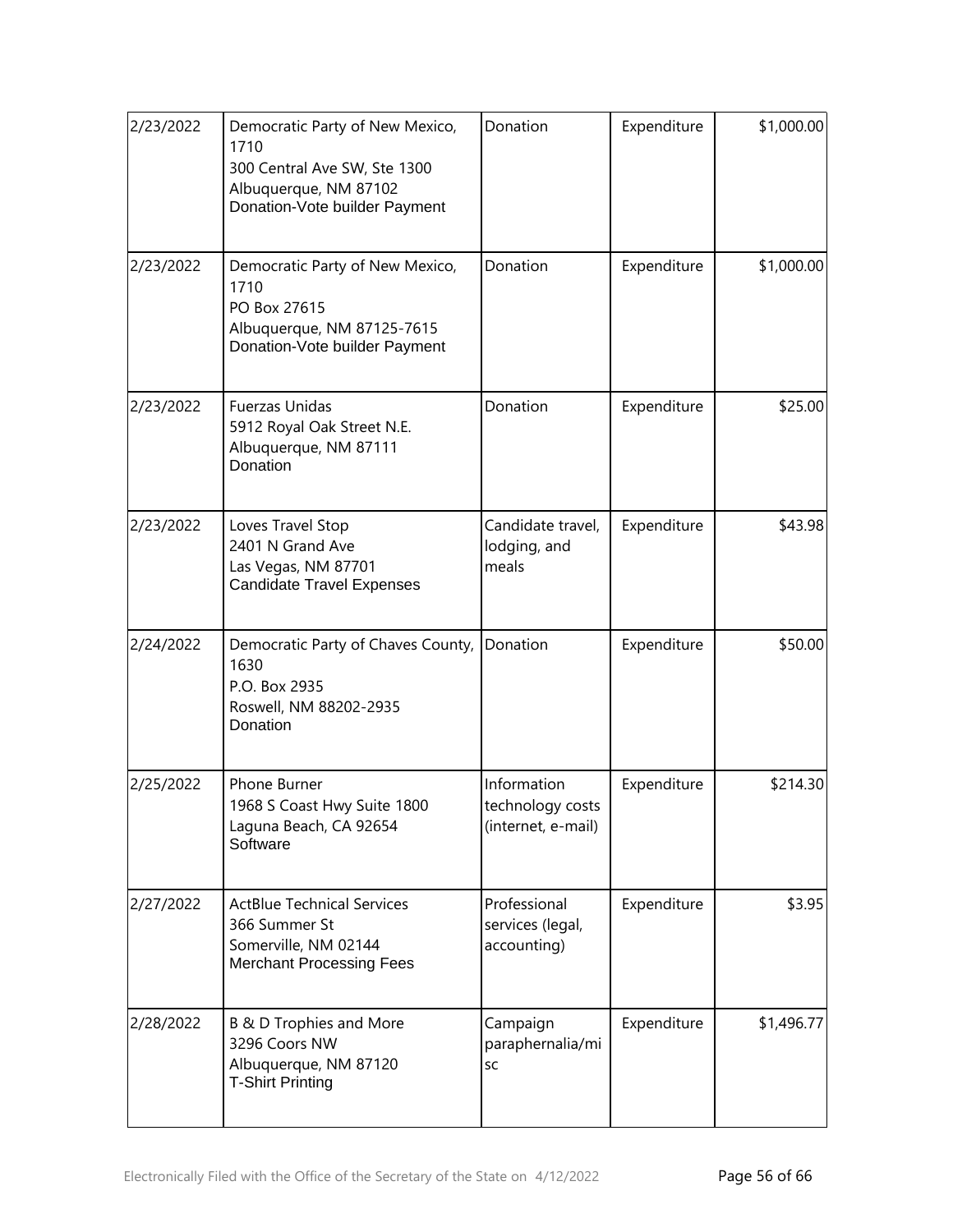| 2/23/2022 | Democratic Party of New Mexico, 1710<br>300 Central Ave SW, Ste 1300<br>Albuquerque, NM 87102<br>Donation-Vote builder Payment | Donation | Expenditure | $1,000.00 |
|---|---|---|---|---|
| 2/23/2022 | Democratic Party of New Mexico, 1710<br>PO Box 27615<br>Albuquerque, NM 87125-7615<br>Donation-Vote builder Payment | Donation | Expenditure | $1,000.00 |
| 2/23/2022 | Fuerzas Unidas<br>5912 Royal Oak Street N.E.<br>Albuquerque, NM 87111<br>Donation | Donation | Expenditure | $25.00 |
| 2/23/2022 | Loves Travel Stop<br>2401 N Grand Ave<br>Las Vegas, NM 87701<br>Candidate Travel Expenses | Candidate travel, lodging, and meals | Expenditure | $43.98 |
| 2/24/2022 | Democratic Party of Chaves County, 1630<br>P.O. Box 2935<br>Roswell, NM 88202-2935<br>Donation | Donation | Expenditure | $50.00 |
| 2/25/2022 | Phone Burner<br>1968 S Coast Hwy Suite 1800<br>Laguna Beach, CA 92654<br>Software | Information technology costs (internet, e-mail) | Expenditure | $214.30 |
| 2/27/2022 | ActBlue Technical Services<br>366 Summer St<br>Somerville, NM 02144<br>Merchant Processing Fees | Professional services (legal, accounting) | Expenditure | $3.95 |
| 2/28/2022 | B & D Trophies and More<br>3296 Coors NW<br>Albuquerque, NM 87120<br>T-Shirt Printing | Campaign paraphernalia/misc | Expenditure | $1,496.77 |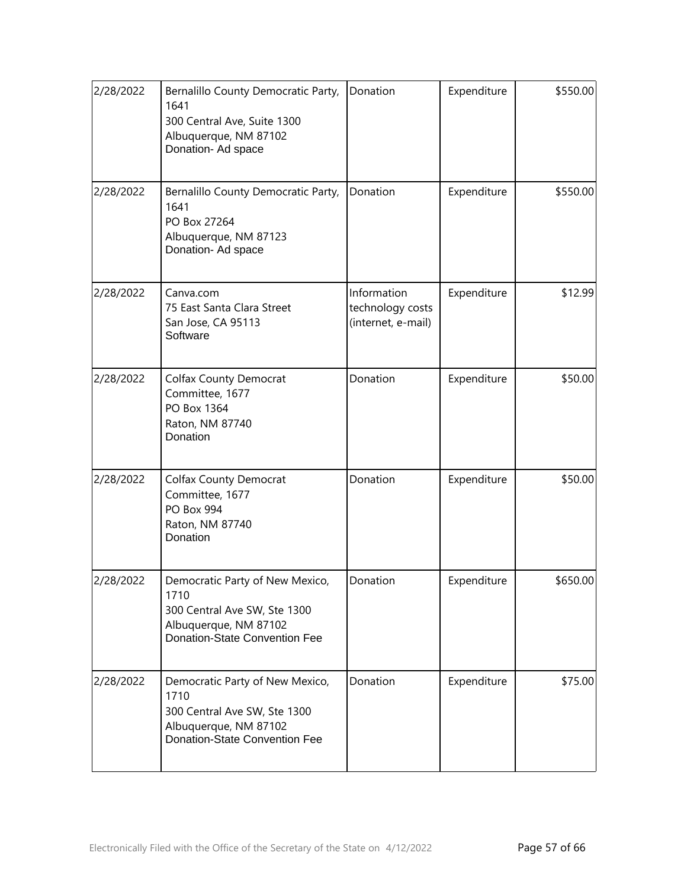| 2/28/2022 | Bernalillo County Democratic Party, 1641<br>300 Central Ave, Suite 1300<br>Albuquerque, NM 87102<br>Donation- Ad space | Donation | Expenditure | $550.00 |
|---|---|---|---|---|
| 2/28/2022 | Bernalillo County Democratic Party, 1641<br>PO Box 27264<br>Albuquerque, NM 87123<br>Donation- Ad space | Donation | Expenditure | $550.00 |
| 2/28/2022 | Canva.com<br>75 East Santa Clara Street<br>San Jose, CA 95113<br>Software | Information technology costs (internet, e-mail) | Expenditure | $12.99 |
| 2/28/2022 | Colfax County Democrat Committee, 1677<br>PO Box 1364<br>Raton, NM 87740<br>Donation | Donation | Expenditure | $50.00 |
| 2/28/2022 | Colfax County Democrat Committee, 1677<br>PO Box 994<br>Raton, NM 87740<br>Donation | Donation | Expenditure | $50.00 |
| 2/28/2022 | Democratic Party of New Mexico, 1710<br>300 Central Ave SW, Ste 1300<br>Albuquerque, NM 87102<br>Donation-State Convention Fee | Donation | Expenditure | $650.00 |
| 2/28/2022 | Democratic Party of New Mexico, 1710<br>300 Central Ave SW, Ste 1300<br>Albuquerque, NM 87102<br>Donation-State Convention Fee | Donation | Expenditure | $75.00 |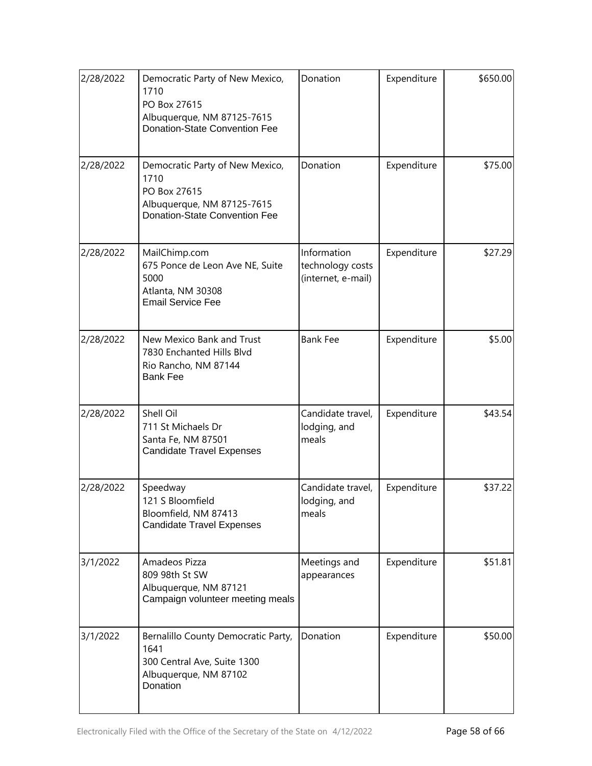| 2/28/2022 | Democratic Party of New Mexico, 1710<br>PO Box 27615<br>Albuquerque, NM 87125-7615<br>Donation-State Convention Fee | Donation | Expenditure | $650.00 |
|---|---|---|---|---|
| 2/28/2022 | Democratic Party of New Mexico, 1710<br>PO Box 27615<br>Albuquerque, NM 87125-7615<br>Donation-State Convention Fee | Donation | Expenditure | $75.00 |
| 2/28/2022 | MailChimp.com<br>675 Ponce de Leon Ave NE, Suite 5000<br>Atlanta, NM 30308<br>Email Service Fee | Information technology costs (internet, e-mail) | Expenditure | $27.29 |
| 2/28/2022 | New Mexico Bank and Trust<br>7830 Enchanted Hills Blvd<br>Rio Rancho, NM 87144<br>Bank Fee | Bank Fee | Expenditure | $5.00 |
| 2/28/2022 | Shell Oil<br>711 St Michaels Dr<br>Santa Fe, NM 87501<br>Candidate Travel Expenses | Candidate travel, lodging, and meals | Expenditure | $43.54 |
| 2/28/2022 | Speedway<br>121 S Bloomfield<br>Bloomfield, NM 87413<br>Candidate Travel Expenses | Candidate travel, lodging, and meals | Expenditure | $37.22 |
| 3/1/2022 | Amadeos Pizza<br>809 98th St SW<br>Albuquerque, NM 87121<br>Campaign volunteer meeting meals | Meetings and appearances | Expenditure | $51.81 |
| 3/1/2022 | Bernalillo County Democratic Party, 1641<br>300 Central Ave, Suite 1300<br>Albuquerque, NM 87102<br>Donation | Donation | Expenditure | $50.00 |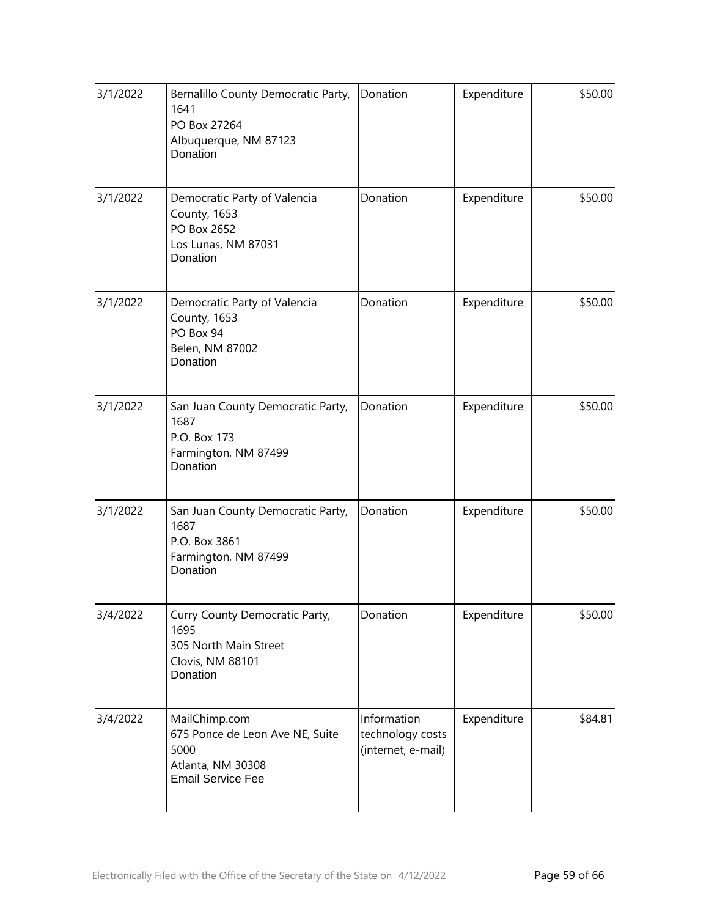| 3/1/2022 | Bernalillo County Democratic Party, 1641<br>PO Box 27264<br>Albuquerque, NM 87123<br>Donation | Donation | Expenditure | $50.00 |
|---|---|---|---|---|
| 3/1/2022 | Democratic Party of Valencia County, 1653<br>PO Box 2652<br>Los Lunas, NM 87031<br>Donation | Donation | Expenditure | $50.00 |
| 3/1/2022 | Democratic Party of Valencia County, 1653<br>PO Box 94<br>Belen, NM 87002<br>Donation | Donation | Expenditure | $50.00 |
| 3/1/2022 | San Juan County Democratic Party, 1687<br>P.O. Box 173<br>Farmington, NM 87499<br>Donation | Donation | Expenditure | $50.00 |
| 3/1/2022 | San Juan County Democratic Party, 1687<br>P.O. Box 3861<br>Farmington, NM 87499<br>Donation | Donation | Expenditure | $50.00 |
| 3/4/2022 | Curry County Democratic Party, 1695<br>305 North Main Street<br>Clovis, NM 88101<br>Donation | Donation | Expenditure | $50.00 |
| 3/4/2022 | MailChimp.com<br>675 Ponce de Leon Ave NE, Suite 5000<br>Atlanta, NM 30308<br>Email Service Fee | Information technology costs (internet, e-mail) | Expenditure | $84.81 |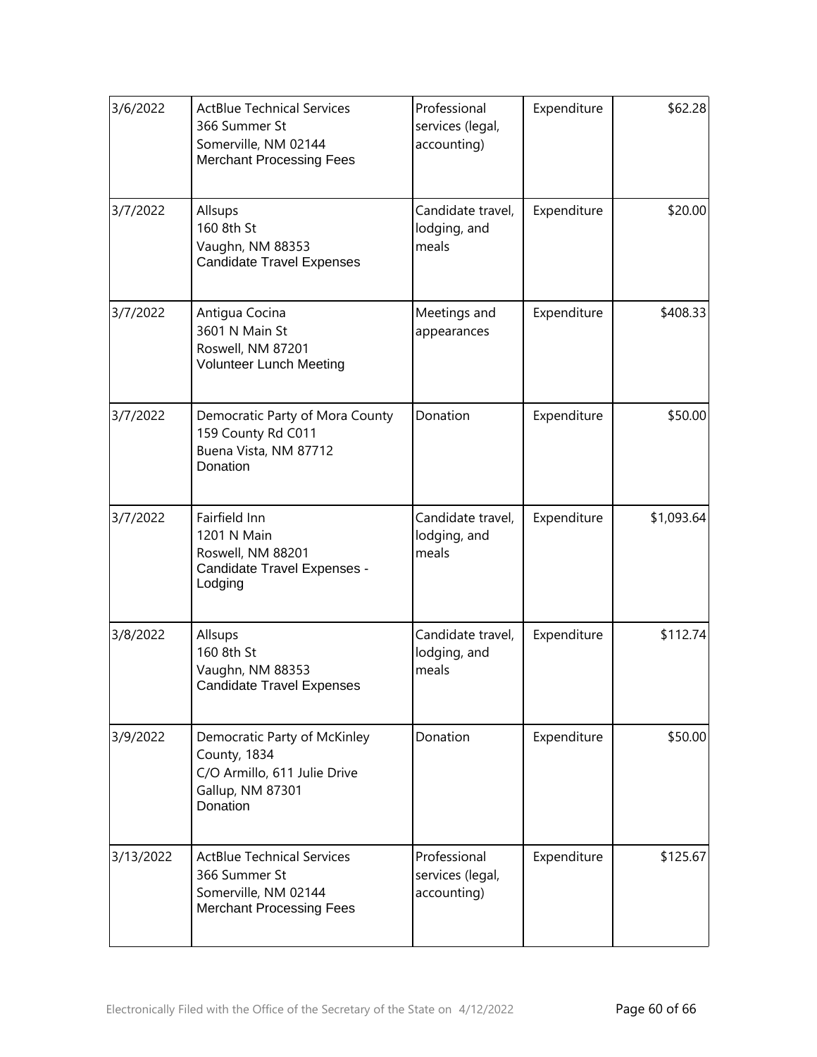| 3/6/2022 | ActBlue Technical Services<br>366 Summer St<br>Somerville, NM 02144<br>Merchant Processing Fees | Professional services (legal, accounting) | Expenditure | $62.28 |
|---|---|---|---|---|
| 3/7/2022 | Allsups<br>160 8th St<br>Vaughn, NM 88353<br>Candidate Travel Expenses | Candidate travel, lodging, and meals | Expenditure | $20.00 |
| 3/7/2022 | Antigua Cocina<br>3601 N Main St<br>Roswell, NM 87201<br>Volunteer Lunch Meeting | Meetings and appearances | Expenditure | $408.33 |
| 3/7/2022 | Democratic Party of Mora County<br>159 County Rd C011<br>Buena Vista, NM 87712<br>Donation | Donation | Expenditure | $50.00 |
| 3/7/2022 | Fairfield Inn<br>1201 N Main<br>Roswell, NM 88201<br>Candidate Travel Expenses - Lodging | Candidate travel, lodging, and meals | Expenditure | $1,093.64 |
| 3/8/2022 | Allsups<br>160 8th St<br>Vaughn, NM 88353<br>Candidate Travel Expenses | Candidate travel, lodging, and meals | Expenditure | $112.74 |
| 3/9/2022 | Democratic Party of McKinley County, 1834<br>C/O Armillo, 611 Julie Drive<br>Gallup, NM 87301<br>Donation | Donation | Expenditure | $50.00 |
| 3/13/2022 | ActBlue Technical Services<br>366 Summer St<br>Somerville, NM 02144<br>Merchant Processing Fees | Professional services (legal, accounting) | Expenditure | $125.67 |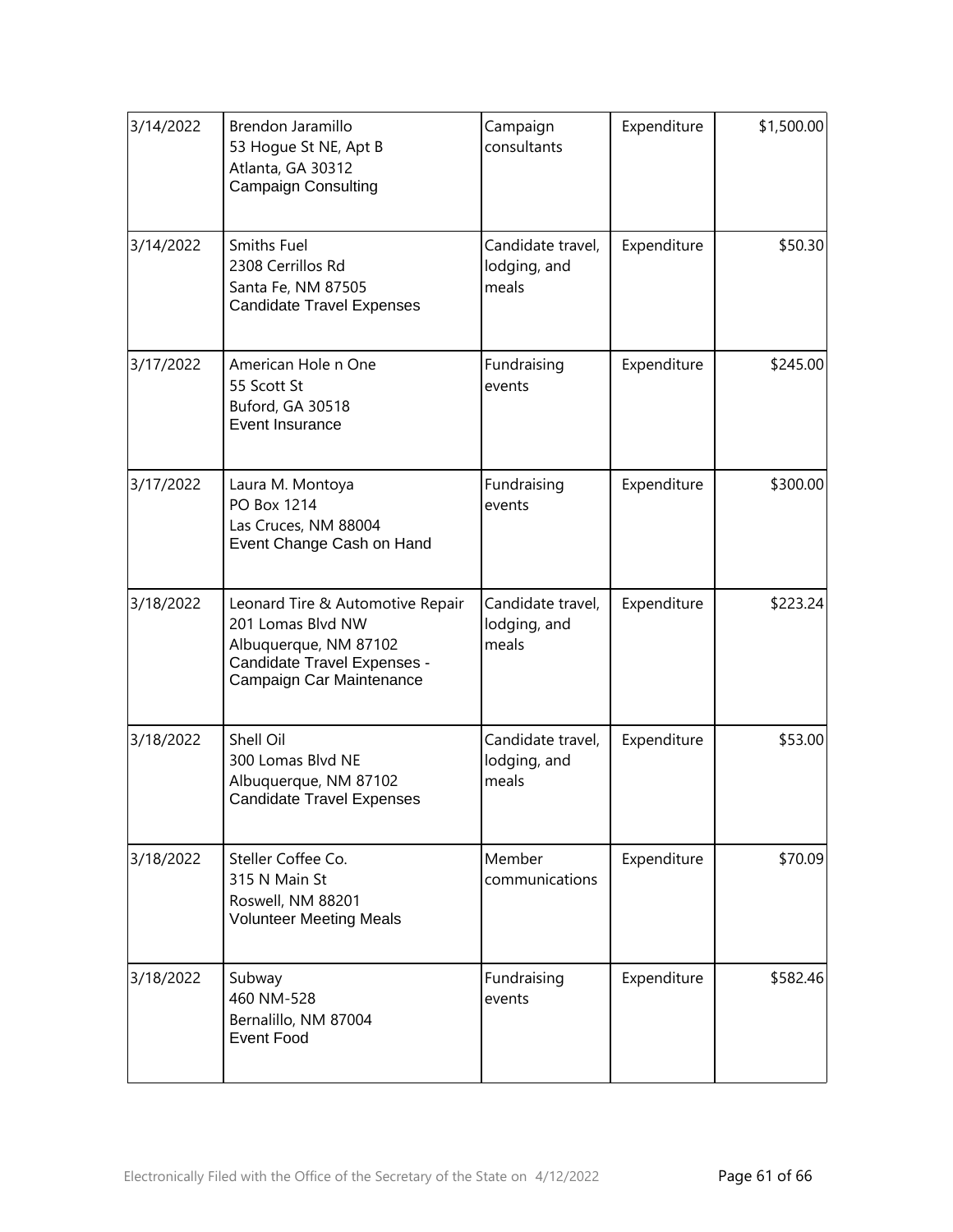| | | | | |
|---|---|---|---|---|
| 3/14/2022 | Brendon Jaramillo<br>53 Hogue St NE, Apt B<br>Atlanta, GA 30312<br>Campaign Consulting | Campaign consultants | Expenditure | $1,500.00 |
| 3/14/2022 | Smiths Fuel<br>2308 Cerrillos Rd<br>Santa Fe, NM 87505<br>Candidate Travel Expenses | Candidate travel, lodging, and meals | Expenditure | $50.30 |
| 3/17/2022 | American Hole n One<br>55 Scott St<br>Buford, GA 30518<br>Event Insurance | Fundraising events | Expenditure | $245.00 |
| 3/17/2022 | Laura M. Montoya<br>PO Box 1214<br>Las Cruces, NM 88004<br>Event Change Cash on Hand | Fundraising events | Expenditure | $300.00 |
| 3/18/2022 | Leonard Tire & Automotive Repair<br>201 Lomas Blvd NW<br>Albuquerque, NM 87102<br>Candidate Travel Expenses - Campaign Car Maintenance | Candidate travel, lodging, and meals | Expenditure | $223.24 |
| 3/18/2022 | Shell Oil<br>300 Lomas Blvd NE<br>Albuquerque, NM 87102<br>Candidate Travel Expenses | Candidate travel, lodging, and meals | Expenditure | $53.00 |
| 3/18/2022 | Steller Coffee Co.<br>315 N Main St<br>Roswell, NM 88201<br>Volunteer Meeting Meals | Member communications | Expenditure | $70.09 |
| 3/18/2022 | Subway<br>460 NM-528<br>Bernalillo, NM 87004<br>Event Food | Fundraising events | Expenditure | $582.46 |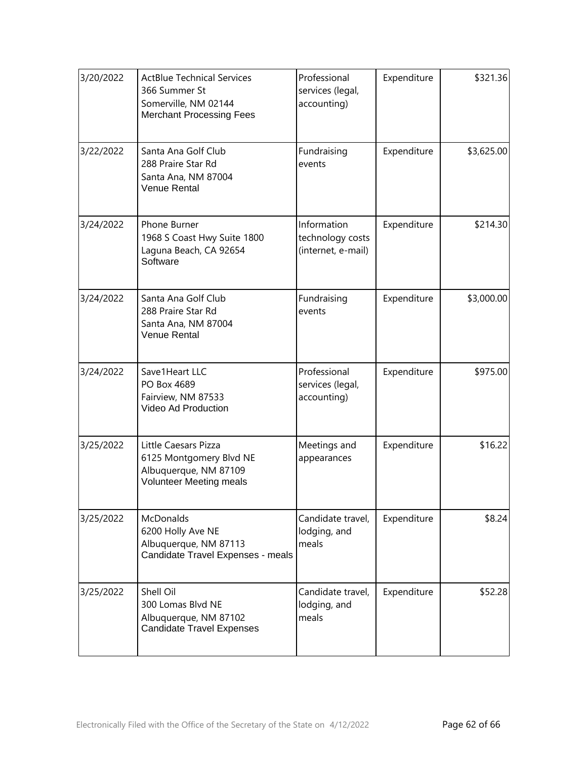| 3/20/2022 | ActBlue Technical Services<br>366 Summer St<br>Somerville, NM 02144<br>Merchant Processing Fees | Professional services (legal, accounting) | Expenditure | \$321.36 |
|---|---|---|---|---|
| 3/22/2022 | Santa Ana Golf Club<br>288 Praire Star Rd<br>Santa Ana, NM 87004<br>Venue Rental | Fundraising events | Expenditure | \$3,625.00 |
| 3/24/2022 | Phone Burner<br>1968 S Coast Hwy Suite 1800<br>Laguna Beach, CA 92654<br>Software | Information technology costs (internet, e-mail) | Expenditure | \$214.30 |
| 3/24/2022 | Santa Ana Golf Club<br>288 Praire Star Rd<br>Santa Ana, NM 87004<br>Venue Rental | Fundraising events | Expenditure | \$3,000.00 |
| 3/24/2022 | Save1Heart LLC<br>PO Box 4689<br>Fairview, NM 87533<br>Video Ad Production | Professional services (legal, accounting) | Expenditure | \$975.00 |
| 3/25/2022 | Little Caesars Pizza<br>6125 Montgomery Blvd NE<br>Albuquerque, NM 87109<br>Volunteer Meeting meals | Meetings and appearances | Expenditure | \$16.22 |
| 3/25/2022 | McDonalds<br>6200 Holly Ave NE<br>Albuquerque, NM 87113<br>Candidate Travel Expenses - meals | Candidate travel, lodging, and meals | Expenditure | \$8.24 |
| 3/25/2022 | Shell Oil<br>300 Lomas Blvd NE<br>Albuquerque, NM 87102<br>Candidate Travel Expenses | Candidate travel, lodging, and meals | Expenditure | \$52.28 |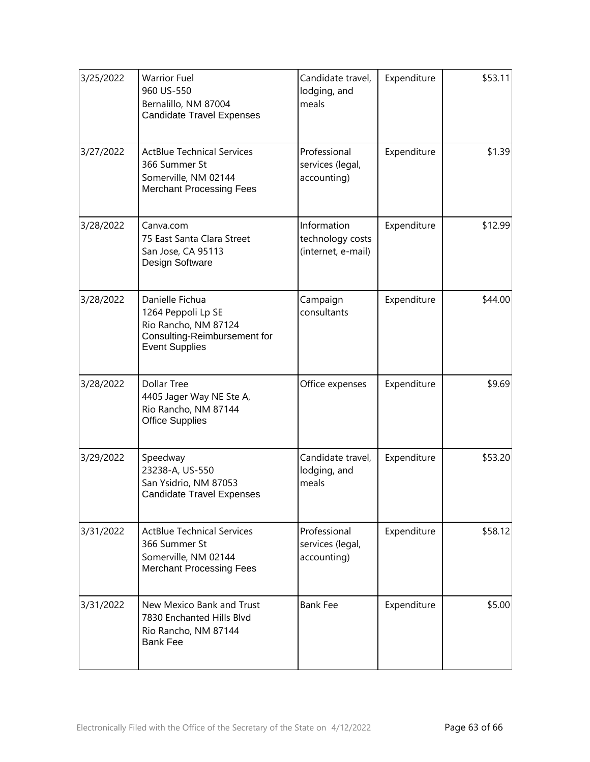| | | | | |
|---|---|---|---|---|
| 3/25/2022 | Warrior Fuel<br>960 US-550<br>Bernalillo, NM 87004<br>Candidate Travel Expenses | Candidate travel, lodging, and meals | Expenditure | $53.11 |
| 3/27/2022 | ActBlue Technical Services<br>366 Summer St<br>Somerville, NM 02144<br>Merchant Processing Fees | Professional services (legal, accounting) | Expenditure | $1.39 |
| 3/28/2022 | Canva.com<br>75 East Santa Clara Street<br>San Jose, CA 95113<br>Design Software | Information technology costs (internet, e-mail) | Expenditure | $12.99 |
| 3/28/2022 | Danielle Fichua<br>1264 Peppoli Lp SE<br>Rio Rancho, NM 87124<br>Consulting-Reimbursement for Event Supplies | Campaign consultants | Expenditure | $44.00 |
| 3/28/2022 | Dollar Tree<br>4405 Jager Way NE Ste A,<br>Rio Rancho, NM 87144<br>Office Supplies | Office expenses | Expenditure | $9.69 |
| 3/29/2022 | Speedway<br>23238-A, US-550<br>San Ysidrio, NM 87053<br>Candidate Travel Expenses | Candidate travel, lodging, and meals | Expenditure | $53.20 |
| 3/31/2022 | ActBlue Technical Services<br>366 Summer St<br>Somerville, NM 02144<br>Merchant Processing Fees | Professional services (legal, accounting) | Expenditure | $58.12 |
| 3/31/2022 | New Mexico Bank and Trust<br>7830 Enchanted Hills Blvd<br>Rio Rancho, NM 87144<br>Bank Fee | Bank Fee | Expenditure | $5.00 |

Electronically Filed with the Office of the Secretary of the State on 4/12/2022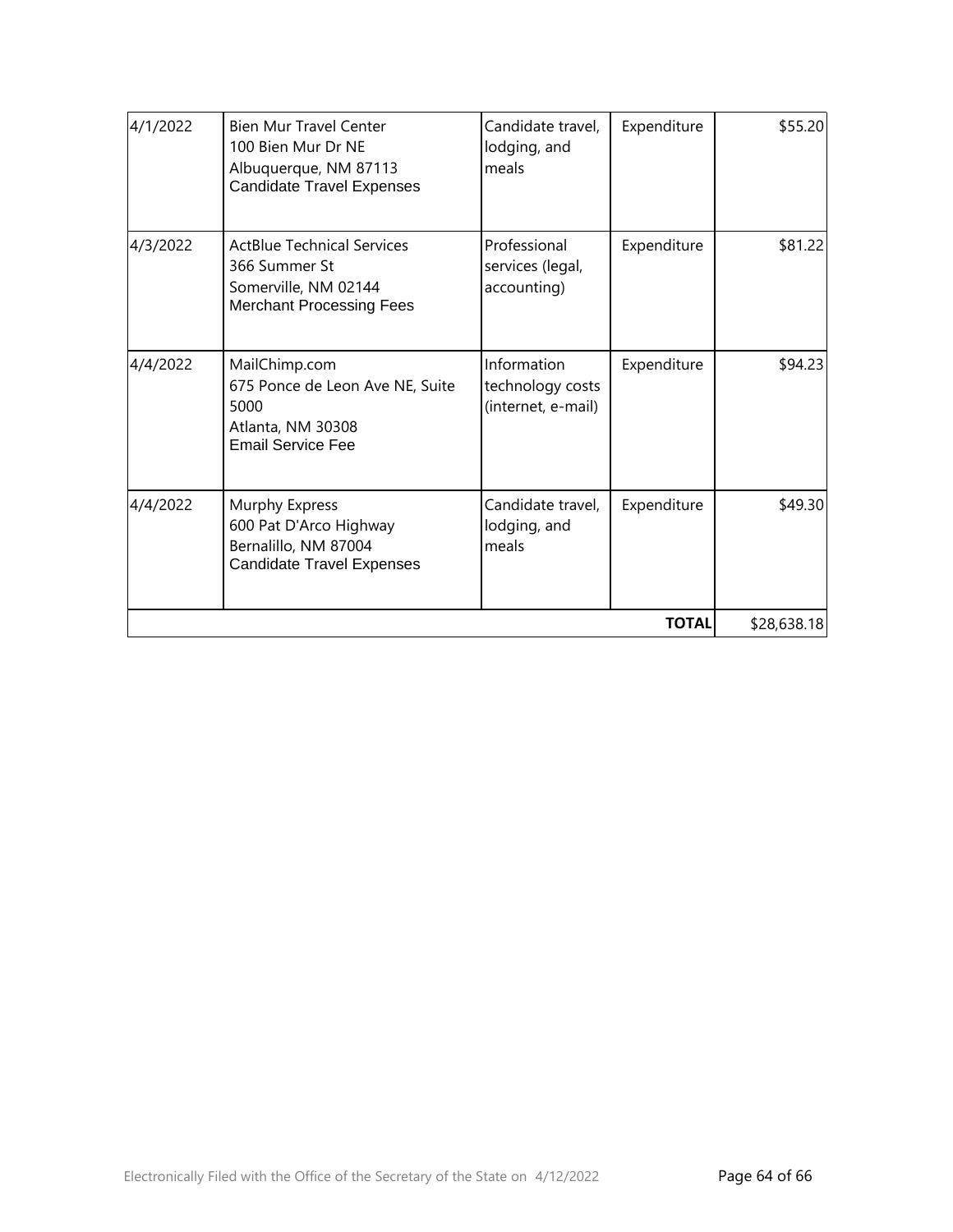| | | | | |
|---|---|---|---|---|
| 4/1/2022 | Bien Mur Travel Center<br>100 Bien Mur Dr NE<br>Albuquerque, NM 87113<br>Candidate Travel Expenses | Candidate travel, lodging, and meals | Expenditure | $55.20 |
| 4/3/2022 | ActBlue Technical Services<br>366 Summer St<br>Somerville, NM 02144<br>Merchant Processing Fees | Professional services (legal, accounting) | Expenditure | $81.22 |
| 4/4/2022 | MailChimp.com<br>675 Ponce de Leon Ave NE, Suite 5000<br>Atlanta, NM 30308<br>Email Service Fee | Information technology costs (internet, e-mail) | Expenditure | $94.23 |
| 4/4/2022 | Murphy Express<br>600 Pat D'Arco Highway<br>Bernalillo, NM 87004<br>Candidate Travel Expenses | Candidate travel, lodging, and meals | Expenditure | $49.30 |
| | | | **TOTAL** | $28,638.18 |

Electronically Filed with the Office of the Secretary of the State on 4/12/2022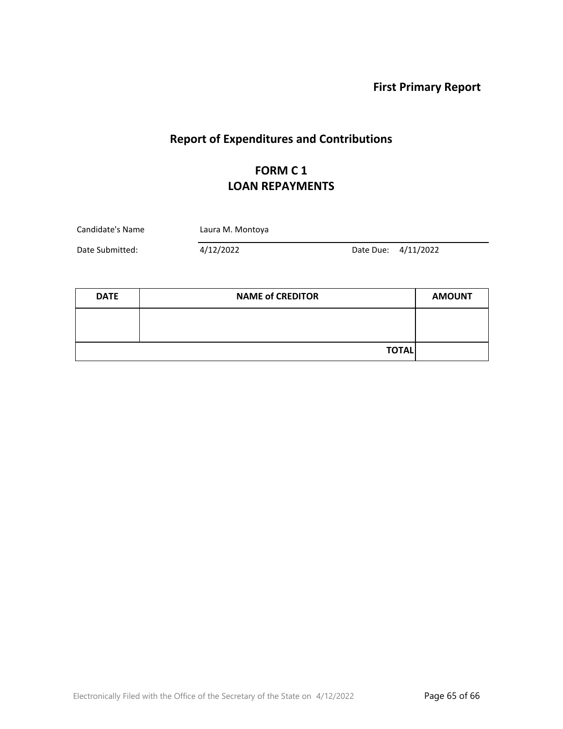**First Primary Report**

## Report of Expenditures and Contributions

### FORM C 1
### LOAN REPAYMENTS

Candidate's Name: Laura M. Montoya

Date Submitted: 4/12/2022 Date Due: 4/11/2022

| DATE | NAME of CREDITOR | AMOUNT |
|---|---|---|
| | | |
| | **TOTAL** | |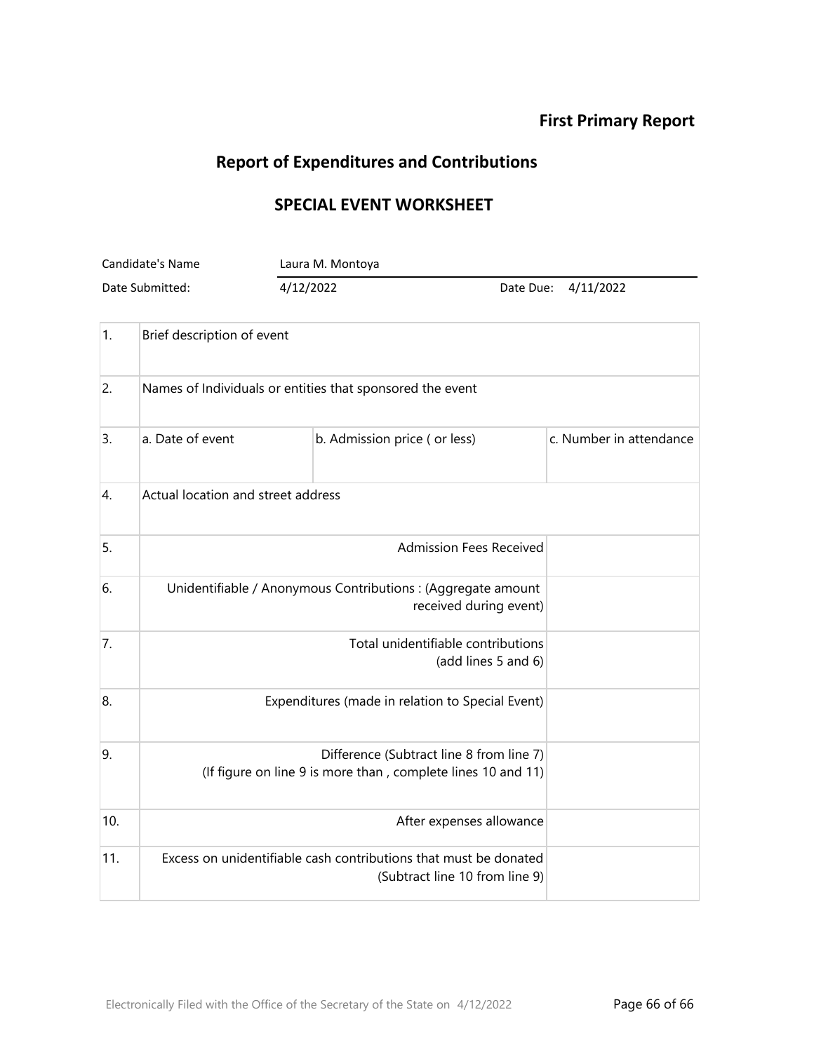**First Primary Report**

## Report of Expenditures and Contributions

### SPECIAL EVENT WORKSHEET

| | | | |
|---|---|---|---|
| Candidate's Name | Laura M. Montoya | | |
| Date Submitted: | 4/12/2022 | Date Due: | 4/11/2022 |

| | | | |
|---|---|---|---|
| 1. | Brief description of event | | |
| 2. | Names of Individuals or entities that sponsored the event | | |
| 3. | a. Date of event | b. Admission price ( or less) | c. Number in attendance |
| 4. | Actual location and street address | | |
| 5. | Admission Fees Received | | |
| 6. | Unidentifiable / Anonymous Contributions : (Aggregate amount received during event) | | |
| 7. | Total unidentifiable contributions (add lines 5 and 6) | | |
| 8. | Expenditures (made in relation to Special Event) | | |
| 9. | Difference (Subtract line 8 from line 7) (If figure on line 9 is more than , complete lines 10 and 11) | | |
| 10. | After expenses allowance | | |
| 11. | Excess on unidentifiable cash contributions that must be donated (Subtract line 10 from line 9) | | |

Electronically Filed with the Office of the Secretary of the State on 4/12/2022